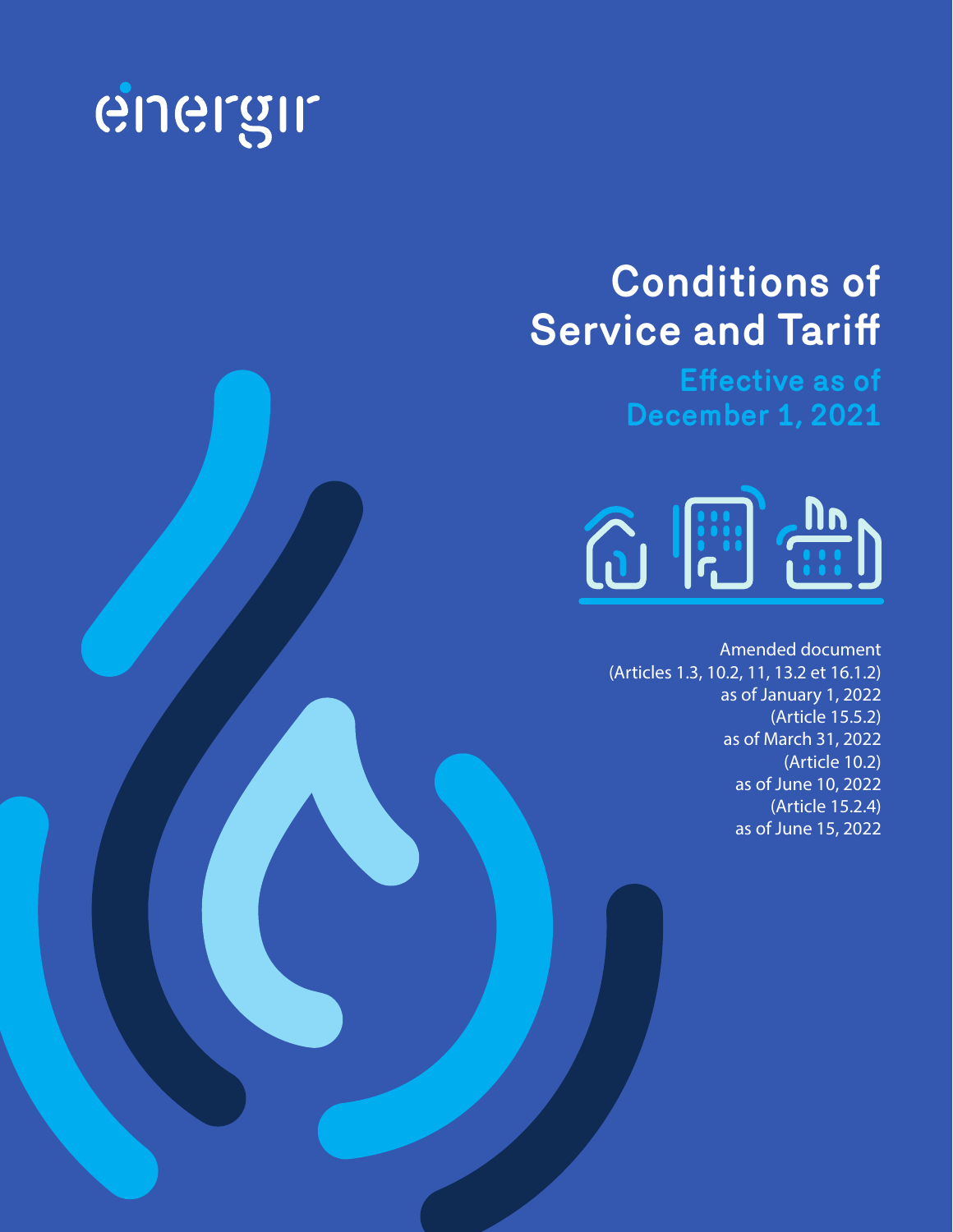énergir

# Conditions of Service and Tariff

## Effective as of December 1, 2021

Amended document
(Articles 1.3, 10.2, 11, 13.2 et 16.1.2)
as of January 1, 2022
(Article 15.5.2)
as of March 31, 2022
(Article 10.2)
as of June 10, 2022
(Article 15.2.4)
as of June 15, 2022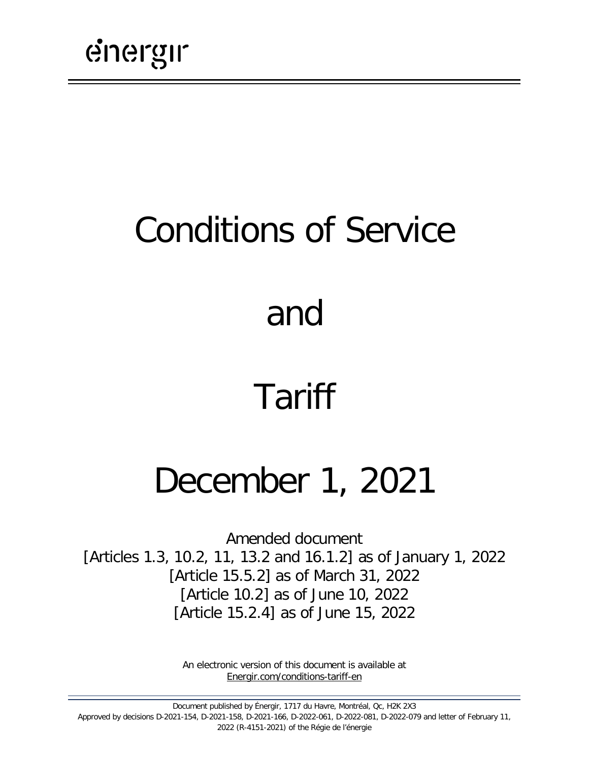énergir

# Conditions of Service

# and

# Tariff

# December 1, 2021

Amended document
[Articles 1.3, 10.2, 11, 13.2 and 16.1.2] as of January 1, 2022
[Article 15.5.2] as of March 31, 2022
[Article 10.2] as of June 10, 2022
[Article 15.2.4] as of June 15, 2022

An electronic version of this document is available at
Energir.com/conditions-tariff-en

Document published by Énergir, 1717 du Havre, Montréal, Qc, H2K 2X3
Approved by decisions D-2021-154, D-2021-158, D-2021-166, D-2022-061, D-2022-081, D-2022-079 and letter of February 11, 2022 (R-4151-2021) of the Régie de l'énergie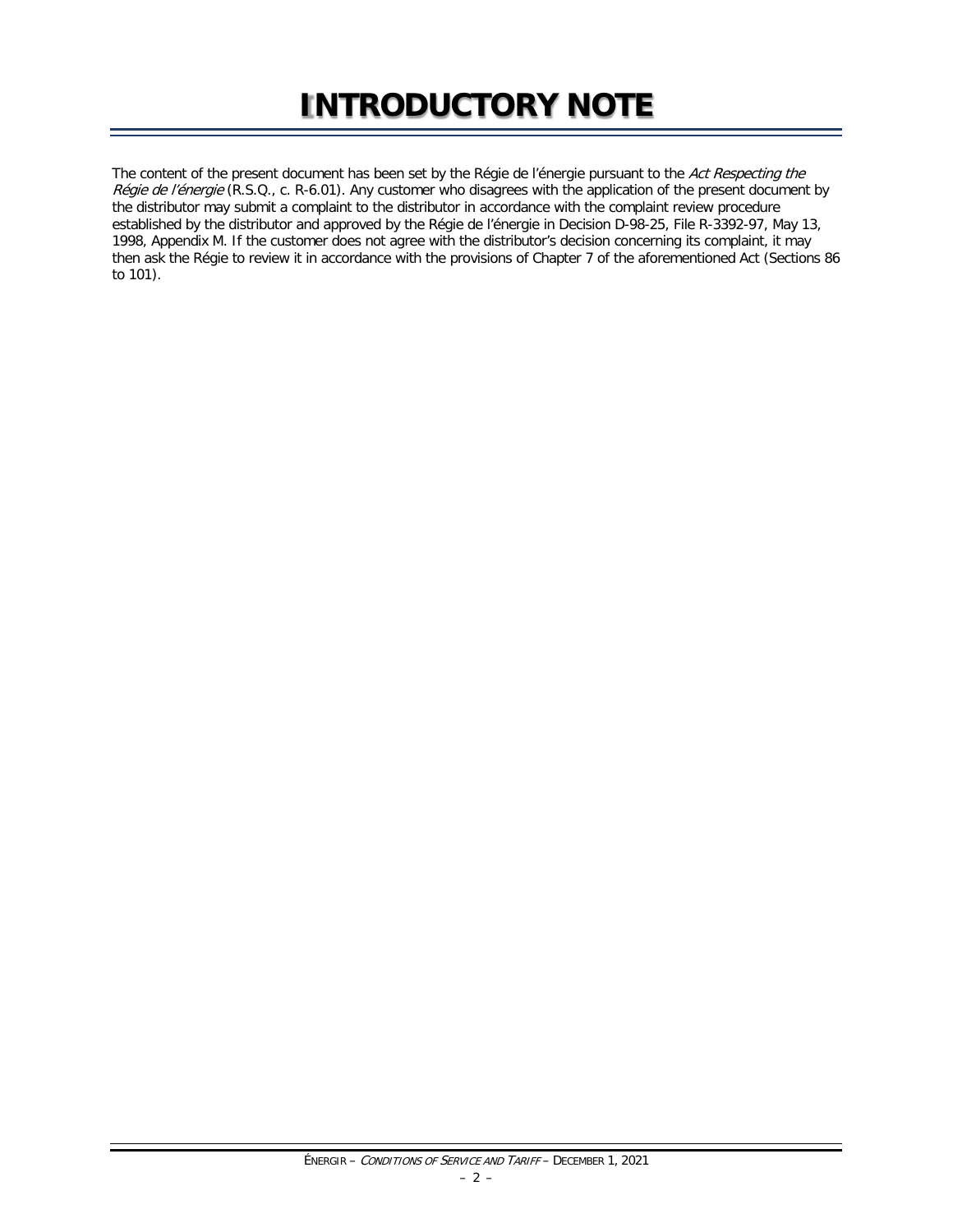# INTRODUCTORY NOTE

The content of the present document has been set by the Régie de l'énergie pursuant to the *Act Respecting the Régie de l'énergie* (R.S.Q., c. R-6.01). Any customer who disagrees with the application of the present document by the distributor may submit a complaint to the distributor in accordance with the complaint review procedure established by the distributor and approved by the Régie de l'énergie in Decision D-98-25, File R-3392-97, May 13, 1998, Appendix M. If the customer does not agree with the distributor's decision concerning its complaint, it may then ask the Régie to review it in accordance with the provisions of Chapter 7 of the aforementioned Act (Sections 86 to 101).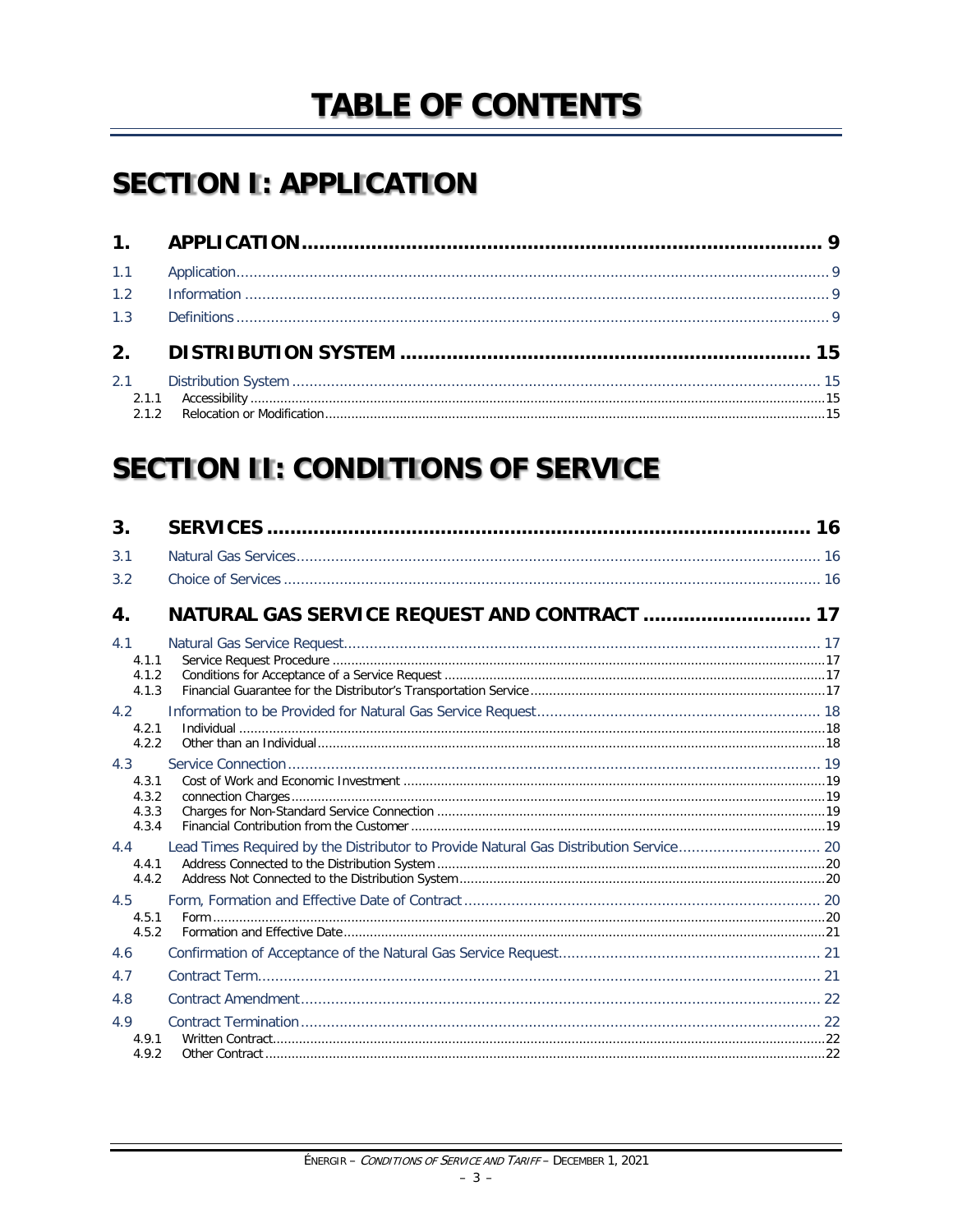# TABLE OF CONTENTS

# SECTION I: APPLICATION

| | | |
|---|---|---|
| **1.** | **APPLICATION** | **9** |
| 1.1 | Application | 9 |
| 1.2 | Information | 9 |
| 1.3 | Definitions | 9 |
| **2.** | **DISTRIBUTION SYSTEM** | **15** |
| 2.1 | Distribution System | 15 |
| 2.1.1 | Accessibility | 15 |
| 2.1.2 | Relocation or Modification | 15 |

# SECTION II: CONDITIONS OF SERVICE

| | | |
|---|---|---|
| **3.** | **SERVICES** | **16** |
| 3.1 | Natural Gas Services | 16 |
| 3.2 | Choice of Services | 16 |
| **4.** | **NATURAL GAS SERVICE REQUEST AND CONTRACT** | **17** |
| 4.1 | Natural Gas Service Request | 17 |
| 4.1.1 | Service Request Procedure | 17 |
| 4.1.2 | Conditions for Acceptance of a Service Request | 17 |
| 4.1.3 | Financial Guarantee for the Distributor's Transportation Service | 17 |
| 4.2 | Information to be Provided for Natural Gas Service Request | 18 |
| 4.2.1 | Individual | 18 |
| 4.2.2 | Other than an Individual | 18 |
| 4.3 | Service Connection | 19 |
| 4.3.1 | Cost of Work and Economic Investment | 19 |
| 4.3.2 | connection Charges | 19 |
| 4.3.3 | Charges for Non-Standard Service Connection | 19 |
| 4.3.4 | Financial Contribution from the Customer | 19 |
| 4.4 | Lead Times Required by the Distributor to Provide Natural Gas Distribution Service | 20 |
| 4.4.1 | Address Connected to the Distribution System | 20 |
| 4.4.2 | Address Not Connected to the Distribution System | 20 |
| 4.5 | Form, Formation and Effective Date of Contract | 20 |
| 4.5.1 | Form | 20 |
| 4.5.2 | Formation and Effective Date | 21 |
| 4.6 | Confirmation of Acceptance of the Natural Gas Service Request | 21 |
| 4.7 | Contract Term | 21 |
| 4.8 | Contract Amendment | 22 |
| 4.9 | Contract Termination | 22 |
| 4.9.1 | Written Contract | 22 |
| 4.9.2 | Other Contract | 22 |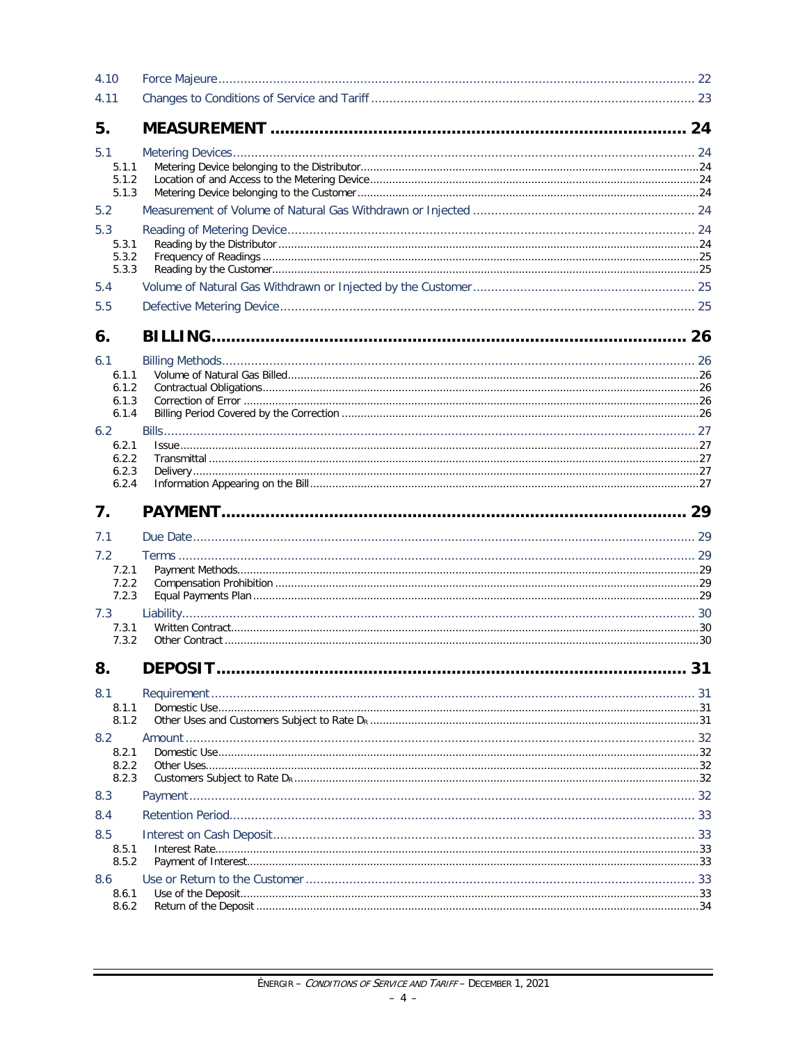| | | |
|---|---|---|
| 4.10 | Force Majeure | 22 |
| 4.11 | Changes to Conditions of Service and Tariff | 23 |

## 5. MEASUREMENT ........ 24

| | | |
|---|---|---|
| 5.1 | Metering Devices | 24 |
| 5.1.1 | Metering Device belonging to the Distributor | 24 |
| 5.1.2 | Location of and Access to the Metering Device | 24 |
| 5.1.3 | Metering Device belonging to the Customer | 24 |
| 5.2 | Measurement of Volume of Natural Gas Withdrawn or Injected | 24 |
| 5.3 | Reading of Metering Device | 24 |
| 5.3.1 | Reading by the Distributor | 24 |
| 5.3.2 | Frequency of Readings | 25 |
| 5.3.3 | Reading by the Customer | 25 |
| 5.4 | Volume of Natural Gas Withdrawn or Injected by the Customer | 25 |
| 5.5 | Defective Metering Device | 25 |

## 6. BILLING ........ 26

| | | |
|---|---|---|
| 6.1 | Billing Methods | 26 |
| 6.1.1 | Volume of Natural Gas Billed | 26 |
| 6.1.2 | Contractual Obligations | 26 |
| 6.1.3 | Correction of Error | 26 |
| 6.1.4 | Billing Period Covered by the Correction | 26 |
| 6.2 | Bills | 27 |
| 6.2.1 | Issue | 27 |
| 6.2.2 | Transmittal | 27 |
| 6.2.3 | Delivery | 27 |
| 6.2.4 | Information Appearing on the Bill | 27 |

## 7. PAYMENT ........ 29

| | | |
|---|---|---|
| 7.1 | Due Date | 29 |
| 7.2 | Terms | 29 |
| 7.2.1 | Payment Methods | 29 |
| 7.2.2 | Compensation Prohibition | 29 |
| 7.2.3 | Equal Payments Plan | 29 |
| 7.3 | Liability | 30 |
| 7.3.1 | Written Contract | 30 |
| 7.3.2 | Other Contract | 30 |

## 8. DEPOSIT ........ 31

| | | |
|---|---|---|
| 8.1 | Requirement | 31 |
| 8.1.1 | Domestic Use | 31 |
| 8.1.2 | Other Uses and Customers Subject to Rate $D_R$ | 31 |
| 8.2 | Amount | 32 |
| 8.2.1 | Domestic Use | 32 |
| 8.2.2 | Other Uses | 32 |
| 8.2.3 | Customers Subject to Rate $D_R$ | 32 |
| 8.3 | Payment | 32 |
| 8.4 | Retention Period | 33 |
| 8.5 | Interest on Cash Deposit | 33 |
| 8.5.1 | Interest Rate | 33 |
| 8.5.2 | Payment of Interest | 33 |
| 8.6 | Use or Return to the Customer | 33 |
| 8.6.1 | Use of the Deposit | 33 |
| 8.6.2 | Return of the Deposit | 34 |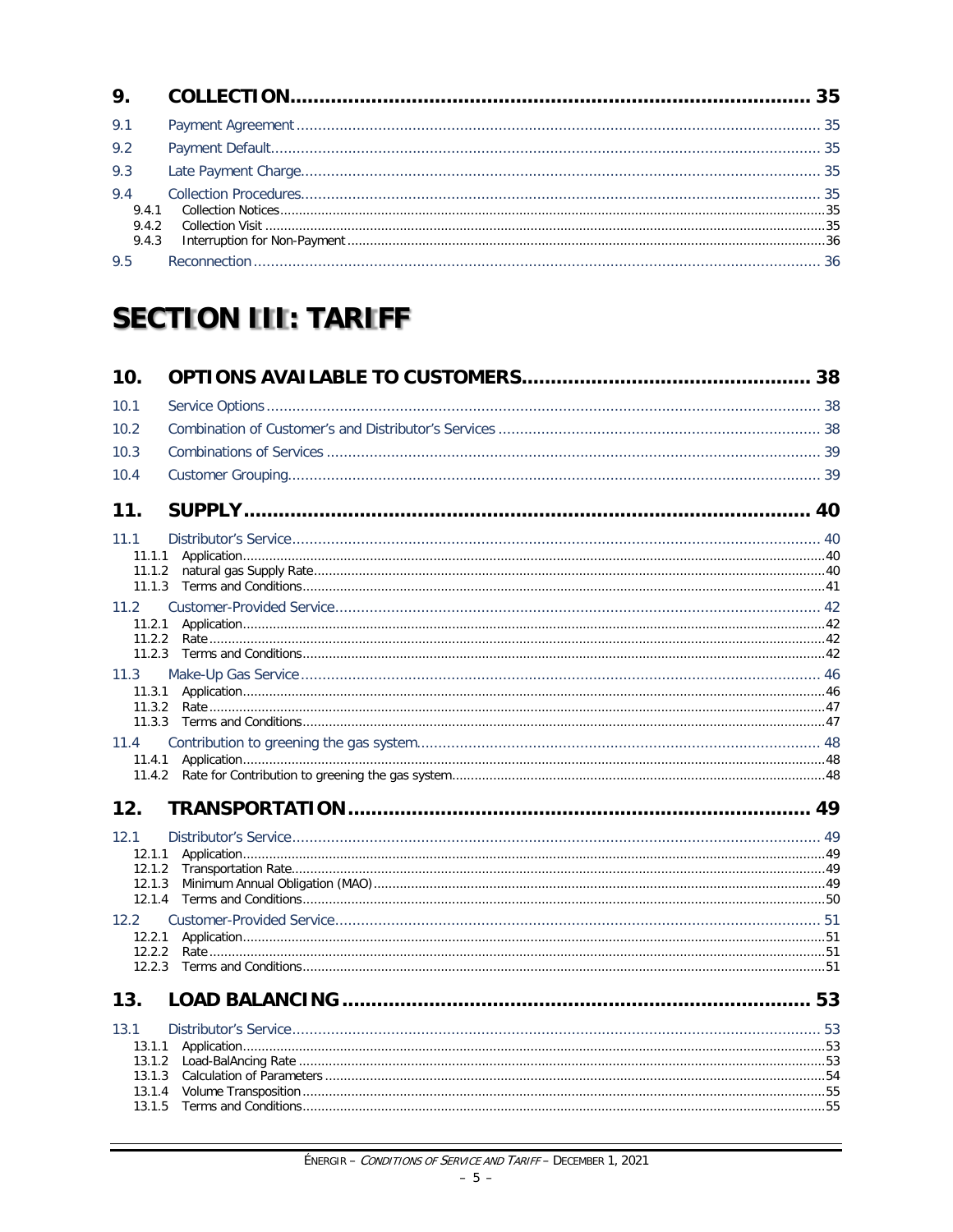| | | |
|---|---|---|
| **9.** | **COLLECTION** | **35** |
| 9.1 | Payment Agreement | 35 |
| 9.2 | Payment Default | 35 |
| 9.3 | Late Payment Charge | 35 |
| 9.4 | Collection Procedures | 35 |
| 9.4.1 | Collection Notices | 35 |
| 9.4.2 | Collection Visit | 35 |
| 9.4.3 | Interruption for Non-Payment | 36 |
| 9.5 | Reconnection | 36 |

# SECTION III: TARIFF

| | | |
|---|---|---|
| **10.** | **OPTIONS AVAILABLE TO CUSTOMERS** | **38** |
| 10.1 | Service Options | 38 |
| 10.2 | Combination of Customer's and Distributor's Services | 38 |
| 10.3 | Combinations of Services | 39 |
| 10.4 | Customer Grouping | 39 |
| **11.** | **SUPPLY** | **40** |
| 11.1 | Distributor's Service | 40 |
| 11.1.1 | Application | 40 |
| 11.1.2 | natural gas Supply Rate | 40 |
| 11.1.3 | Terms and Conditions | 41 |
| 11.2 | Customer-Provided Service | 42 |
| 11.2.1 | Application | 42 |
| 11.2.2 | Rate | 42 |
| 11.2.3 | Terms and Conditions | 42 |
| 11.3 | Make-Up Gas Service | 46 |
| 11.3.1 | Application | 46 |
| 11.3.2 | Rate | 47 |
| 11.3.3 | Terms and Conditions | 47 |
| 11.4 | Contribution to greening the gas system | 48 |
| 11.4.1 | Application | 48 |
| 11.4.2 | Rate for Contribution to greening the gas system | 48 |
| **12.** | **TRANSPORTATION** | **49** |
| 12.1 | Distributor's Service | 49 |
| 12.1.1 | Application | 49 |
| 12.1.2 | Transportation Rate | 49 |
| 12.1.3 | Minimum Annual Obligation (MAO) | 49 |
| 12.1.4 | Terms and Conditions | 50 |
| 12.2 | Customer-Provided Service | 51 |
| 12.2.1 | Application | 51 |
| 12.2.2 | Rate | 51 |
| 12.2.3 | Terms and Conditions | 51 |
| **13.** | **LOAD BALANCING** | **53** |
| 13.1 | Distributor's Service | 53 |
| 13.1.1 | Application | 53 |
| 13.1.2 | Load-BalAncing Rate | 53 |
| 13.1.3 | Calculation of Parameters | 54 |
| 13.1.4 | Volume Transposition | 55 |
| 13.1.5 | Terms and Conditions | 55 |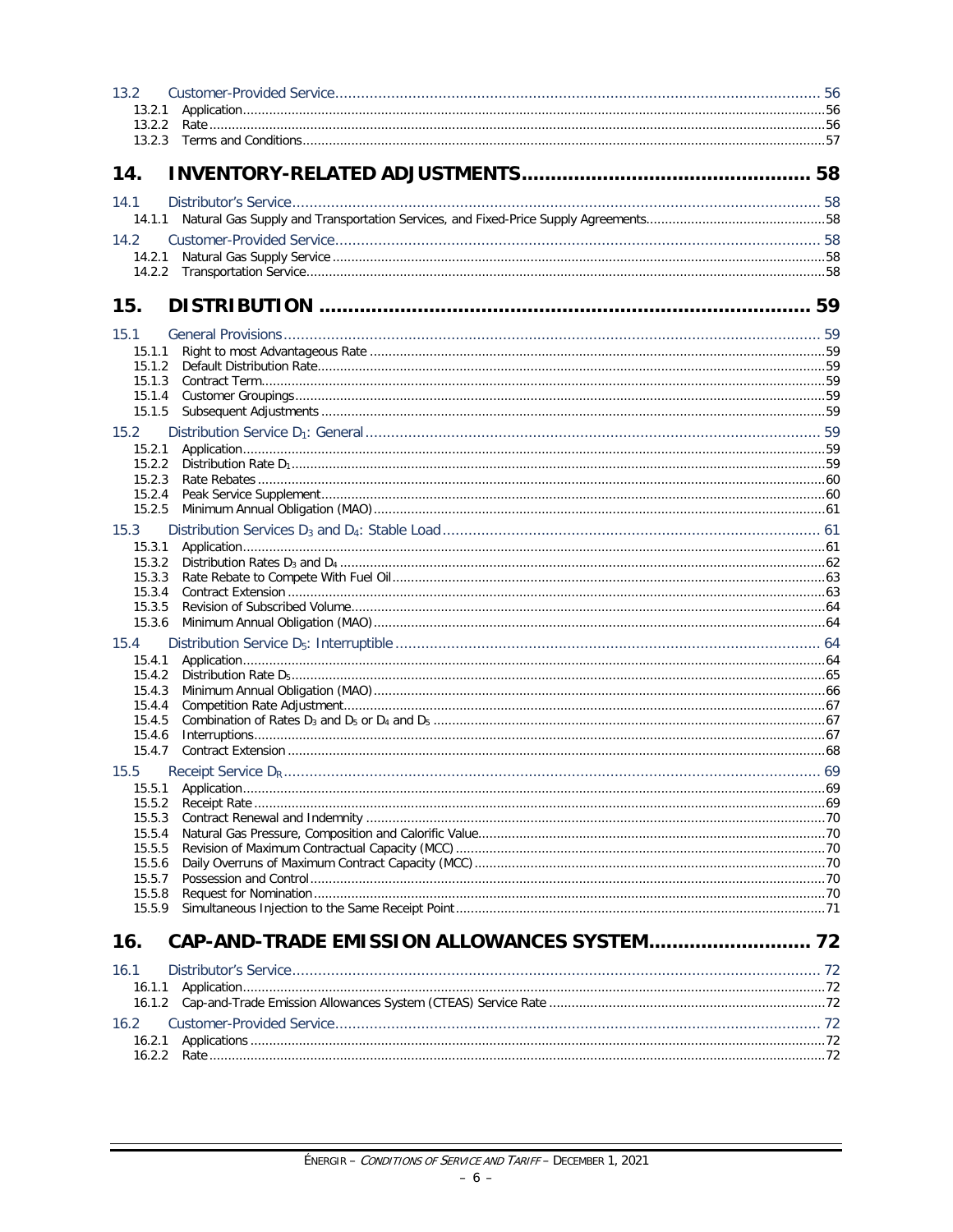13.2 Customer-Provided Service ..... 56
- 13.2.1 Application ..... 56
- 13.2.2 Rate ..... 56
- 13.2.3 Terms and Conditions ..... 57

## 14. INVENTORY-RELATED ADJUSTMENTS ..... 58

14.1 Distributor's Service ..... 58
- 14.1.1 Natural Gas Supply and Transportation Services, and Fixed-Price Supply Agreements ..... 58

14.2 Customer-Provided Service ..... 58
- 14.2.1 Natural Gas Supply Service ..... 58
- 14.2.2 Transportation Service ..... 58

## 15. DISTRIBUTION ..... 59

15.1 General Provisions ..... 59
- 15.1.1 Right to most Advantageous Rate ..... 59
- 15.1.2 Default Distribution Rate ..... 59
- 15.1.3 Contract Term ..... 59
- 15.1.4 Customer Groupings ..... 59
- 15.1.5 Subsequent Adjustments ..... 59

15.2 Distribution Service $D_1$: General ..... 59
- 15.2.1 Application ..... 59
- 15.2.2 Distribution Rate $D_1$ ..... 59
- 15.2.3 Rate Rebates ..... 60
- 15.2.4 Peak Service Supplement ..... 60
- 15.2.5 Minimum Annual Obligation (MAO) ..... 61

15.3 Distribution Services $D_3$ and $D_4$: Stable Load ..... 61
- 15.3.1 Application ..... 61
- 15.3.2 Distribution Rates $D_3$ and $D_4$ ..... 62
- 15.3.3 Rate Rebate to Compete With Fuel Oil ..... 63
- 15.3.4 Contract Extension ..... 63
- 15.3.5 Revision of Subscribed Volume ..... 64
- 15.3.6 Minimum Annual Obligation (MAO) ..... 64

15.4 Distribution Service $D_5$: Interruptible ..... 64
- 15.4.1 Application ..... 64
- 15.4.2 Distribution Rate $D_5$ ..... 65
- 15.4.3 Minimum Annual Obligation (MAO) ..... 66
- 15.4.4 Competition Rate Adjustment ..... 67
- 15.4.5 Combination of Rates $D_3$ and $D_5$ or $D_4$ and $D_5$ ..... 67
- 15.4.6 Interruptions ..... 67
- 15.4.7 Contract Extension ..... 68

15.5 Receipt Service $D_R$ ..... 69
- 15.5.1 Application ..... 69
- 15.5.2 Receipt Rate ..... 69
- 15.5.3 Contract Renewal and Indemnity ..... 70
- 15.5.4 Natural Gas Pressure, Composition and Calorific Value ..... 70
- 15.5.5 Revision of Maximum Contractual Capacity (MCC) ..... 70
- 15.5.6 Daily Overruns of Maximum Contract Capacity (MCC) ..... 70
- 15.5.7 Possession and Control ..... 70
- 15.5.8 Request for Nomination ..... 70
- 15.5.9 Simultaneous Injection to the Same Receipt Point ..... 71

## 16. CAP-AND-TRADE EMISSION ALLOWANCES SYSTEM ..... 72

16.1 Distributor's Service ..... 72
- 16.1.1 Application ..... 72
- 16.1.2 Cap-and-Trade Emission Allowances System (CTEAS) Service Rate ..... 72

16.2 Customer-Provided Service ..... 72
- 16.2.1 Applications ..... 72
- 16.2.2 Rate ..... 72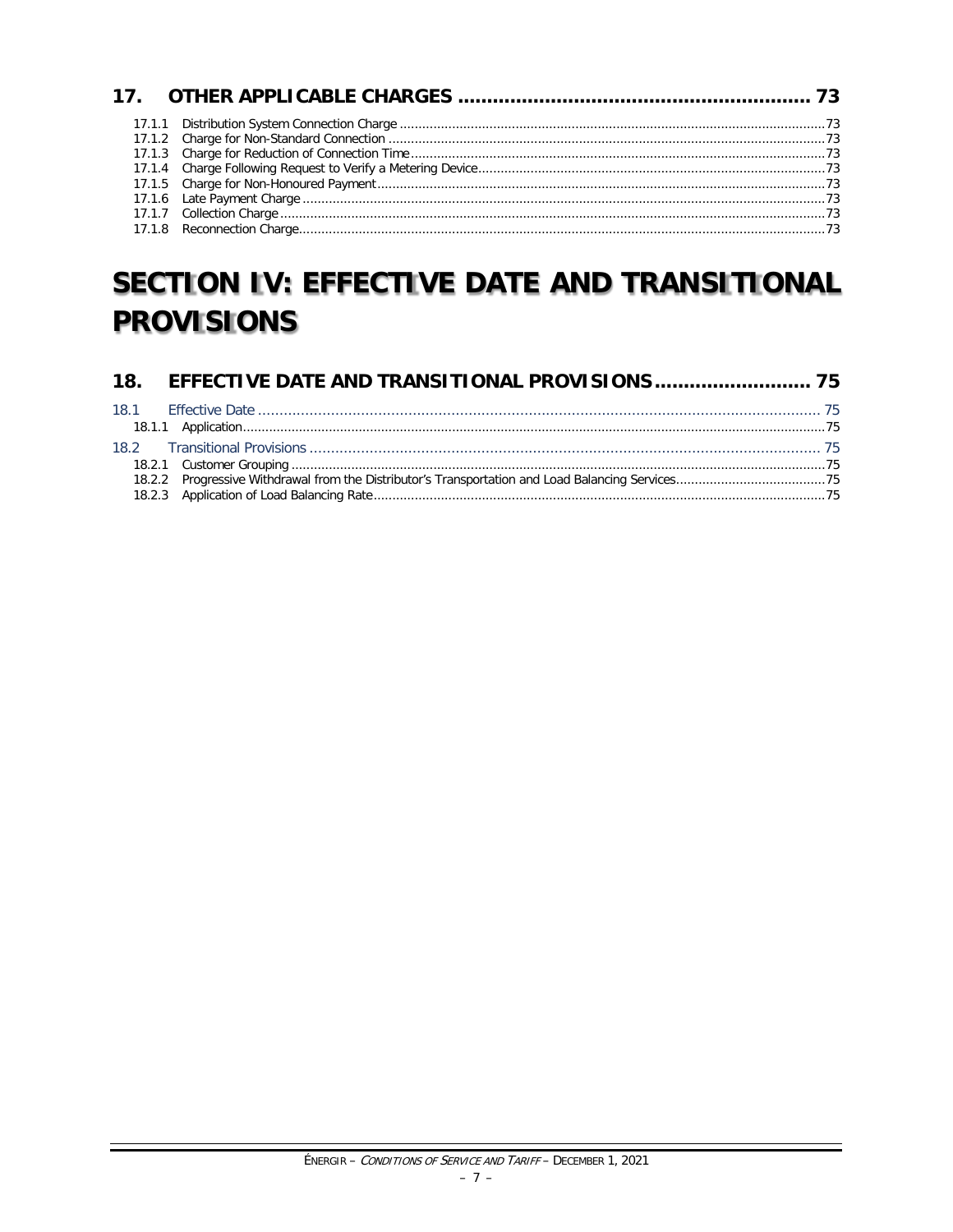## 17. OTHER APPLICABLE CHARGES ........ 73

17.1.1 Distribution System Connection Charge ........ 73
17.1.2 Charge for Non-Standard Connection ........ 73
17.1.3 Charge for Reduction of Connection Time ........ 73
17.1.4 Charge Following Request to Verify a Metering Device ........ 73
17.1.5 Charge for Non-Honoured Payment ........ 73
17.1.6 Late Payment Charge ........ 73
17.1.7 Collection Charge ........ 73
17.1.8 Reconnection Charge ........ 73

# SECTION IV: EFFECTIVE DATE AND TRANSITIONAL PROVISIONS

## 18. EFFECTIVE DATE AND TRANSITIONAL PROVISIONS ........ 75

18.1 Effective Date ........ 75
18.1.1 Application ........ 75
18.2 Transitional Provisions ........ 75
18.2.1 Customer Grouping ........ 75
18.2.2 Progressive Withdrawal from the Distributor's Transportation and Load Balancing Services ........ 75
18.2.3 Application of Load Balancing Rate ........ 75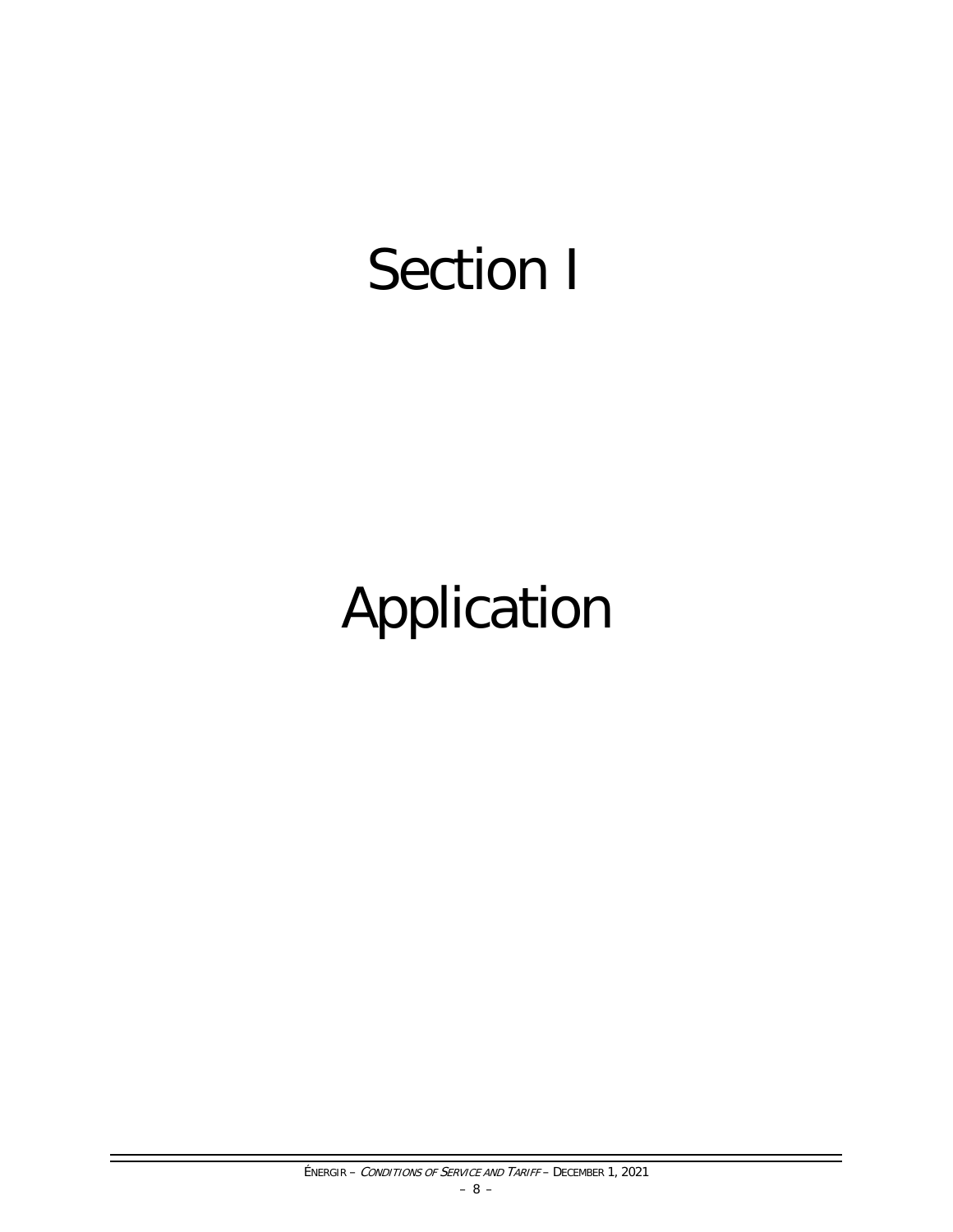# Section I

# Application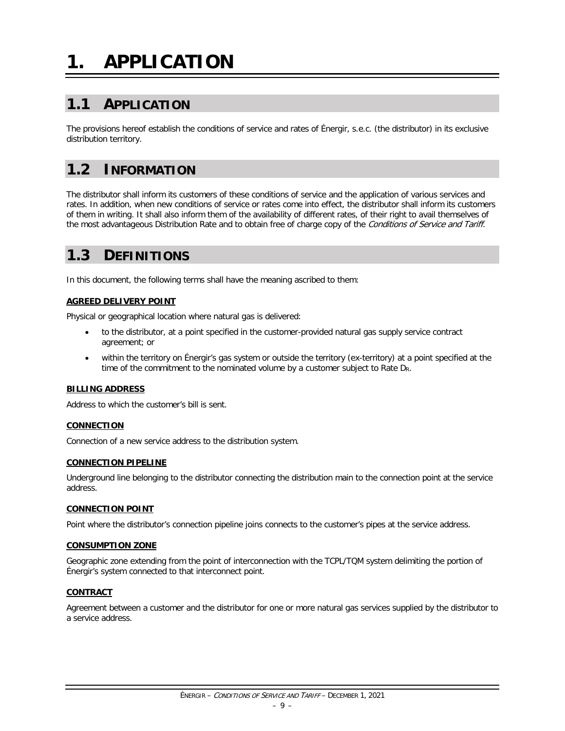# 1. APPLICATION

## 1.1 APPLICATION

The provisions hereof establish the conditions of service and rates of Énergir, s.e.c. (the distributor) in its exclusive distribution territory.

## 1.2 INFORMATION

The distributor shall inform its customers of these conditions of service and the application of various services and rates. In addition, when new conditions of service or rates come into effect, the distributor shall inform its customers of them in writing. It shall also inform them of the availability of different rates, of their right to avail themselves of the most advantageous Distribution Rate and to obtain free of charge copy of the *Conditions of Service and Tariff*.

## 1.3 DEFINITIONS

In this document, the following terms shall have the meaning ascribed to them:

**AGREED DELIVERY POINT**

Physical or geographical location where natural gas is delivered:

- to the distributor, at a point specified in the customer-provided natural gas supply service contract agreement; or
- within the territory on Énergir's gas system or outside the territory (ex-territory) at a point specified at the time of the commitment to the nominated volume by a customer subject to Rate $D_R$.

**BILLING ADDRESS**

Address to which the customer's bill is sent.

**CONNECTION**

Connection of a new service address to the distribution system.

**CONNECTION PIPELINE**

Underground line belonging to the distributor connecting the distribution main to the connection point at the service address.

**CONNECTION POINT**

Point where the distributor's connection pipeline joins connects to the customer's pipes at the service address.

**CONSUMPTION ZONE**

Geographic zone extending from the point of interconnection with the TCPL/TQM system delimiting the portion of Énergir's system connected to that interconnect point.

**CONTRACT**

Agreement between a customer and the distributor for one or more natural gas services supplied by the distributor to a service address.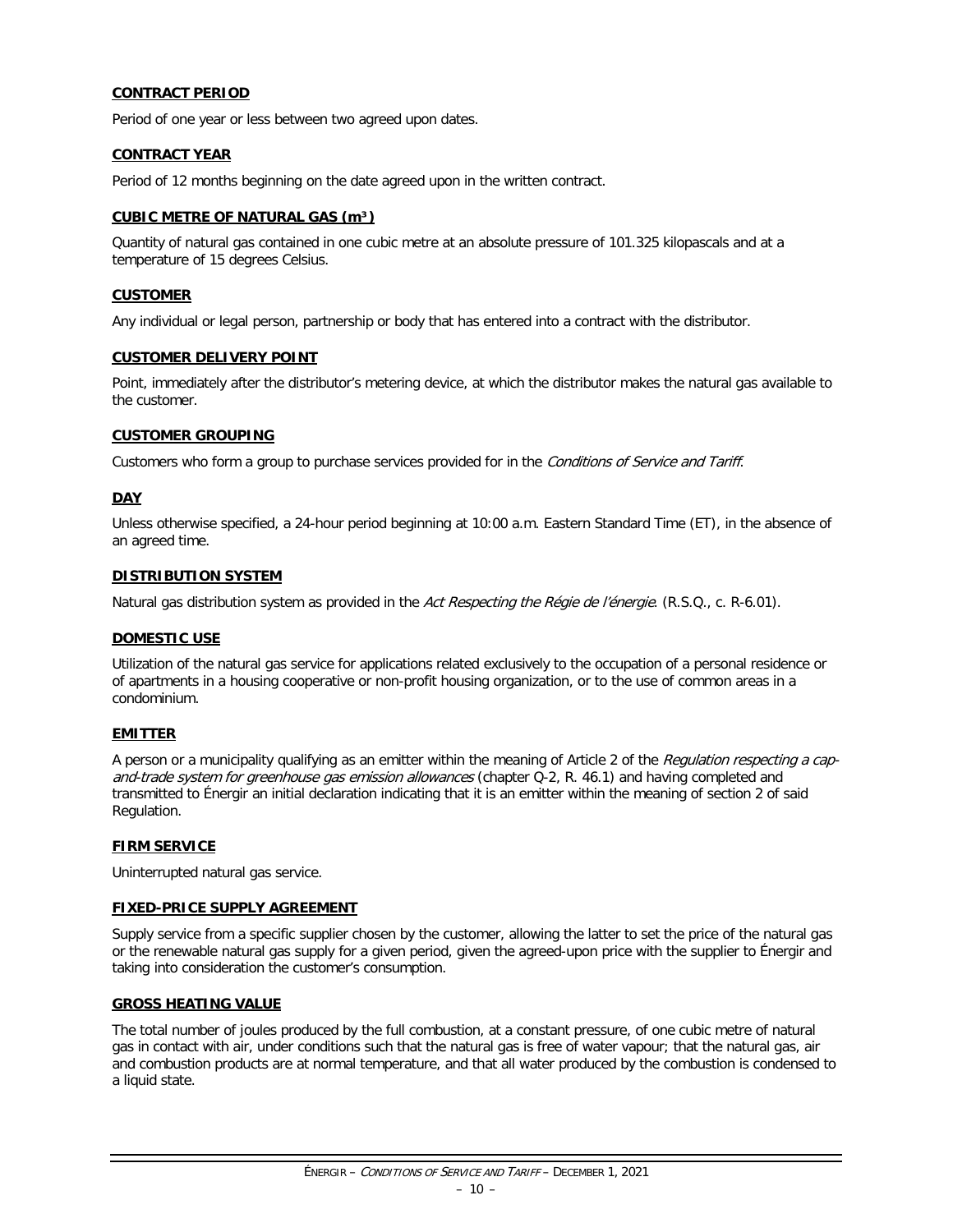**CONTRACT PERIOD**

Period of one year or less between two agreed upon dates.

**CONTRACT YEAR**

Period of 12 months beginning on the date agreed upon in the written contract.

**CUBIC METRE OF NATURAL GAS ($m^3$)**

Quantity of natural gas contained in one cubic metre at an absolute pressure of 101.325 kilopascals and at a temperature of 15 degrees Celsius.

**CUSTOMER**

Any individual or legal person, partnership or body that has entered into a contract with the distributor.

**CUSTOMER DELIVERY POINT**

Point, immediately after the distributor's metering device, at which the distributor makes the natural gas available to the customer.

**CUSTOMER GROUPING**

Customers who form a group to purchase services provided for in the *Conditions of Service and Tariff*.

**DAY**

Unless otherwise specified, a 24-hour period beginning at 10:00 a.m. Eastern Standard Time (ET), in the absence of an agreed time.

**DISTRIBUTION SYSTEM**

Natural gas distribution system as provided in the *Act Respecting the Régie de l'énergie*. (R.S.Q., c. R-6.01).

**DOMESTIC USE**

Utilization of the natural gas service for applications related exclusively to the occupation of a personal residence or of apartments in a housing cooperative or non-profit housing organization, or to the use of common areas in a condominium.

**EMITTER**

A person or a municipality qualifying as an emitter within the meaning of Article 2 of the *Regulation respecting a cap-and-trade system for greenhouse gas emission allowances* (chapter Q-2, R. 46.1) and having completed and transmitted to Énergir an initial declaration indicating that it is an emitter within the meaning of section 2 of said Regulation.

**FIRM SERVICE**

Uninterrupted natural gas service.

**FIXED-PRICE SUPPLY AGREEMENT**

Supply service from a specific supplier chosen by the customer, allowing the latter to set the price of the natural gas or the renewable natural gas supply for a given period, given the agreed-upon price with the supplier to Énergir and taking into consideration the customer's consumption.

**GROSS HEATING VALUE**

The total number of joules produced by the full combustion, at a constant pressure, of one cubic metre of natural gas in contact with air, under conditions such that the natural gas is free of water vapour; that the natural gas, air and combustion products are at normal temperature, and that all water produced by the combustion is condensed to a liquid state.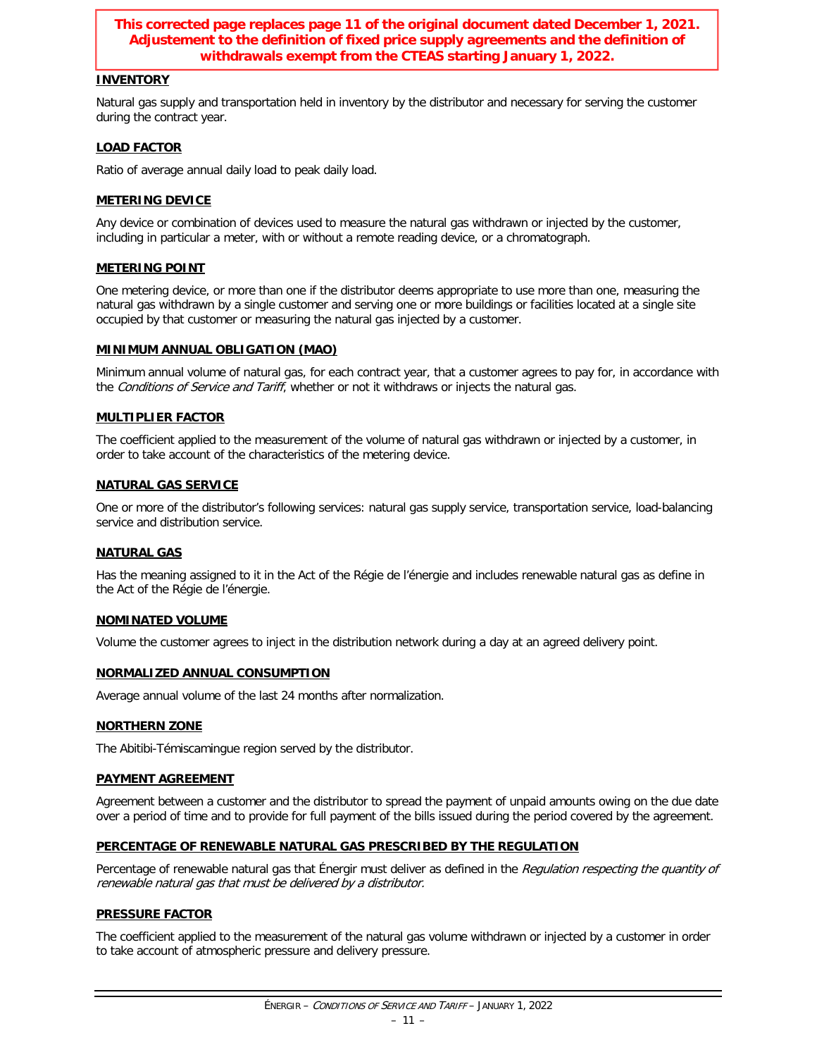**This corrected page replaces page 11 of the original document dated December 1, 2021. Adjustement to the definition of fixed price supply agreements and the definition of withdrawals exempt from the CTEAS starting January 1, 2022.**

**INVENTORY**

Natural gas supply and transportation held in inventory by the distributor and necessary for serving the customer during the contract year.

**LOAD FACTOR**

Ratio of average annual daily load to peak daily load.

**METERING DEVICE**

Any device or combination of devices used to measure the natural gas withdrawn or injected by the customer, including in particular a meter, with or without a remote reading device, or a chromatograph.

**METERING POINT**

One metering device, or more than one if the distributor deems appropriate to use more than one, measuring the natural gas withdrawn by a single customer and serving one or more buildings or facilities located at a single site occupied by that customer or measuring the natural gas injected by a customer.

**MINIMUM ANNUAL OBLIGATION (MAO)**

Minimum annual volume of natural gas, for each contract year, that a customer agrees to pay for, in accordance with the *Conditions of Service and Tariff*, whether or not it withdraws or injects the natural gas.

**MULTIPLIER FACTOR**

The coefficient applied to the measurement of the volume of natural gas withdrawn or injected by a customer, in order to take account of the characteristics of the metering device.

**NATURAL GAS SERVICE**

One or more of the distributor's following services: natural gas supply service, transportation service, load-balancing service and distribution service.

**NATURAL GAS**

Has the meaning assigned to it in the Act of the Régie de l'énergie and includes renewable natural gas as define in the Act of the Régie de l'énergie.

**NOMINATED VOLUME**

Volume the customer agrees to inject in the distribution network during a day at an agreed delivery point.

**NORMALIZED ANNUAL CONSUMPTION**

Average annual volume of the last 24 months after normalization.

**NORTHERN ZONE**

The Abitibi-Témiscamingue region served by the distributor.

**PAYMENT AGREEMENT**

Agreement between a customer and the distributor to spread the payment of unpaid amounts owing on the due date over a period of time and to provide for full payment of the bills issued during the period covered by the agreement.

**PERCENTAGE OF RENEWABLE NATURAL GAS PRESCRIBED BY THE REGULATION**

Percentage of renewable natural gas that Énergir must deliver as defined in the *Regulation respecting the quantity of renewable natural gas that must be delivered by a distributor.*

**PRESSURE FACTOR**

The coefficient applied to the measurement of the natural gas volume withdrawn or injected by a customer in order to take account of atmospheric pressure and delivery pressure.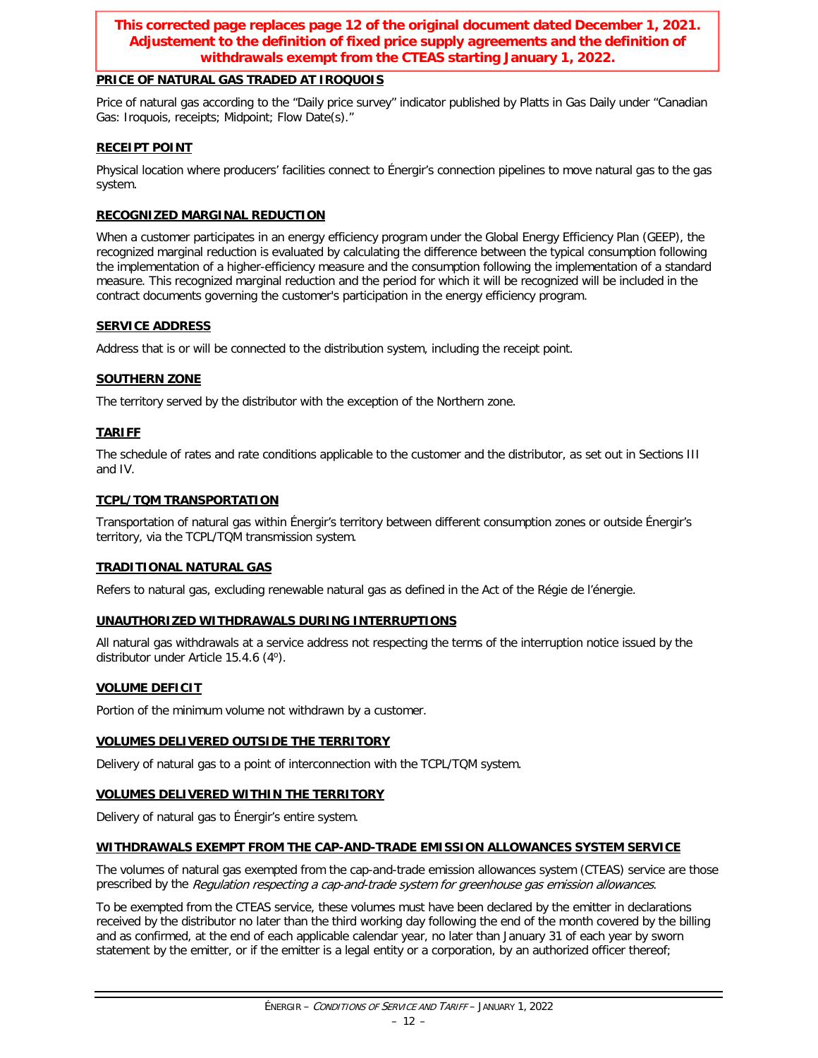**This corrected page replaces page 12 of the original document dated December 1, 2021. Adjustement to the definition of fixed price supply agreements and the definition of withdrawals exempt from the CTEAS starting January 1, 2022.**

#### PRICE OF NATURAL GAS TRADED AT IROQUOIS

Price of natural gas according to the "Daily price survey" indicator published by Platts in Gas Daily under "Canadian Gas: Iroquois, receipts; Midpoint; Flow Date(s)."

#### RECEIPT POINT

Physical location where producers' facilities connect to Énergir's connection pipelines to move natural gas to the gas system.

#### RECOGNIZED MARGINAL REDUCTION

When a customer participates in an energy efficiency program under the Global Energy Efficiency Plan (GEEP), the recognized marginal reduction is evaluated by calculating the difference between the typical consumption following the implementation of a higher-efficiency measure and the consumption following the implementation of a standard measure. This recognized marginal reduction and the period for which it will be recognized will be included in the contract documents governing the customer's participation in the energy efficiency program.

#### SERVICE ADDRESS

Address that is or will be connected to the distribution system, including the receipt point.

#### SOUTHERN ZONE

The territory served by the distributor with the exception of the Northern zone.

#### TARIFF

The schedule of rates and rate conditions applicable to the customer and the distributor, as set out in Sections III and IV.

#### TCPL/TQM TRANSPORTATION

Transportation of natural gas within Énergir's territory between different consumption zones or outside Énergir's territory, via the TCPL/TQM transmission system.

#### TRADITIONAL NATURAL GAS

Refers to natural gas, excluding renewable natural gas as defined in the Act of the Régie de l'énergie.

#### UNAUTHORIZED WITHDRAWALS DURING INTERRUPTIONS

All natural gas withdrawals at a service address not respecting the terms of the interruption notice issued by the distributor under Article 15.4.6 (4º).

#### VOLUME DEFICIT

Portion of the minimum volume not withdrawn by a customer.

#### VOLUMES DELIVERED OUTSIDE THE TERRITORY

Delivery of natural gas to a point of interconnection with the TCPL/TQM system.

#### VOLUMES DELIVERED WITHIN THE TERRITORY

Delivery of natural gas to Énergir's entire system.

#### WITHDRAWALS EXEMPT FROM THE CAP-AND-TRADE EMISSION ALLOWANCES SYSTEM SERVICE

The volumes of natural gas exempted from the cap-and-trade emission allowances system (CTEAS) service are those prescribed by the *Regulation respecting a cap-and-trade system for greenhouse gas emission allowances*.

To be exempted from the CTEAS service, these volumes must have been declared by the emitter in declarations received by the distributor no later than the third working day following the end of the month covered by the billing and as confirmed, at the end of each applicable calendar year, no later than January 31 of each year by sworn statement by the emitter, or if the emitter is a legal entity or a corporation, by an authorized officer thereof;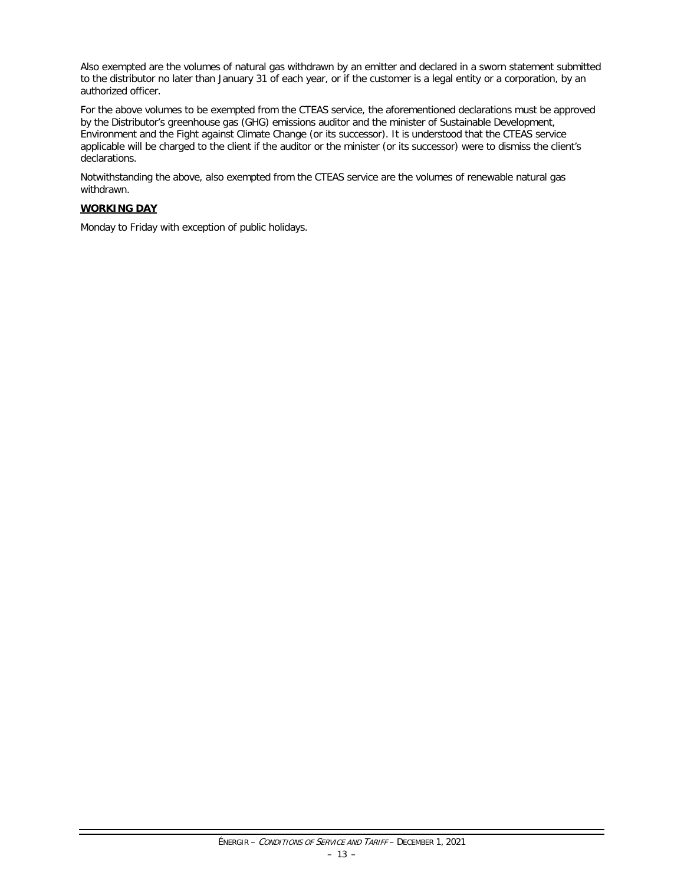Also exempted are the volumes of natural gas withdrawn by an emitter and declared in a sworn statement submitted to the distributor no later than January 31 of each year, or if the customer is a legal entity or a corporation, by an authorized officer.

For the above volumes to be exempted from the CTEAS service, the aforementioned declarations must be approved by the Distributor's greenhouse gas (GHG) emissions auditor and the minister of Sustainable Development, Environment and the Fight against Climate Change (or its successor). It is understood that the CTEAS service applicable will be charged to the client if the auditor or the minister (or its successor) were to dismiss the client's declarations.

Notwithstanding the above, also exempted from the CTEAS service are the volumes of renewable natural gas withdrawn.

**WORKING DAY**

Monday to Friday with exception of public holidays.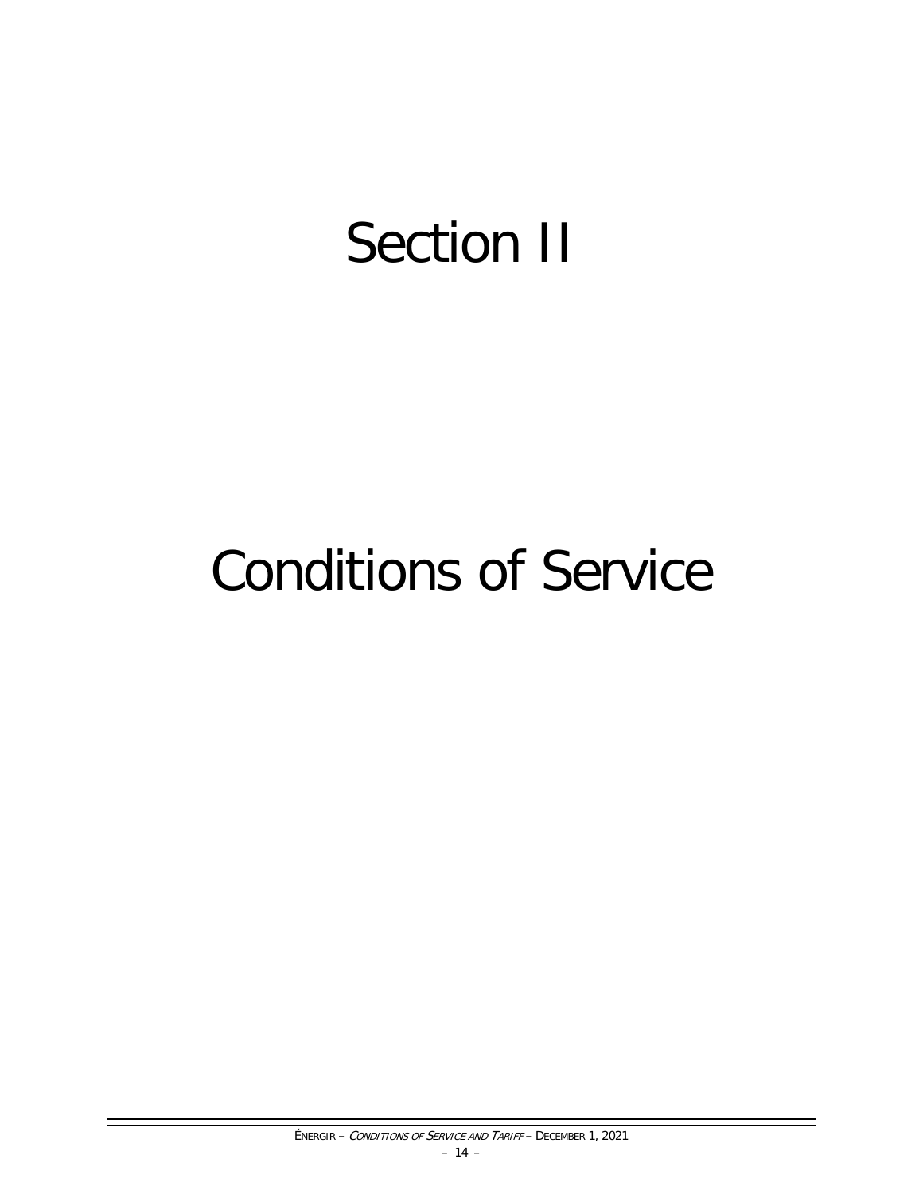# Section II

# Conditions of Service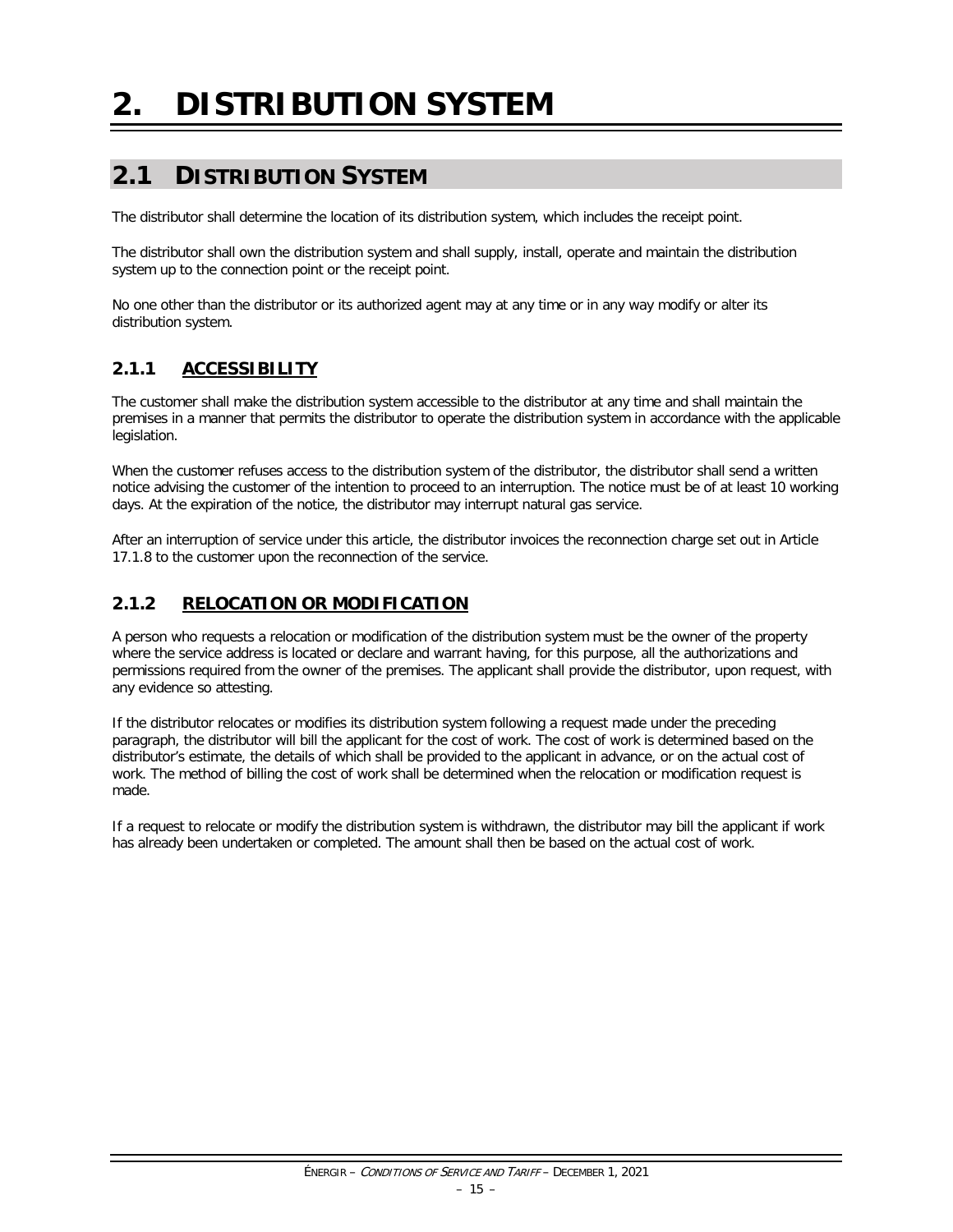# 2. DISTRIBUTION SYSTEM

## 2.1 DISTRIBUTION SYSTEM

The distributor shall determine the location of its distribution system, which includes the receipt point.

The distributor shall own the distribution system and shall supply, install, operate and maintain the distribution system up to the connection point or the receipt point.

No one other than the distributor or its authorized agent may at any time or in any way modify or alter its distribution system.

### 2.1.1 ACCESSIBILITY

The customer shall make the distribution system accessible to the distributor at any time and shall maintain the premises in a manner that permits the distributor to operate the distribution system in accordance with the applicable legislation.

When the customer refuses access to the distribution system of the distributor, the distributor shall send a written notice advising the customer of the intention to proceed to an interruption. The notice must be of at least 10 working days. At the expiration of the notice, the distributor may interrupt natural gas service.

After an interruption of service under this article, the distributor invoices the reconnection charge set out in Article 17.1.8 to the customer upon the reconnection of the service.

### 2.1.2 RELOCATION OR MODIFICATION

A person who requests a relocation or modification of the distribution system must be the owner of the property where the service address is located or declare and warrant having, for this purpose, all the authorizations and permissions required from the owner of the premises. The applicant shall provide the distributor, upon request, with any evidence so attesting.

If the distributor relocates or modifies its distribution system following a request made under the preceding paragraph, the distributor will bill the applicant for the cost of work. The cost of work is determined based on the distributor's estimate, the details of which shall be provided to the applicant in advance, or on the actual cost of work. The method of billing the cost of work shall be determined when the relocation or modification request is made.

If a request to relocate or modify the distribution system is withdrawn, the distributor may bill the applicant if work has already been undertaken or completed. The amount shall then be based on the actual cost of work.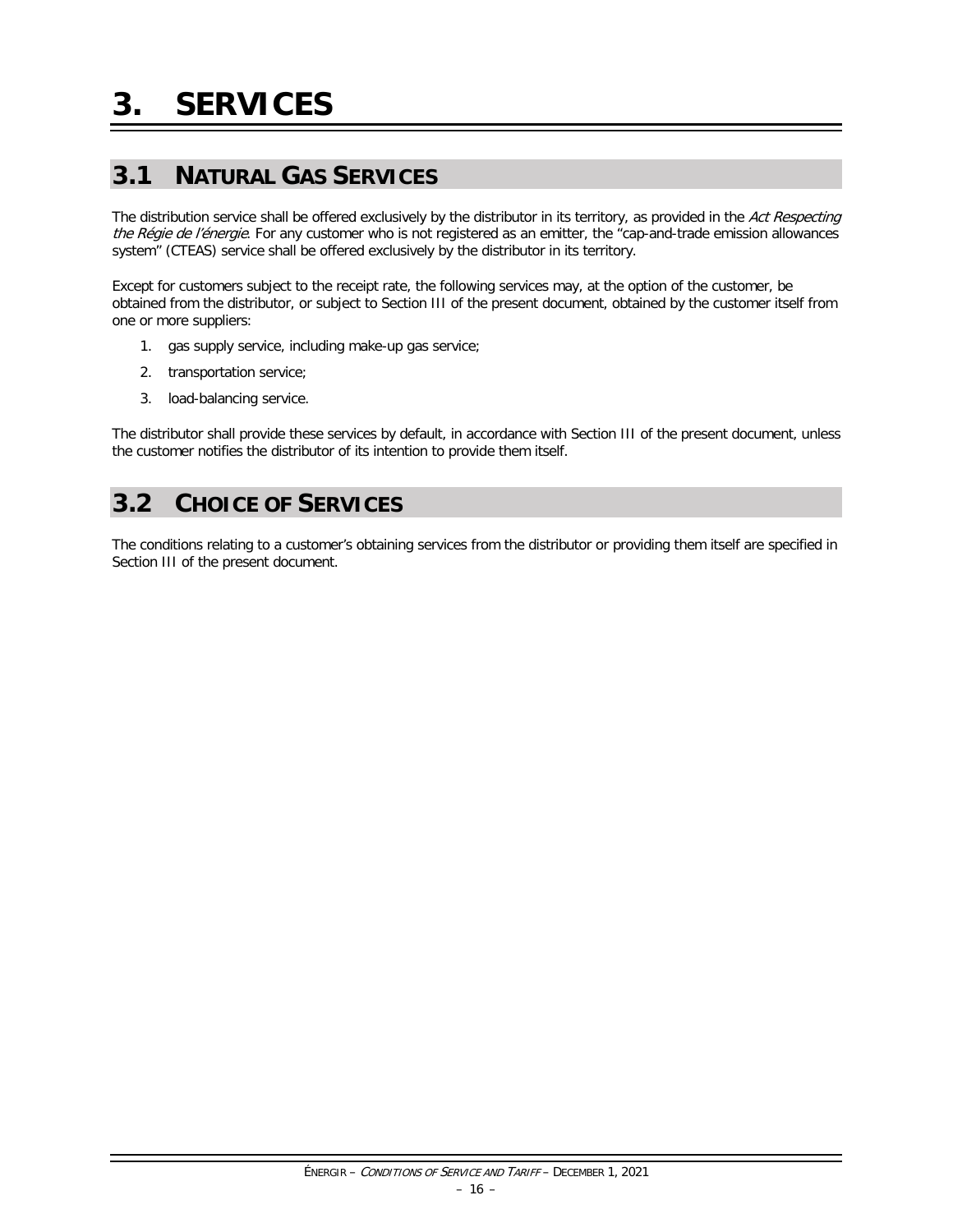# 3. SERVICES

## 3.1 NATURAL GAS SERVICES

The distribution service shall be offered exclusively by the distributor in its territory, as provided in the *Act Respecting the Régie de l'énergie*. For any customer who is not registered as an emitter, the "cap-and-trade emission allowances system" (CTEAS) service shall be offered exclusively by the distributor in its territory.

Except for customers subject to the receipt rate, the following services may, at the option of the customer, be obtained from the distributor, or subject to Section III of the present document, obtained by the customer itself from one or more suppliers:

1. gas supply service, including make-up gas service;
2. transportation service;
3. load-balancing service.

The distributor shall provide these services by default, in accordance with Section III of the present document, unless the customer notifies the distributor of its intention to provide them itself.

## 3.2 CHOICE OF SERVICES

The conditions relating to a customer's obtaining services from the distributor or providing them itself are specified in Section III of the present document.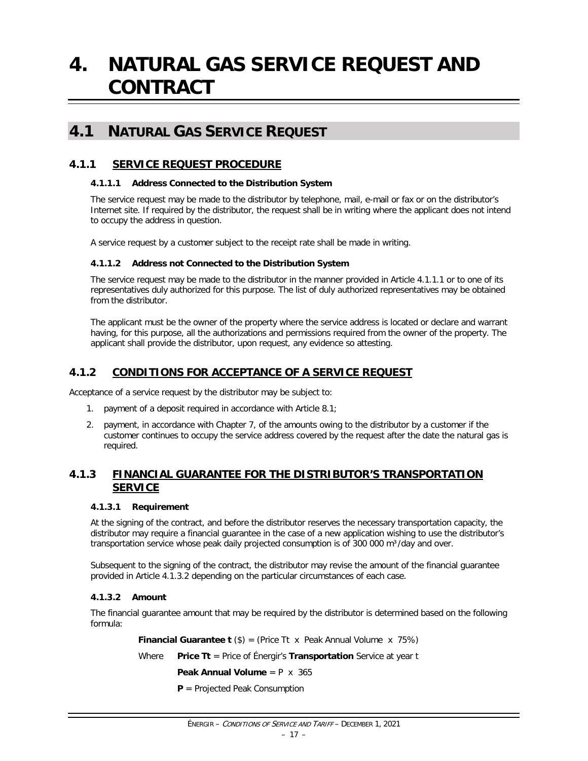# 4. NATURAL GAS SERVICE REQUEST AND CONTRACT

## 4.1 NATURAL GAS SERVICE REQUEST

### 4.1.1 SERVICE REQUEST PROCEDURE

#### 4.1.1.1 Address Connected to the Distribution System

The service request may be made to the distributor by telephone, mail, e-mail or fax or on the distributor's Internet site. If required by the distributor, the request shall be in writing where the applicant does not intend to occupy the address in question.

A service request by a customer subject to the receipt rate shall be made in writing.

#### 4.1.1.2 Address not Connected to the Distribution System

The service request may be made to the distributor in the manner provided in Article 4.1.1.1 or to one of its representatives duly authorized for this purpose. The list of duly authorized representatives may be obtained from the distributor.

The applicant must be the owner of the property where the service address is located or declare and warrant having, for this purpose, all the authorizations and permissions required from the owner of the property. The applicant shall provide the distributor, upon request, any evidence so attesting.

### 4.1.2 CONDITIONS FOR ACCEPTANCE OF A SERVICE REQUEST

Acceptance of a service request by the distributor may be subject to:

1. payment of a deposit required in accordance with Article 8.1;
2. payment, in accordance with Chapter 7, of the amounts owing to the distributor by a customer if the customer continues to occupy the service address covered by the request after the date the natural gas is required.

### 4.1.3 FINANCIAL GUARANTEE FOR THE DISTRIBUTOR'S TRANSPORTATION SERVICE

#### 4.1.3.1 Requirement

At the signing of the contract, and before the distributor reserves the necessary transportation capacity, the distributor may require a financial guarantee in the case of a new application wishing to use the distributor's transportation service whose peak daily projected consumption is of 300 000 $m^3$/day and over.

Subsequent to the signing of the contract, the distributor may revise the amount of the financial guarantee provided in Article 4.1.3.2 depending on the particular circumstances of each case.

#### 4.1.3.2 Amount

The financial guarantee amount that may be required by the distributor is determined based on the following formula:

**Financial Guarantee t** ($) = (Price Tt x Peak Annual Volume x 75%)

Where **Price Tt** = Price of Énergir's **Transportation** Service at year t

**Peak Annual Volume** = P x 365

**P** = Projected Peak Consumption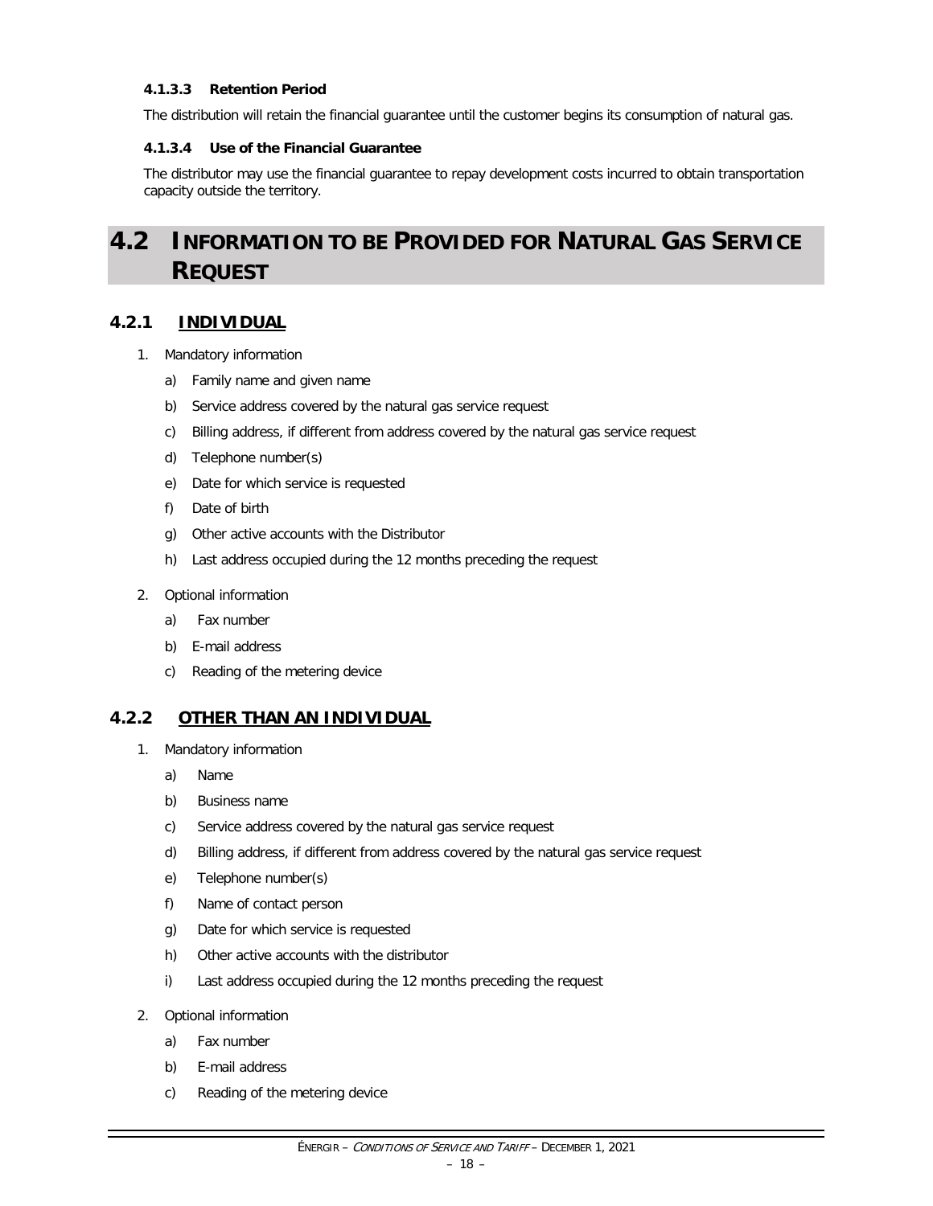#### 4.1.3.3 Retention Period

The distribution will retain the financial guarantee until the customer begins its consumption of natural gas.

#### 4.1.3.4 Use of the Financial Guarantee

The distributor may use the financial guarantee to repay development costs incurred to obtain transportation capacity outside the territory.

## 4.2 INFORMATION TO BE PROVIDED FOR NATURAL GAS SERVICE REQUEST

### 4.2.1 INDIVIDUAL

1. Mandatory information
   a) Family name and given name
   b) Service address covered by the natural gas service request
   c) Billing address, if different from address covered by the natural gas service request
   d) Telephone number(s)
   e) Date for which service is requested
   f) Date of birth
   g) Other active accounts with the Distributor
   h) Last address occupied during the 12 months preceding the request
2. Optional information
   a) Fax number
   b) E-mail address
   c) Reading of the metering device

### 4.2.2 OTHER THAN AN INDIVIDUAL

1. Mandatory information
   a) Name
   b) Business name
   c) Service address covered by the natural gas service request
   d) Billing address, if different from address covered by the natural gas service request
   e) Telephone number(s)
   f) Name of contact person
   g) Date for which service is requested
   h) Other active accounts with the distributor
   i) Last address occupied during the 12 months preceding the request
2. Optional information
   a) Fax number
   b) E-mail address
   c) Reading of the metering device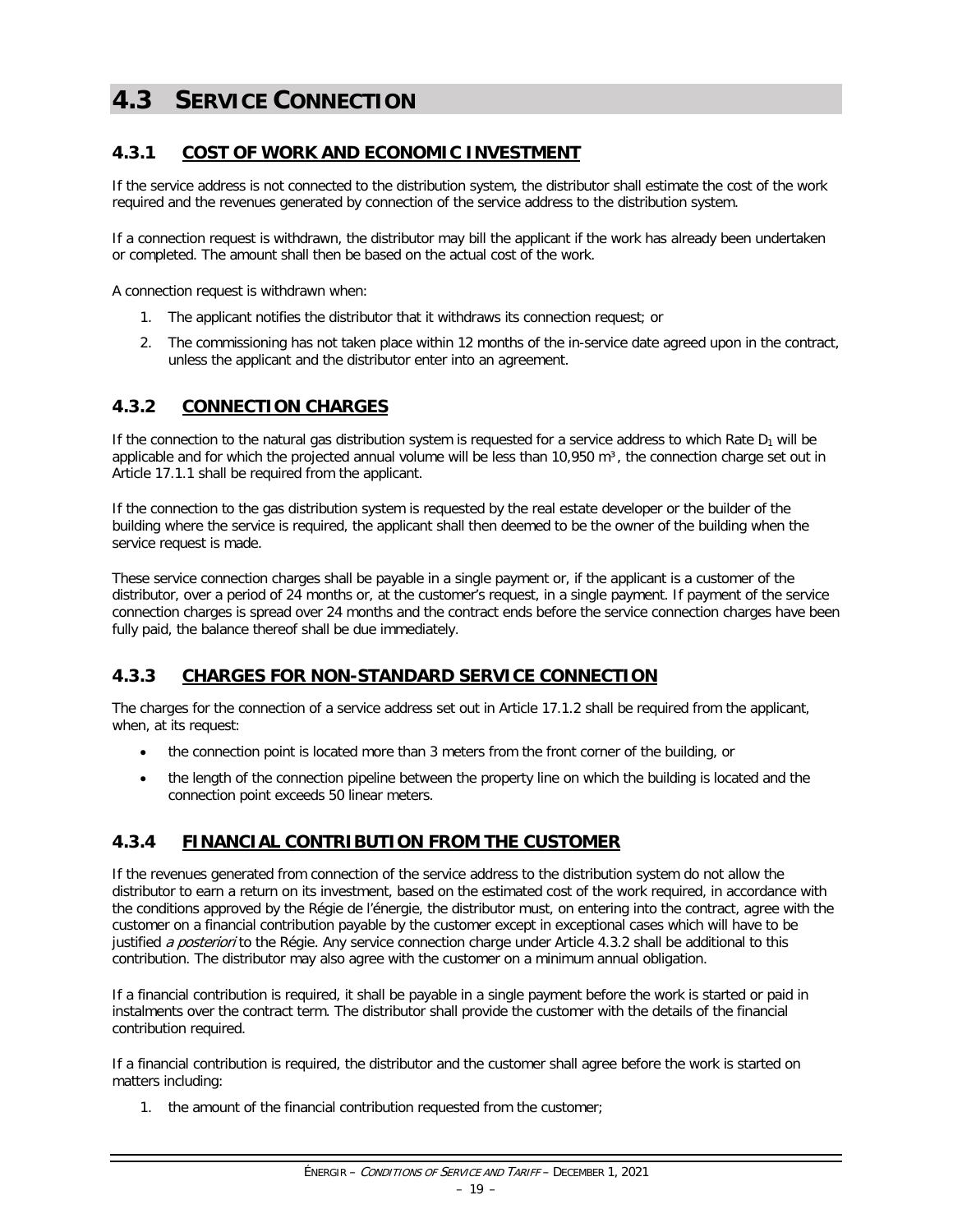# 4.3 SERVICE CONNECTION

## 4.3.1 COST OF WORK AND ECONOMIC INVESTMENT

If the service address is not connected to the distribution system, the distributor shall estimate the cost of the work required and the revenues generated by connection of the service address to the distribution system.

If a connection request is withdrawn, the distributor may bill the applicant if the work has already been undertaken or completed. The amount shall then be based on the actual cost of the work.

A connection request is withdrawn when:

1. The applicant notifies the distributor that it withdraws its connection request; or
2. The commissioning has not taken place within 12 months of the in-service date agreed upon in the contract, unless the applicant and the distributor enter into an agreement.

## 4.3.2 CONNECTION CHARGES

If the connection to the natural gas distribution system is requested for a service address to which Rate $D_1$ will be applicable and for which the projected annual volume will be less than 10,950 $m^3$, the connection charge set out in Article 17.1.1 shall be required from the applicant.

If the connection to the gas distribution system is requested by the real estate developer or the builder of the building where the service is required, the applicant shall then deemed to be the owner of the building when the service request is made.

These service connection charges shall be payable in a single payment or, if the applicant is a customer of the distributor, over a period of 24 months or, at the customer's request, in a single payment. If payment of the service connection charges is spread over 24 months and the contract ends before the service connection charges have been fully paid, the balance thereof shall be due immediately.

## 4.3.3 CHARGES FOR NON-STANDARD SERVICE CONNECTION

The charges for the connection of a service address set out in Article 17.1.2 shall be required from the applicant, when, at its request:

- the connection point is located more than 3 meters from the front corner of the building, or
- the length of the connection pipeline between the property line on which the building is located and the connection point exceeds 50 linear meters.

## 4.3.4 FINANCIAL CONTRIBUTION FROM THE CUSTOMER

If the revenues generated from connection of the service address to the distribution system do not allow the distributor to earn a return on its investment, based on the estimated cost of the work required, in accordance with the conditions approved by the Régie de l'énergie, the distributor must, on entering into the contract, agree with the customer on a financial contribution payable by the customer except in exceptional cases which will have to be justified *a posteriori* to the Régie. Any service connection charge under Article 4.3.2 shall be additional to this contribution. The distributor may also agree with the customer on a minimum annual obligation.

If a financial contribution is required, it shall be payable in a single payment before the work is started or paid in instalments over the contract term. The distributor shall provide the customer with the details of the financial contribution required.

If a financial contribution is required, the distributor and the customer shall agree before the work is started on matters including:

1. the amount of the financial contribution requested from the customer;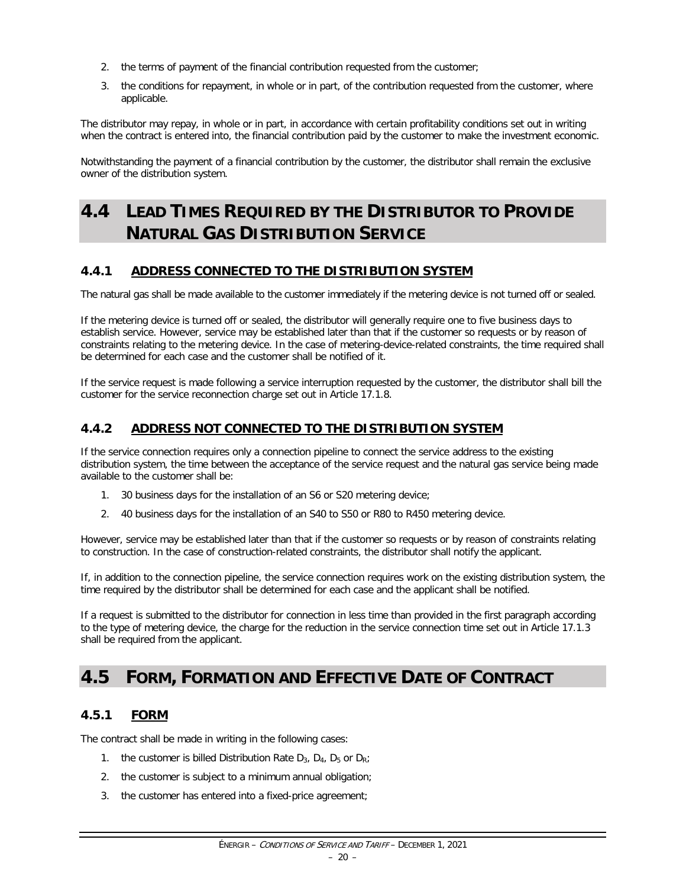2. the terms of payment of the financial contribution requested from the customer;
3. the conditions for repayment, in whole or in part, of the contribution requested from the customer, where applicable.

The distributor may repay, in whole or in part, in accordance with certain profitability conditions set out in writing when the contract is entered into, the financial contribution paid by the customer to make the investment economic.

Notwithstanding the payment of a financial contribution by the customer, the distributor shall remain the exclusive owner of the distribution system.

# 4.4 LEAD TIMES REQUIRED BY THE DISTRIBUTOR TO PROVIDE NATURAL GAS DISTRIBUTION SERVICE

## 4.4.1 ADDRESS CONNECTED TO THE DISTRIBUTION SYSTEM

The natural gas shall be made available to the customer immediately if the metering device is not turned off or sealed.

If the metering device is turned off or sealed, the distributor will generally require one to five business days to establish service. However, service may be established later than that if the customer so requests or by reason of constraints relating to the metering device. In the case of metering-device-related constraints, the time required shall be determined for each case and the customer shall be notified of it.

If the service request is made following a service interruption requested by the customer, the distributor shall bill the customer for the service reconnection charge set out in Article 17.1.8.

## 4.4.2 ADDRESS NOT CONNECTED TO THE DISTRIBUTION SYSTEM

If the service connection requires only a connection pipeline to connect the service address to the existing distribution system, the time between the acceptance of the service request and the natural gas service being made available to the customer shall be:

1. 30 business days for the installation of an S6 or S20 metering device;
2. 40 business days for the installation of an S40 to S50 or R80 to R450 metering device.

However, service may be established later than that if the customer so requests or by reason of constraints relating to construction. In the case of construction-related constraints, the distributor shall notify the applicant.

If, in addition to the connection pipeline, the service connection requires work on the existing distribution system, the time required by the distributor shall be determined for each case and the applicant shall be notified.

If a request is submitted to the distributor for connection in less time than provided in the first paragraph according to the type of metering device, the charge for the reduction in the service connection time set out in Article 17.1.3 shall be required from the applicant.

# 4.5 FORM, FORMATION AND EFFECTIVE DATE OF CONTRACT

## 4.5.1 FORM

The contract shall be made in writing in the following cases:

1. the customer is billed Distribution Rate $D_3$, $D_4$, $D_5$ or $D_R$;
2. the customer is subject to a minimum annual obligation;
3. the customer has entered into a fixed-price agreement;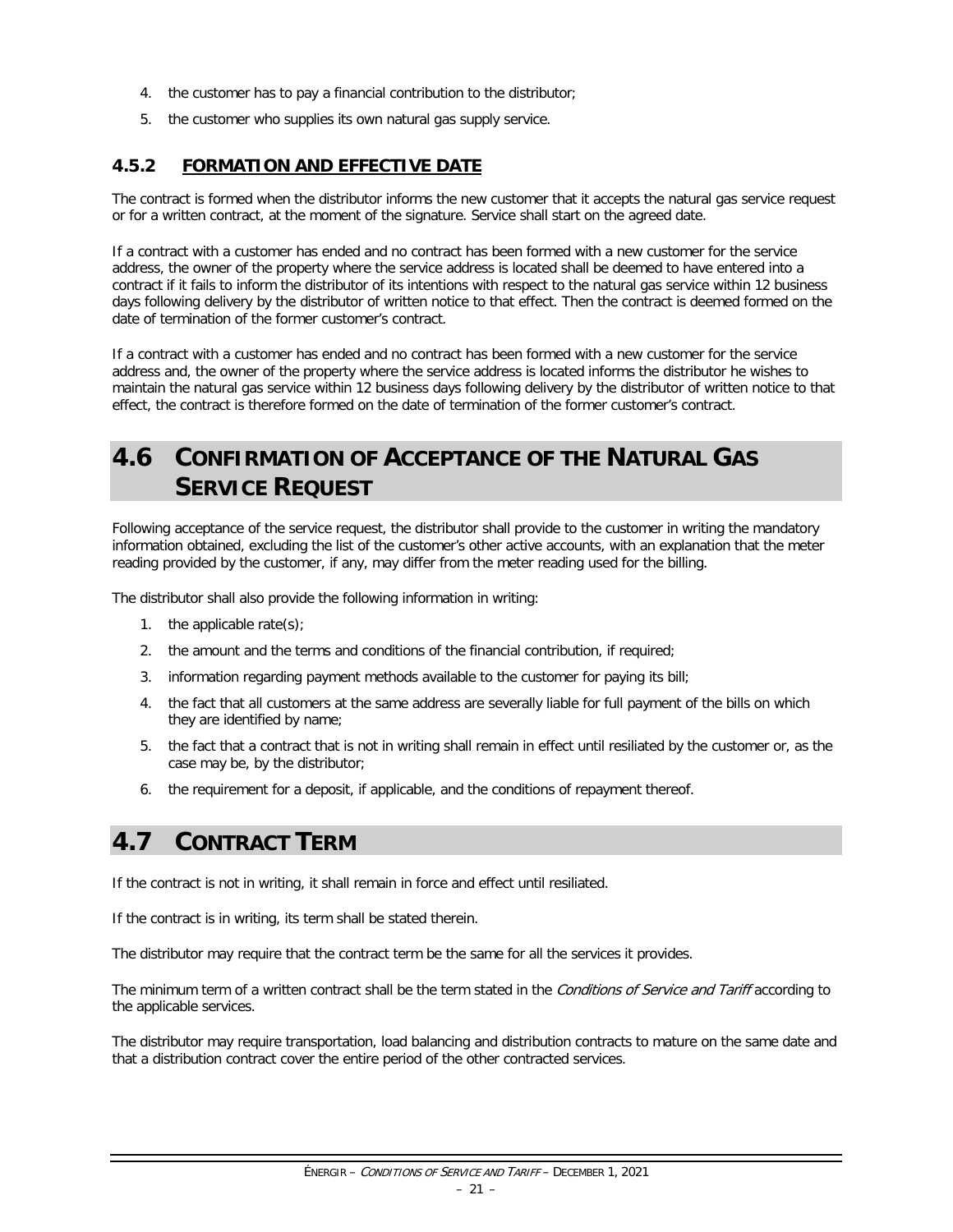4. the customer has to pay a financial contribution to the distributor;
5. the customer who supplies its own natural gas supply service.

### 4.5.2 FORMATION AND EFFECTIVE DATE

The contract is formed when the distributor informs the new customer that it accepts the natural gas service request or for a written contract, at the moment of the signature. Service shall start on the agreed date.

If a contract with a customer has ended and no contract has been formed with a new customer for the service address, the owner of the property where the service address is located shall be deemed to have entered into a contract if it fails to inform the distributor of its intentions with respect to the natural gas service within 12 business days following delivery by the distributor of written notice to that effect. Then the contract is deemed formed on the date of termination of the former customer's contract.

If a contract with a customer has ended and no contract has been formed with a new customer for the service address and, the owner of the property where the service address is located informs the distributor he wishes to maintain the natural gas service within 12 business days following delivery by the distributor of written notice to that effect, the contract is therefore formed on the date of termination of the former customer's contract.

## 4.6 CONFIRMATION OF ACCEPTANCE OF THE NATURAL GAS SERVICE REQUEST

Following acceptance of the service request, the distributor shall provide to the customer in writing the mandatory information obtained, excluding the list of the customer's other active accounts, with an explanation that the meter reading provided by the customer, if any, may differ from the meter reading used for the billing.

The distributor shall also provide the following information in writing:

1. the applicable rate(s);
2. the amount and the terms and conditions of the financial contribution, if required;
3. information regarding payment methods available to the customer for paying its bill;
4. the fact that all customers at the same address are severally liable for full payment of the bills on which they are identified by name;
5. the fact that a contract that is not in writing shall remain in effect until resiliated by the customer or, as the case may be, by the distributor;
6. the requirement for a deposit, if applicable, and the conditions of repayment thereof.

## 4.7 CONTRACT TERM

If the contract is not in writing, it shall remain in force and effect until resiliated.

If the contract is in writing, its term shall be stated therein.

The distributor may require that the contract term be the same for all the services it provides.

The minimum term of a written contract shall be the term stated in the *Conditions of Service and Tariff* according to the applicable services.

The distributor may require transportation, load balancing and distribution contracts to mature on the same date and that a distribution contract cover the entire period of the other contracted services.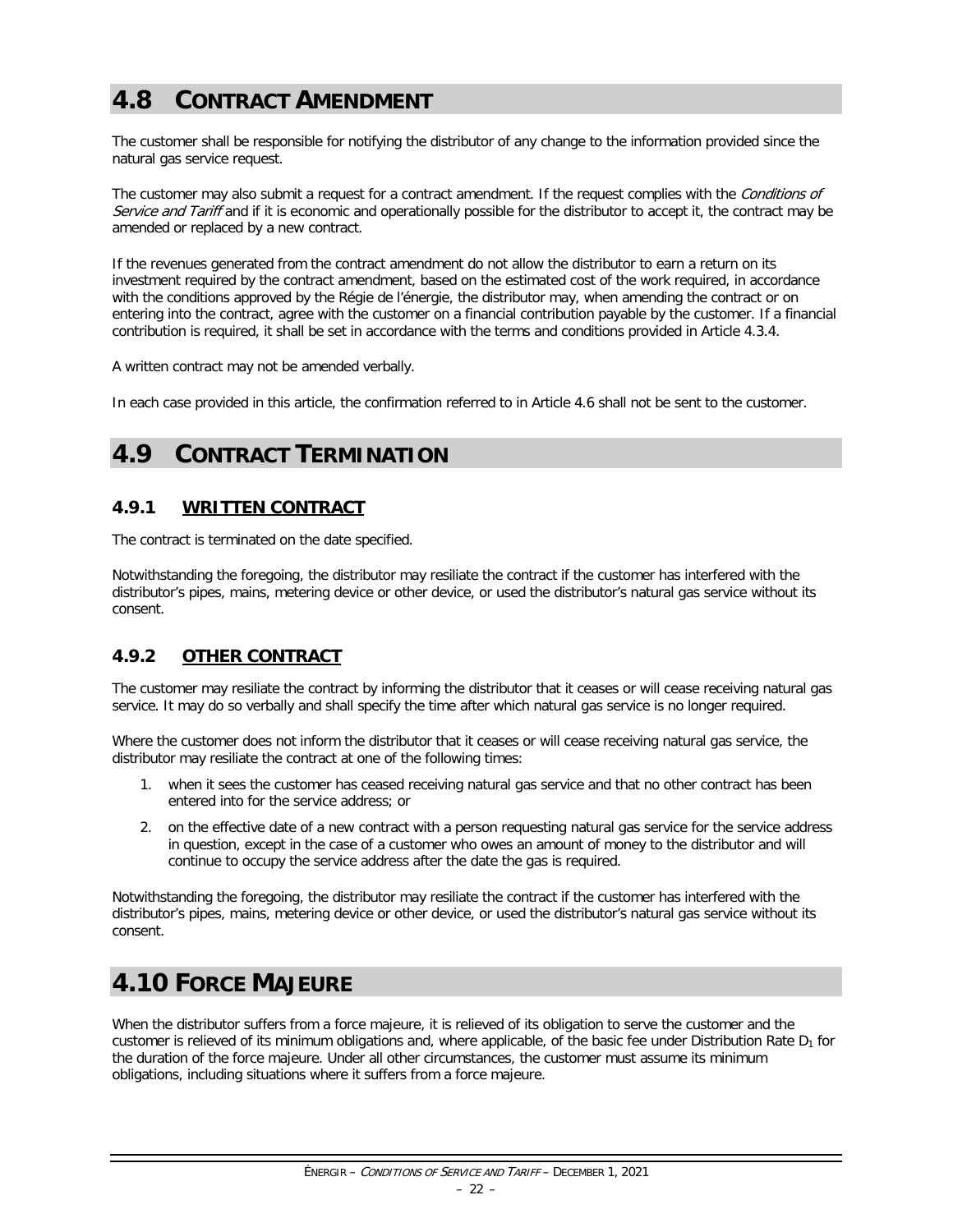# 4.8 CONTRACT AMENDMENT

The customer shall be responsible for notifying the distributor of any change to the information provided since the natural gas service request.

The customer may also submit a request for a contract amendment. If the request complies with the *Conditions of Service and Tariff* and if it is economic and operationally possible for the distributor to accept it, the contract may be amended or replaced by a new contract.

If the revenues generated from the contract amendment do not allow the distributor to earn a return on its investment required by the contract amendment, based on the estimated cost of the work required, in accordance with the conditions approved by the Régie de l'énergie, the distributor may, when amending the contract or on entering into the contract, agree with the customer on a financial contribution payable by the customer. If a financial contribution is required, it shall be set in accordance with the terms and conditions provided in Article 4.3.4.

A written contract may not be amended verbally.

In each case provided in this article, the confirmation referred to in Article 4.6 shall not be sent to the customer.

# 4.9 CONTRACT TERMINATION

## 4.9.1 WRITTEN CONTRACT

The contract is terminated on the date specified.

Notwithstanding the foregoing, the distributor may resiliate the contract if the customer has interfered with the distributor's pipes, mains, metering device or other device, or used the distributor's natural gas service without its consent.

## 4.9.2 OTHER CONTRACT

The customer may resiliate the contract by informing the distributor that it ceases or will cease receiving natural gas service. It may do so verbally and shall specify the time after which natural gas service is no longer required.

Where the customer does not inform the distributor that it ceases or will cease receiving natural gas service, the distributor may resiliate the contract at one of the following times:

1. when it sees the customer has ceased receiving natural gas service and that no other contract has been entered into for the service address; or
2. on the effective date of a new contract with a person requesting natural gas service for the service address in question, except in the case of a customer who owes an amount of money to the distributor and will continue to occupy the service address after the date the gas is required.

Notwithstanding the foregoing, the distributor may resiliate the contract if the customer has interfered with the distributor's pipes, mains, metering device or other device, or used the distributor's natural gas service without its consent.

# 4.10 FORCE MAJEURE

When the distributor suffers from a force majeure, it is relieved of its obligation to serve the customer and the customer is relieved of its minimum obligations and, where applicable, of the basic fee under Distribution Rate $D_1$ for the duration of the force majeure. Under all other circumstances, the customer must assume its minimum obligations, including situations where it suffers from a force majeure.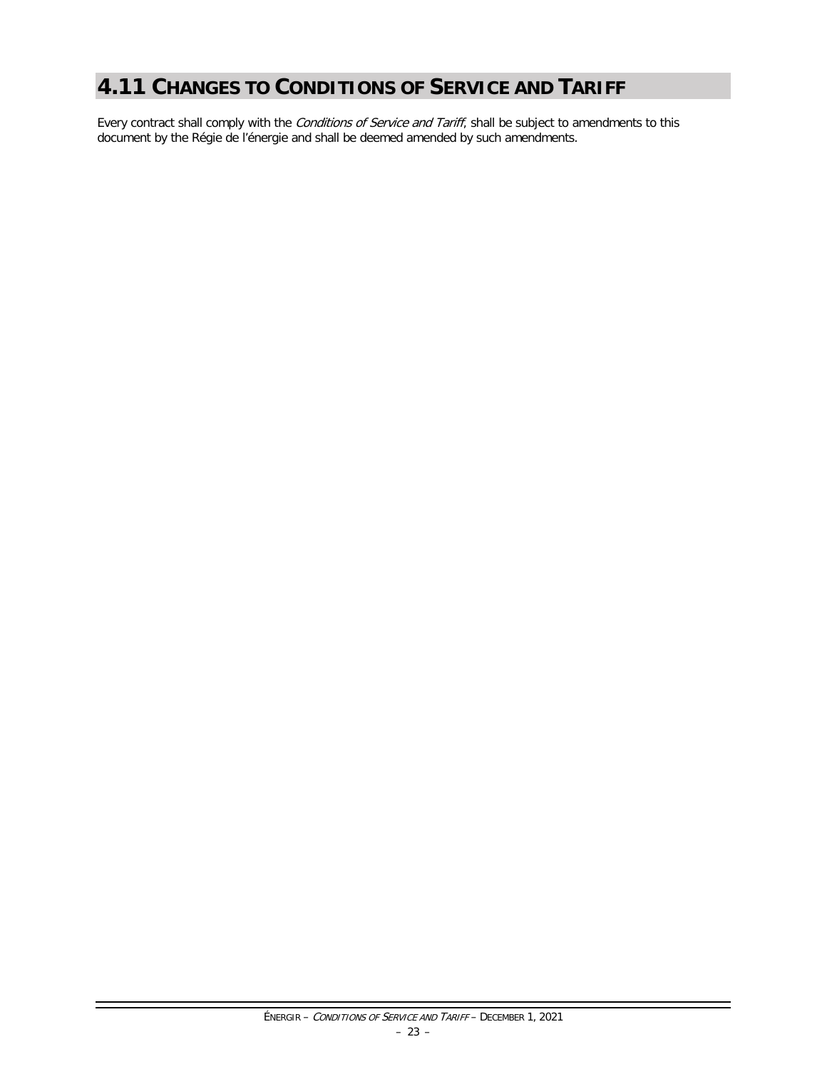# 4.11 CHANGES TO CONDITIONS OF SERVICE AND TARIFF

Every contract shall comply with the *Conditions of Service and Tariff*, shall be subject to amendments to this document by the Régie de l'énergie and shall be deemed amended by such amendments.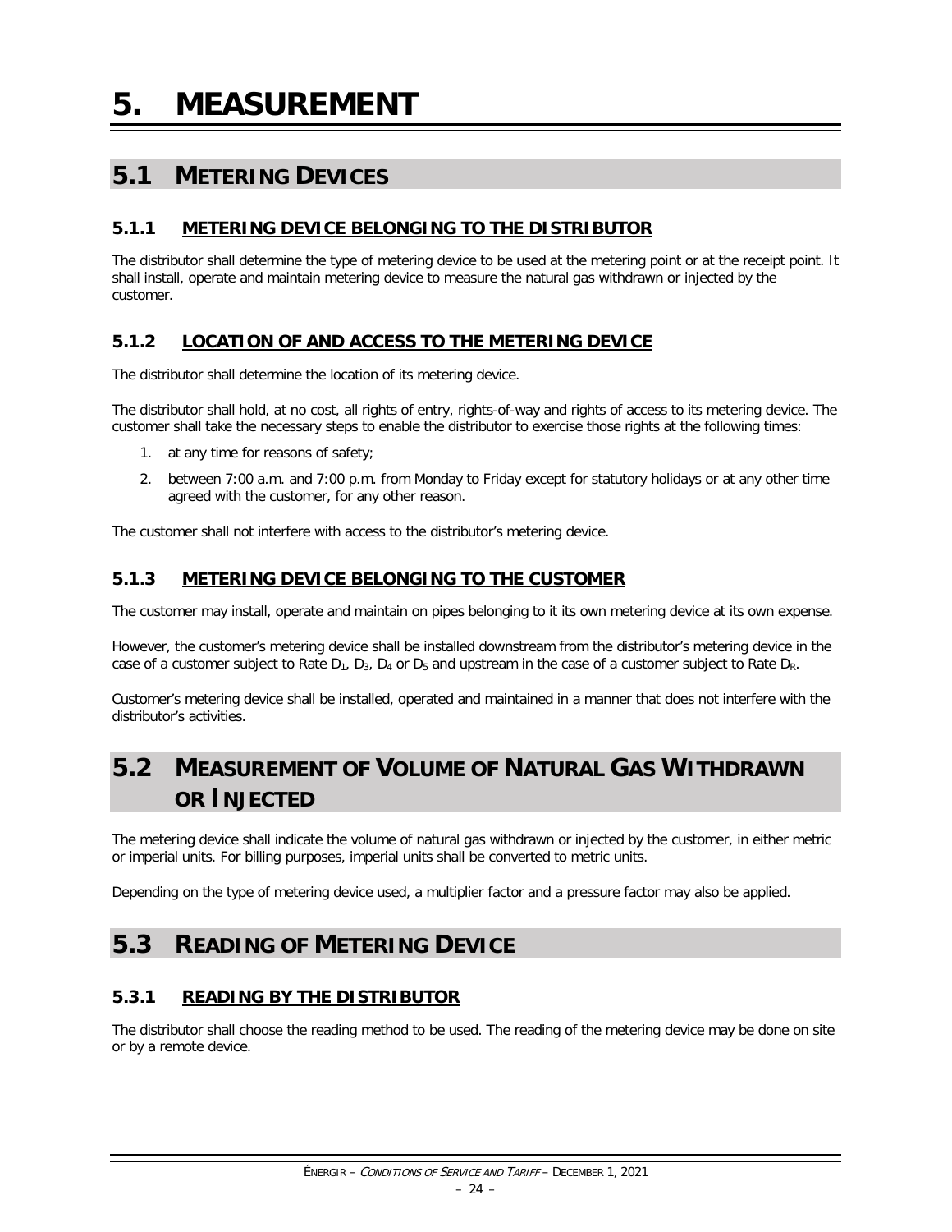# 5. MEASUREMENT

## 5.1 METERING DEVICES

### 5.1.1 METERING DEVICE BELONGING TO THE DISTRIBUTOR

The distributor shall determine the type of metering device to be used at the metering point or at the receipt point. It shall install, operate and maintain metering device to measure the natural gas withdrawn or injected by the customer.

### 5.1.2 LOCATION OF AND ACCESS TO THE METERING DEVICE

The distributor shall determine the location of its metering device.

The distributor shall hold, at no cost, all rights of entry, rights-of-way and rights of access to its metering device. The customer shall take the necessary steps to enable the distributor to exercise those rights at the following times:

1. at any time for reasons of safety;
2. between 7:00 a.m. and 7:00 p.m. from Monday to Friday except for statutory holidays or at any other time agreed with the customer, for any other reason.

The customer shall not interfere with access to the distributor's metering device.

### 5.1.3 METERING DEVICE BELONGING TO THE CUSTOMER

The customer may install, operate and maintain on pipes belonging to it its own metering device at its own expense.

However, the customer's metering device shall be installed downstream from the distributor's metering device in the case of a customer subject to Rate $D_1$, $D_3$, $D_4$ or $D_5$ and upstream in the case of a customer subject to Rate $D_R$.

Customer's metering device shall be installed, operated and maintained in a manner that does not interfere with the distributor's activities.

## 5.2 MEASUREMENT OF VOLUME OF NATURAL GAS WITHDRAWN OR INJECTED

The metering device shall indicate the volume of natural gas withdrawn or injected by the customer, in either metric or imperial units. For billing purposes, imperial units shall be converted to metric units.

Depending on the type of metering device used, a multiplier factor and a pressure factor may also be applied.

## 5.3 READING OF METERING DEVICE

### 5.3.1 READING BY THE DISTRIBUTOR

The distributor shall choose the reading method to be used. The reading of the metering device may be done on site or by a remote device.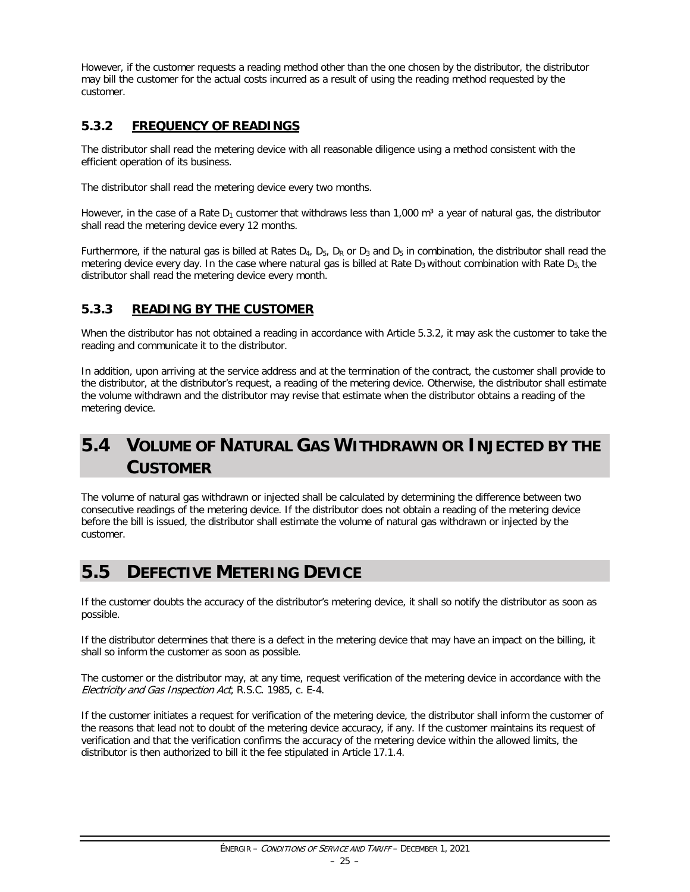However, if the customer requests a reading method other than the one chosen by the distributor, the distributor may bill the customer for the actual costs incurred as a result of using the reading method requested by the customer.

### 5.3.2 FREQUENCY OF READINGS

The distributor shall read the metering device with all reasonable diligence using a method consistent with the efficient operation of its business.

The distributor shall read the metering device every two months.

However, in the case of a Rate $D_1$ customer that withdraws less than 1,000 $m^3$ a year of natural gas, the distributor shall read the metering device every 12 months.

Furthermore, if the natural gas is billed at Rates $D_4$, $D_5$, $D_R$ or $D_3$ and $D_5$ in combination, the distributor shall read the metering device every day. In the case where natural gas is billed at Rate $D_3$ without combination with Rate $D_5$, the distributor shall read the metering device every month.

### 5.3.3 READING BY THE CUSTOMER

When the distributor has not obtained a reading in accordance with Article 5.3.2, it may ask the customer to take the reading and communicate it to the distributor.

In addition, upon arriving at the service address and at the termination of the contract, the customer shall provide to the distributor, at the distributor's request, a reading of the metering device. Otherwise, the distributor shall estimate the volume withdrawn and the distributor may revise that estimate when the distributor obtains a reading of the metering device.

## 5.4 VOLUME OF NATURAL GAS WITHDRAWN OR INJECTED BY THE CUSTOMER

The volume of natural gas withdrawn or injected shall be calculated by determining the difference between two consecutive readings of the metering device. If the distributor does not obtain a reading of the metering device before the bill is issued, the distributor shall estimate the volume of natural gas withdrawn or injected by the customer.

## 5.5 DEFECTIVE METERING DEVICE

If the customer doubts the accuracy of the distributor's metering device, it shall so notify the distributor as soon as possible.

If the distributor determines that there is a defect in the metering device that may have an impact on the billing, it shall so inform the customer as soon as possible.

The customer or the distributor may, at any time, request verification of the metering device in accordance with the *Electricity and Gas Inspection Act*, R.S.C. 1985, c. E-4.

If the customer initiates a request for verification of the metering device, the distributor shall inform the customer of the reasons that lead not to doubt of the metering device accuracy, if any. If the customer maintains its request of verification and that the verification confirms the accuracy of the metering device within the allowed limits, the distributor is then authorized to bill it the fee stipulated in Article 17.1.4.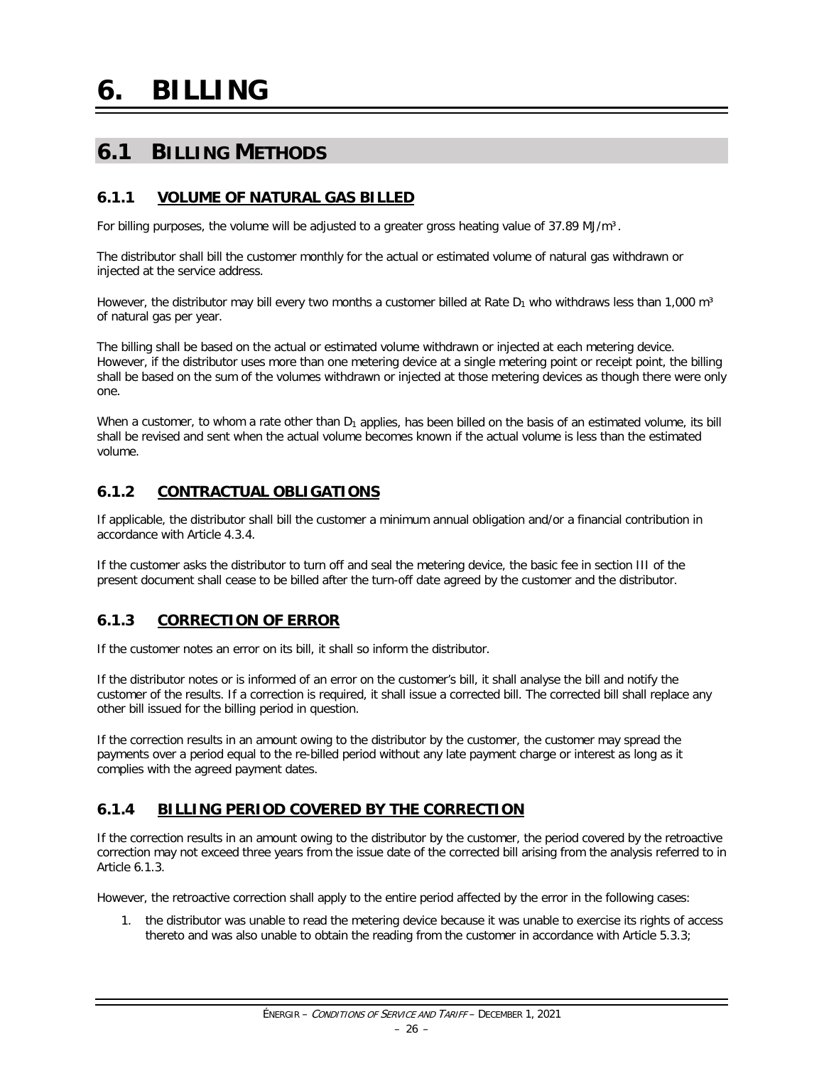# 6. BILLING

## 6.1 BILLING METHODS

### 6.1.1 VOLUME OF NATURAL GAS BILLED

For billing purposes, the volume will be adjusted to a greater gross heating value of 37.89 MJ/m³.

The distributor shall bill the customer monthly for the actual or estimated volume of natural gas withdrawn or injected at the service address.

However, the distributor may bill every two months a customer billed at Rate $D_1$ who withdraws less than 1,000 m³ of natural gas per year.

The billing shall be based on the actual or estimated volume withdrawn or injected at each metering device. However, if the distributor uses more than one metering device at a single metering point or receipt point, the billing shall be based on the sum of the volumes withdrawn or injected at those metering devices as though there were only one.

When a customer, to whom a rate other than $D_1$ applies, has been billed on the basis of an estimated volume, its bill shall be revised and sent when the actual volume becomes known if the actual volume is less than the estimated volume.

### 6.1.2 CONTRACTUAL OBLIGATIONS

If applicable, the distributor shall bill the customer a minimum annual obligation and/or a financial contribution in accordance with Article 4.3.4.

If the customer asks the distributor to turn off and seal the metering device, the basic fee in section III of the present document shall cease to be billed after the turn-off date agreed by the customer and the distributor.

### 6.1.3 CORRECTION OF ERROR

If the customer notes an error on its bill, it shall so inform the distributor.

If the distributor notes or is informed of an error on the customer's bill, it shall analyse the bill and notify the customer of the results. If a correction is required, it shall issue a corrected bill. The corrected bill shall replace any other bill issued for the billing period in question.

If the correction results in an amount owing to the distributor by the customer, the customer may spread the payments over a period equal to the re-billed period without any late payment charge or interest as long as it complies with the agreed payment dates.

### 6.1.4 BILLING PERIOD COVERED BY THE CORRECTION

If the correction results in an amount owing to the distributor by the customer, the period covered by the retroactive correction may not exceed three years from the issue date of the corrected bill arising from the analysis referred to in Article 6.1.3.

However, the retroactive correction shall apply to the entire period affected by the error in the following cases:

1. the distributor was unable to read the metering device because it was unable to exercise its rights of access thereto and was also unable to obtain the reading from the customer in accordance with Article 5.3.3;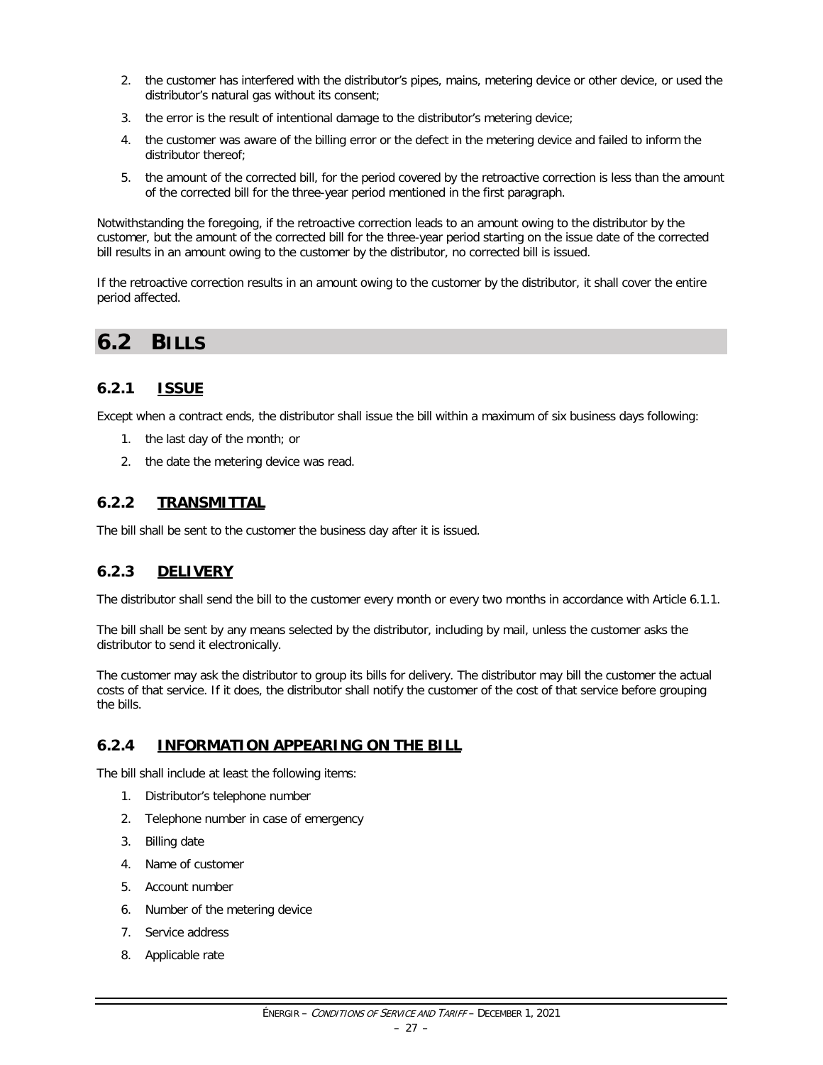2. the customer has interfered with the distributor's pipes, mains, metering device or other device, or used the distributor's natural gas without its consent;
3. the error is the result of intentional damage to the distributor's metering device;
4. the customer was aware of the billing error or the defect in the metering device and failed to inform the distributor thereof;
5. the amount of the corrected bill, for the period covered by the retroactive correction is less than the amount of the corrected bill for the three-year period mentioned in the first paragraph.

Notwithstanding the foregoing, if the retroactive correction leads to an amount owing to the distributor by the customer, but the amount of the corrected bill for the three-year period starting on the issue date of the corrected bill results in an amount owing to the customer by the distributor, no corrected bill is issued.

If the retroactive correction results in an amount owing to the customer by the distributor, it shall cover the entire period affected.

# 6.2 BILLS

## 6.2.1 ISSUE

Except when a contract ends, the distributor shall issue the bill within a maximum of six business days following:

1. the last day of the month; or
2. the date the metering device was read.

## 6.2.2 TRANSMITTAL

The bill shall be sent to the customer the business day after it is issued.

## 6.2.3 DELIVERY

The distributor shall send the bill to the customer every month or every two months in accordance with Article 6.1.1.

The bill shall be sent by any means selected by the distributor, including by mail, unless the customer asks the distributor to send it electronically.

The customer may ask the distributor to group its bills for delivery. The distributor may bill the customer the actual costs of that service. If it does, the distributor shall notify the customer of the cost of that service before grouping the bills.

## 6.2.4 INFORMATION APPEARING ON THE BILL

The bill shall include at least the following items:

1. Distributor's telephone number
2. Telephone number in case of emergency
3. Billing date
4. Name of customer
5. Account number
6. Number of the metering device
7. Service address
8. Applicable rate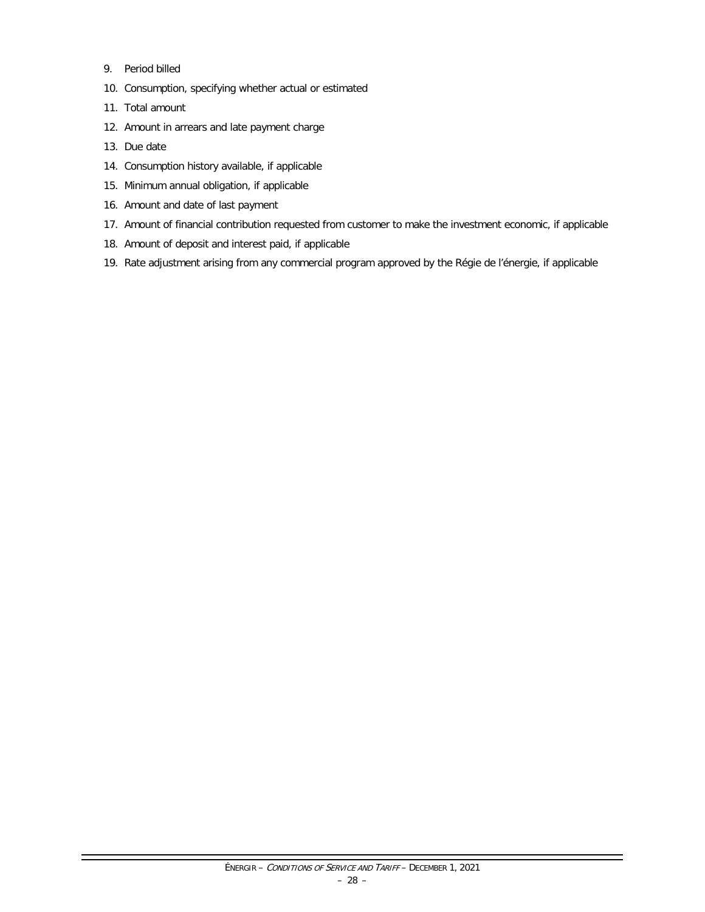9. Period billed
10. Consumption, specifying whether actual or estimated
11. Total amount
12. Amount in arrears and late payment charge
13. Due date
14. Consumption history available, if applicable
15. Minimum annual obligation, if applicable
16. Amount and date of last payment
17. Amount of financial contribution requested from customer to make the investment economic, if applicable
18. Amount of deposit and interest paid, if applicable
19. Rate adjustment arising from any commercial program approved by the Régie de l'énergie, if applicable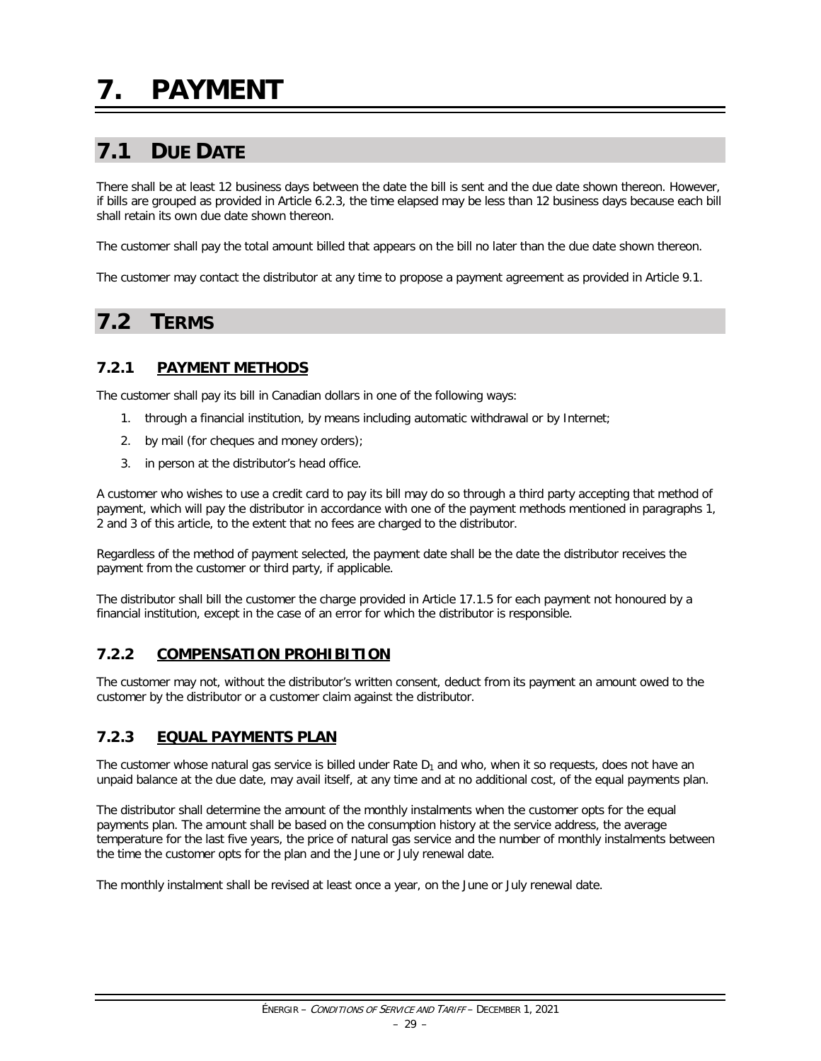# 7. PAYMENT

## 7.1 DUE DATE

There shall be at least 12 business days between the date the bill is sent and the due date shown thereon. However, if bills are grouped as provided in Article 6.2.3, the time elapsed may be less than 12 business days because each bill shall retain its own due date shown thereon.

The customer shall pay the total amount billed that appears on the bill no later than the due date shown thereon.

The customer may contact the distributor at any time to propose a payment agreement as provided in Article 9.1.

## 7.2 TERMS

### 7.2.1 PAYMENT METHODS

The customer shall pay its bill in Canadian dollars in one of the following ways:

1. through a financial institution, by means including automatic withdrawal or by Internet;
2. by mail (for cheques and money orders);
3. in person at the distributor's head office.

A customer who wishes to use a credit card to pay its bill may do so through a third party accepting that method of payment, which will pay the distributor in accordance with one of the payment methods mentioned in paragraphs 1, 2 and 3 of this article, to the extent that no fees are charged to the distributor.

Regardless of the method of payment selected, the payment date shall be the date the distributor receives the payment from the customer or third party, if applicable.

The distributor shall bill the customer the charge provided in Article 17.1.5 for each payment not honoured by a financial institution, except in the case of an error for which the distributor is responsible.

### 7.2.2 COMPENSATION PROHIBITION

The customer may not, without the distributor's written consent, deduct from its payment an amount owed to the customer by the distributor or a customer claim against the distributor.

### 7.2.3 EQUAL PAYMENTS PLAN

The customer whose natural gas service is billed under Rate $D_1$ and who, when it so requests, does not have an unpaid balance at the due date, may avail itself, at any time and at no additional cost, of the equal payments plan.

The distributor shall determine the amount of the monthly instalments when the customer opts for the equal payments plan. The amount shall be based on the consumption history at the service address, the average temperature for the last five years, the price of natural gas service and the number of monthly instalments between the time the customer opts for the plan and the June or July renewal date.

The monthly instalment shall be revised at least once a year, on the June or July renewal date.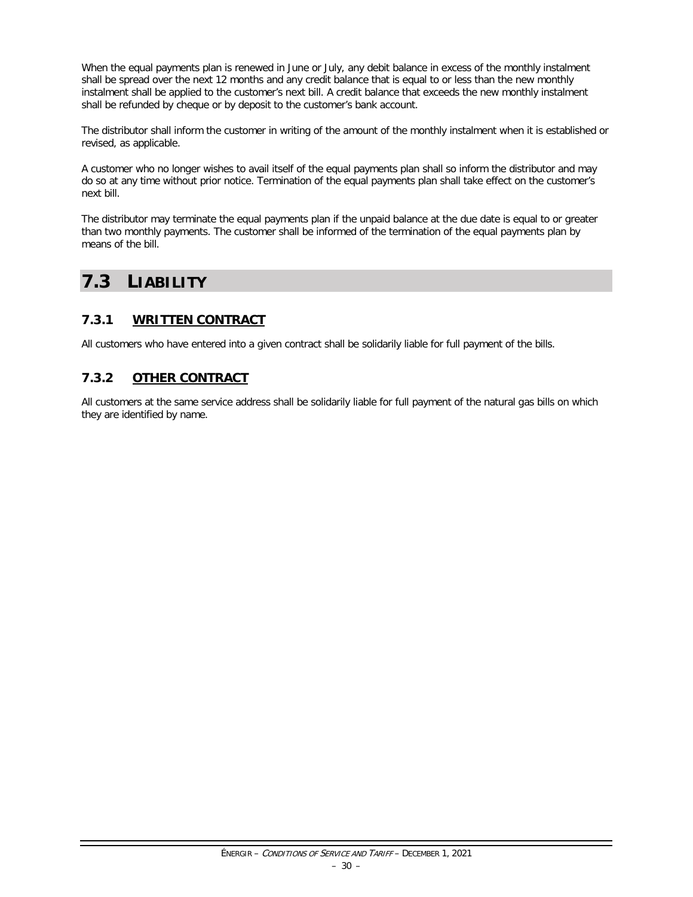When the equal payments plan is renewed in June or July, any debit balance in excess of the monthly instalment shall be spread over the next 12 months and any credit balance that is equal to or less than the new monthly instalment shall be applied to the customer's next bill. A credit balance that exceeds the new monthly instalment shall be refunded by cheque or by deposit to the customer's bank account.

The distributor shall inform the customer in writing of the amount of the monthly instalment when it is established or revised, as applicable.

A customer who no longer wishes to avail itself of the equal payments plan shall so inform the distributor and may do so at any time without prior notice. Termination of the equal payments plan shall take effect on the customer's next bill.

The distributor may terminate the equal payments plan if the unpaid balance at the due date is equal to or greater than two monthly payments. The customer shall be informed of the termination of the equal payments plan by means of the bill.

## 7.3 LIABILITY

### 7.3.1 WRITTEN CONTRACT

All customers who have entered into a given contract shall be solidarily liable for full payment of the bills.

### 7.3.2 OTHER CONTRACT

All customers at the same service address shall be solidarily liable for full payment of the natural gas bills on which they are identified by name.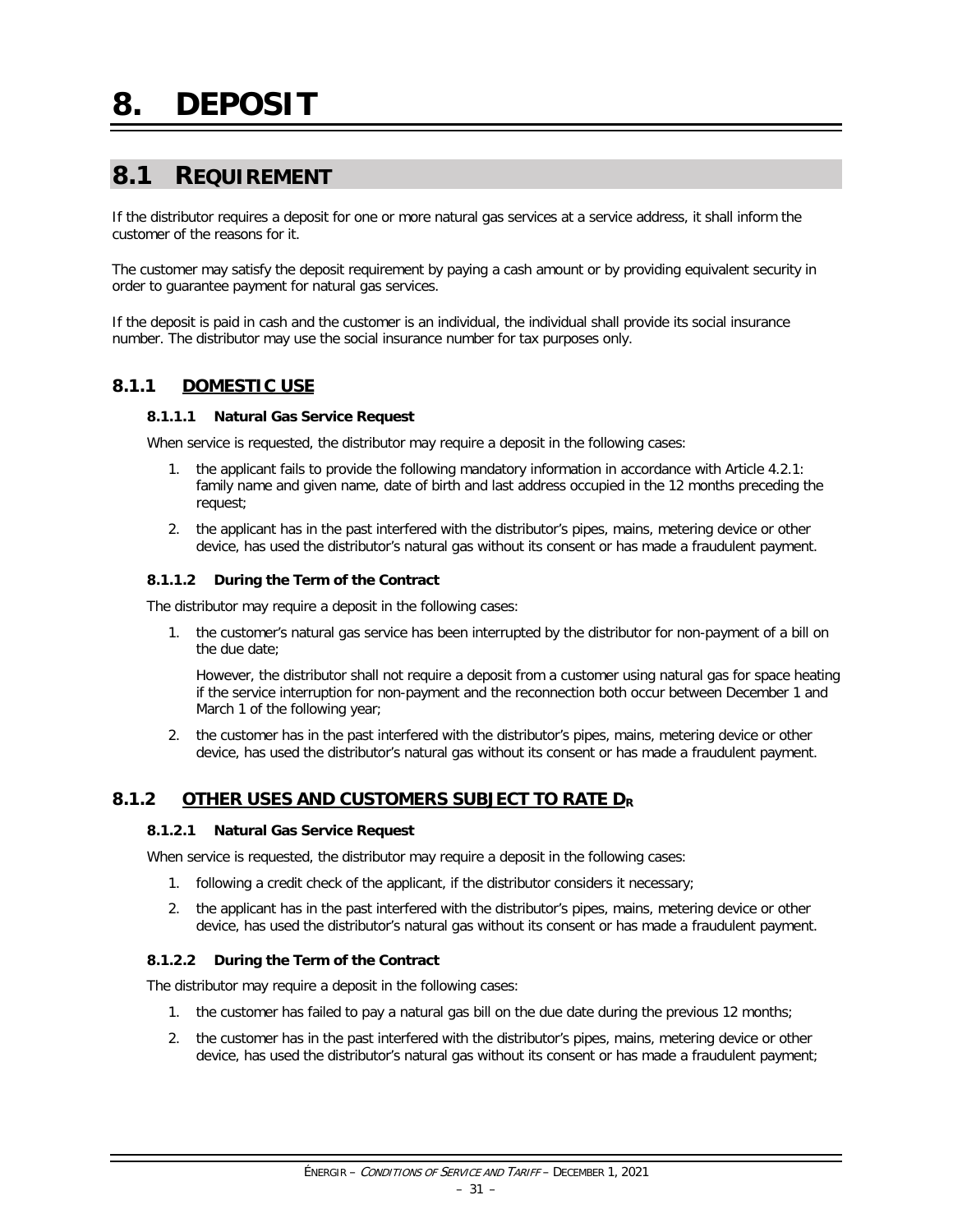# 8. DEPOSIT

## 8.1 REQUIREMENT

If the distributor requires a deposit for one or more natural gas services at a service address, it shall inform the customer of the reasons for it.

The customer may satisfy the deposit requirement by paying a cash amount or by providing equivalent security in order to guarantee payment for natural gas services.

If the deposit is paid in cash and the customer is an individual, the individual shall provide its social insurance number. The distributor may use the social insurance number for tax purposes only.

### 8.1.1 DOMESTIC USE

#### 8.1.1.1 Natural Gas Service Request

When service is requested, the distributor may require a deposit in the following cases:

1. the applicant fails to provide the following mandatory information in accordance with Article 4.2.1: family name and given name, date of birth and last address occupied in the 12 months preceding the request;
2. the applicant has in the past interfered with the distributor's pipes, mains, metering device or other device, has used the distributor's natural gas without its consent or has made a fraudulent payment.

#### 8.1.1.2 During the Term of the Contract

The distributor may require a deposit in the following cases:

1. the customer's natural gas service has been interrupted by the distributor for non-payment of a bill on the due date;

   However, the distributor shall not require a deposit from a customer using natural gas for space heating if the service interruption for non-payment and the reconnection both occur between December 1 and March 1 of the following year;
2. the customer has in the past interfered with the distributor's pipes, mains, metering device or other device, has used the distributor's natural gas without its consent or has made a fraudulent payment.

### 8.1.2 OTHER USES AND CUSTOMERS SUBJECT TO RATE $D_R$

#### 8.1.2.1 Natural Gas Service Request

When service is requested, the distributor may require a deposit in the following cases:

1. following a credit check of the applicant, if the distributor considers it necessary;
2. the applicant has in the past interfered with the distributor's pipes, mains, metering device or other device, has used the distributor's natural gas without its consent or has made a fraudulent payment.

#### 8.1.2.2 During the Term of the Contract

The distributor may require a deposit in the following cases:

1. the customer has failed to pay a natural gas bill on the due date during the previous 12 months;
2. the customer has in the past interfered with the distributor's pipes, mains, metering device or other device, has used the distributor's natural gas without its consent or has made a fraudulent payment;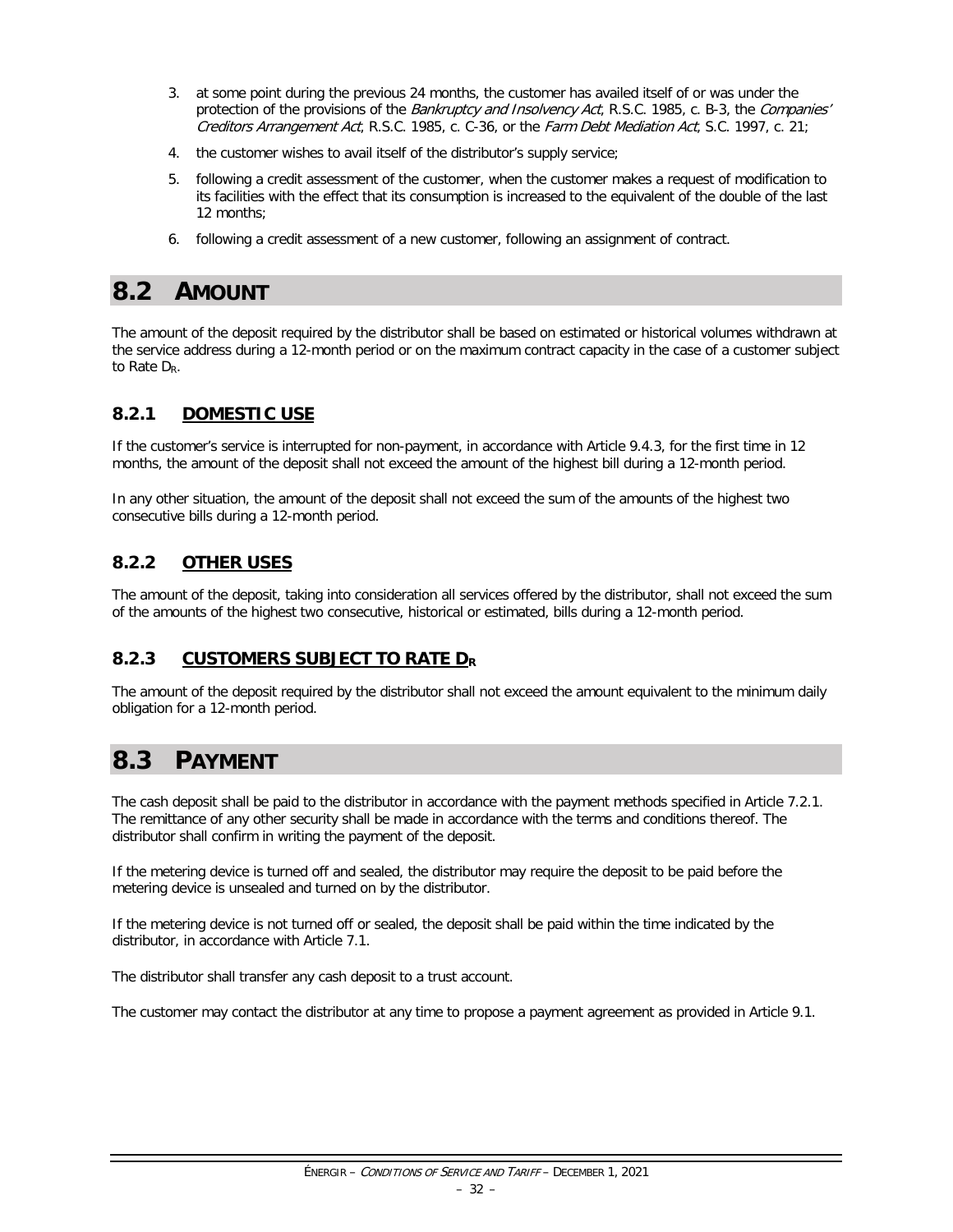3. at some point during the previous 24 months, the customer has availed itself of or was under the protection of the provisions of the *Bankruptcy and Insolvency Act*, R.S.C. 1985, c. B-3, the *Companies' Creditors Arrangement Act*, R.S.C. 1985, c. C-36, or the *Farm Debt Mediation Act*, S.C. 1997, c. 21;
4. the customer wishes to avail itself of the distributor's supply service;
5. following a credit assessment of the customer, when the customer makes a request of modification to its facilities with the effect that its consumption is increased to the equivalent of the double of the last 12 months;
6. following a credit assessment of a new customer, following an assignment of contract.

# 8.2 AMOUNT

The amount of the deposit required by the distributor shall be based on estimated or historical volumes withdrawn at the service address during a 12-month period or on the maximum contract capacity in the case of a customer subject to Rate $D_R$.

## 8.2.1 DOMESTIC USE

If the customer's service is interrupted for non-payment, in accordance with Article 9.4.3, for the first time in 12 months, the amount of the deposit shall not exceed the amount of the highest bill during a 12-month period.

In any other situation, the amount of the deposit shall not exceed the sum of the amounts of the highest two consecutive bills during a 12-month period.

## 8.2.2 OTHER USES

The amount of the deposit, taking into consideration all services offered by the distributor, shall not exceed the sum of the amounts of the highest two consecutive, historical or estimated, bills during a 12-month period.

## 8.2.3 CUSTOMERS SUBJECT TO RATE $D_R$

The amount of the deposit required by the distributor shall not exceed the amount equivalent to the minimum daily obligation for a 12-month period.

# 8.3 PAYMENT

The cash deposit shall be paid to the distributor in accordance with the payment methods specified in Article 7.2.1. The remittance of any other security shall be made in accordance with the terms and conditions thereof. The distributor shall confirm in writing the payment of the deposit.

If the metering device is turned off and sealed, the distributor may require the deposit to be paid before the metering device is unsealed and turned on by the distributor.

If the metering device is not turned off or sealed, the deposit shall be paid within the time indicated by the distributor, in accordance with Article 7.1.

The distributor shall transfer any cash deposit to a trust account.

The customer may contact the distributor at any time to propose a payment agreement as provided in Article 9.1.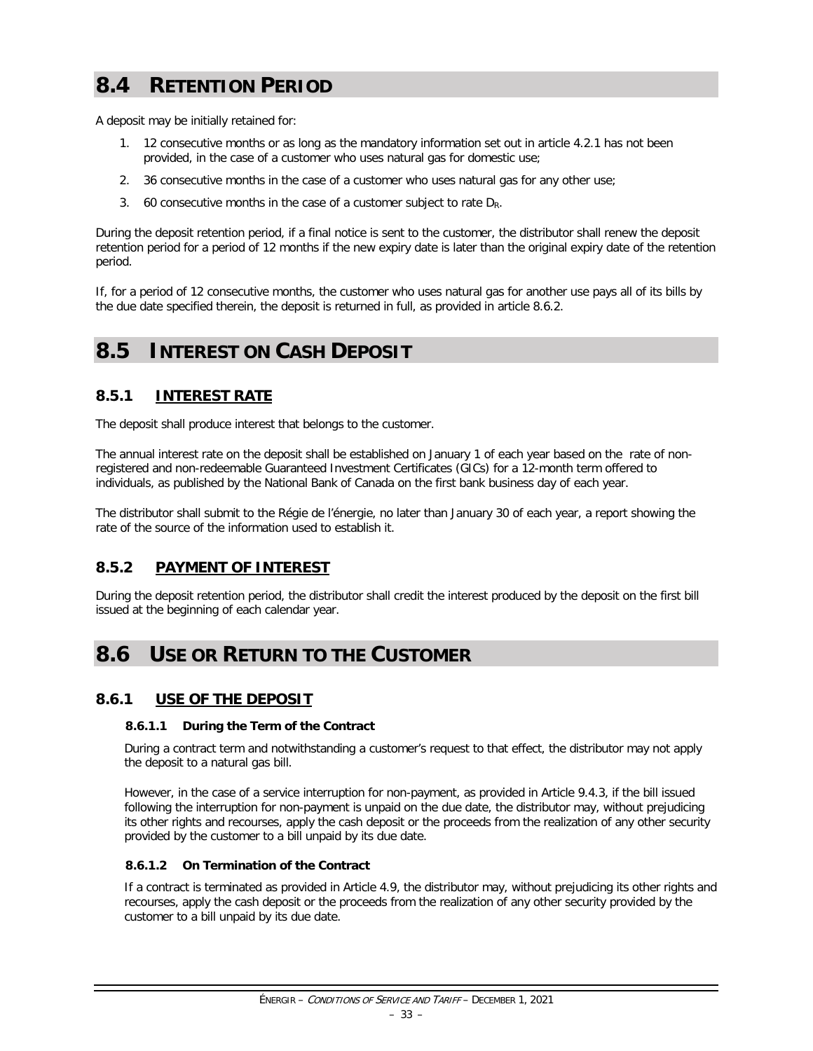## 8.4 RETENTION PERIOD

A deposit may be initially retained for:

1. 12 consecutive months or as long as the mandatory information set out in article 4.2.1 has not been provided, in the case of a customer who uses natural gas for domestic use;
2. 36 consecutive months in the case of a customer who uses natural gas for any other use;
3. 60 consecutive months in the case of a customer subject to rate $D_R$.

During the deposit retention period, if a final notice is sent to the customer, the distributor shall renew the deposit retention period for a period of 12 months if the new expiry date is later than the original expiry date of the retention period.

If, for a period of 12 consecutive months, the customer who uses natural gas for another use pays all of its bills by the due date specified therein, the deposit is returned in full, as provided in article 8.6.2.

## 8.5 INTEREST ON CASH DEPOSIT

### 8.5.1 INTEREST RATE

The deposit shall produce interest that belongs to the customer.

The annual interest rate on the deposit shall be established on January 1 of each year based on the rate of non-registered and non-redeemable Guaranteed Investment Certificates (GICs) for a 12-month term offered to individuals, as published by the National Bank of Canada on the first bank business day of each year.

The distributor shall submit to the Régie de l'énergie, no later than January 30 of each year, a report showing the rate of the source of the information used to establish it.

### 8.5.2 PAYMENT OF INTEREST

During the deposit retention period, the distributor shall credit the interest produced by the deposit on the first bill issued at the beginning of each calendar year.

## 8.6 USE OR RETURN TO THE CUSTOMER

### 8.6.1 USE OF THE DEPOSIT

#### 8.6.1.1 During the Term of the Contract

During a contract term and notwithstanding a customer's request to that effect, the distributor may not apply the deposit to a natural gas bill.

However, in the case of a service interruption for non-payment, as provided in Article 9.4.3, if the bill issued following the interruption for non-payment is unpaid on the due date, the distributor may, without prejudicing its other rights and recourses, apply the cash deposit or the proceeds from the realization of any other security provided by the customer to a bill unpaid by its due date.

#### 8.6.1.2 On Termination of the Contract

If a contract is terminated as provided in Article 4.9, the distributor may, without prejudicing its other rights and recourses, apply the cash deposit or the proceeds from the realization of any other security provided by the customer to a bill unpaid by its due date.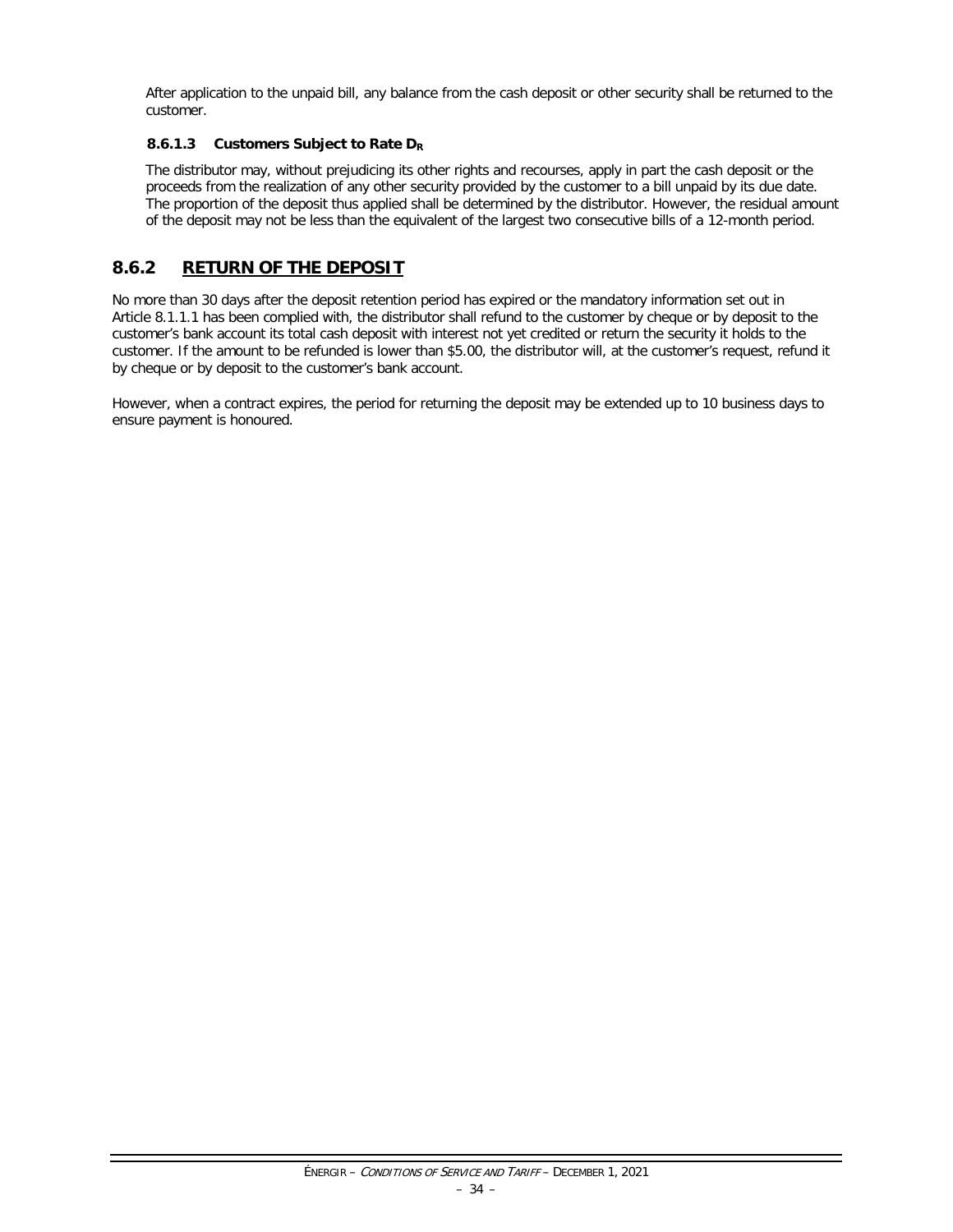After application to the unpaid bill, any balance from the cash deposit or other security shall be returned to the customer.

#### 8.6.1.3 Customers Subject to Rate $D_R$

The distributor may, without prejudicing its other rights and recourses, apply in part the cash deposit or the proceeds from the realization of any other security provided by the customer to a bill unpaid by its due date. The proportion of the deposit thus applied shall be determined by the distributor. However, the residual amount of the deposit may not be less than the equivalent of the largest two consecutive bills of a 12-month period.

## 8.6.2 RETURN OF THE DEPOSIT

No more than 30 days after the deposit retention period has expired or the mandatory information set out in Article 8.1.1.1 has been complied with, the distributor shall refund to the customer by cheque or by deposit to the customer's bank account its total cash deposit with interest not yet credited or return the security it holds to the customer. If the amount to be refunded is lower than $5.00, the distributor will, at the customer's request, refund it by cheque or by deposit to the customer's bank account.

However, when a contract expires, the period for returning the deposit may be extended up to 10 business days to ensure payment is honoured.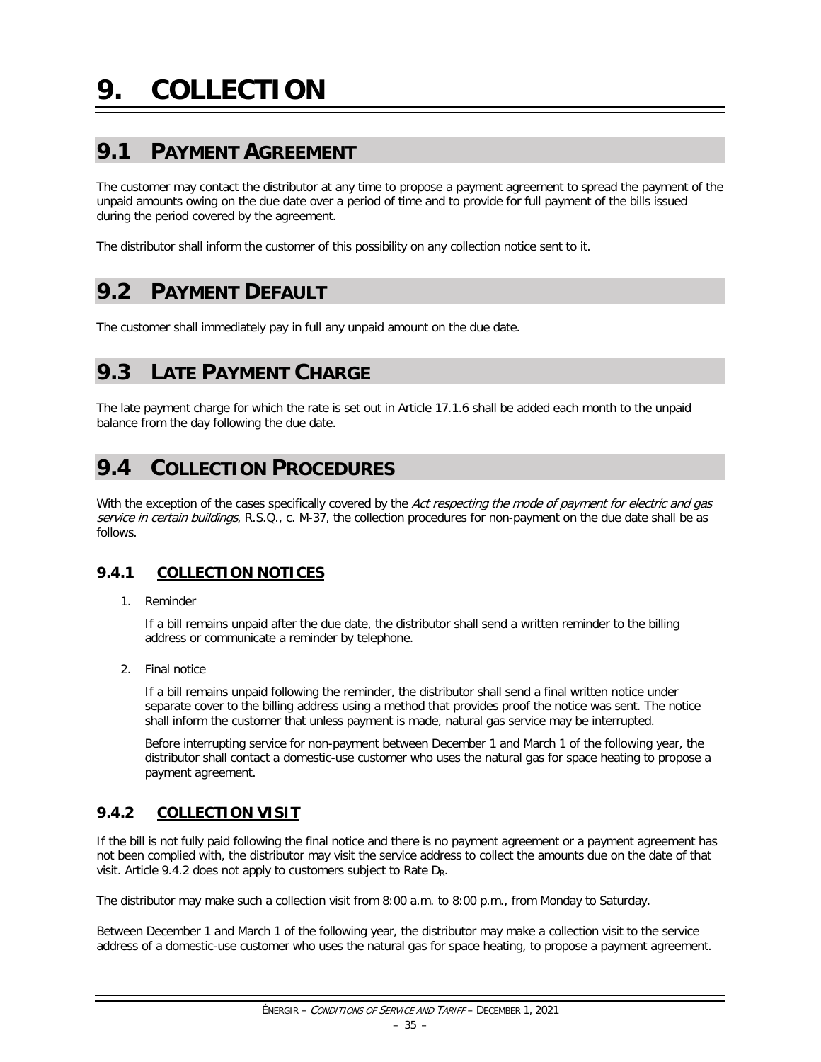# 9. COLLECTION

## 9.1 PAYMENT AGREEMENT

The customer may contact the distributor at any time to propose a payment agreement to spread the payment of the unpaid amounts owing on the due date over a period of time and to provide for full payment of the bills issued during the period covered by the agreement.

The distributor shall inform the customer of this possibility on any collection notice sent to it.

## 9.2 PAYMENT DEFAULT

The customer shall immediately pay in full any unpaid amount on the due date.

## 9.3 LATE PAYMENT CHARGE

The late payment charge for which the rate is set out in Article 17.1.6 shall be added each month to the unpaid balance from the day following the due date.

## 9.4 COLLECTION PROCEDURES

With the exception of the cases specifically covered by the *Act respecting the mode of payment for electric and gas service in certain buildings*, R.S.Q., c. M-37, the collection procedures for non-payment on the due date shall be as follows.

### 9.4.1 COLLECTION NOTICES

1. Reminder

   If a bill remains unpaid after the due date, the distributor shall send a written reminder to the billing address or communicate a reminder by telephone.

2. Final notice

   If a bill remains unpaid following the reminder, the distributor shall send a final written notice under separate cover to the billing address using a method that provides proof the notice was sent. The notice shall inform the customer that unless payment is made, natural gas service may be interrupted.

   Before interrupting service for non-payment between December 1 and March 1 of the following year, the distributor shall contact a domestic-use customer who uses the natural gas for space heating to propose a payment agreement.

### 9.4.2 COLLECTION VISIT

If the bill is not fully paid following the final notice and there is no payment agreement or a payment agreement has not been complied with, the distributor may visit the service address to collect the amounts due on the date of that visit. Article 9.4.2 does not apply to customers subject to Rate $D_R$.

The distributor may make such a collection visit from 8:00 a.m. to 8:00 p.m., from Monday to Saturday.

Between December 1 and March 1 of the following year, the distributor may make a collection visit to the service address of a domestic-use customer who uses the natural gas for space heating, to propose a payment agreement.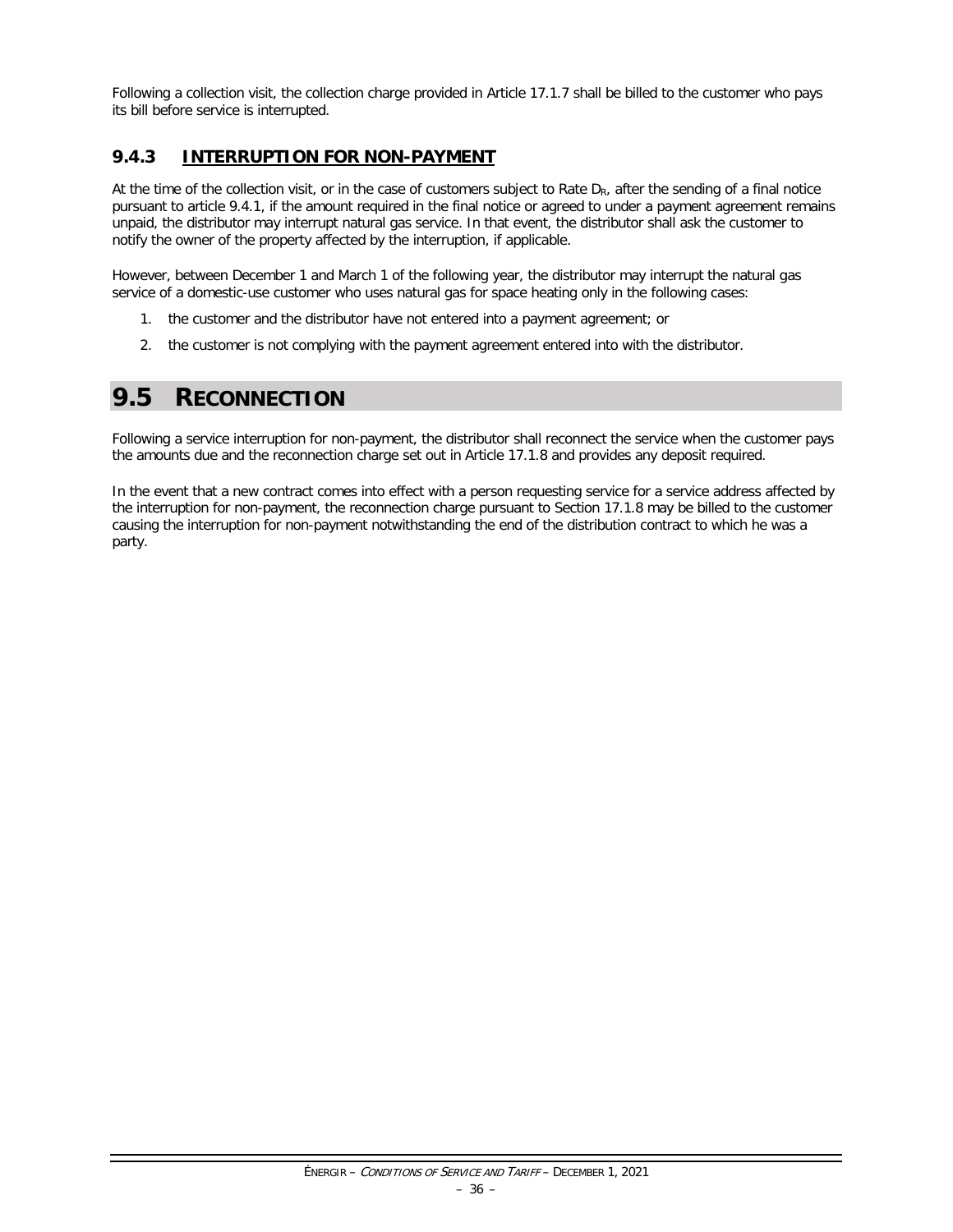Following a collection visit, the collection charge provided in Article 17.1.7 shall be billed to the customer who pays its bill before service is interrupted.

### 9.4.3 INTERRUPTION FOR NON-PAYMENT

At the time of the collection visit, or in the case of customers subject to Rate $D_R$, after the sending of a final notice pursuant to article 9.4.1, if the amount required in the final notice or agreed to under a payment agreement remains unpaid, the distributor may interrupt natural gas service. In that event, the distributor shall ask the customer to notify the owner of the property affected by the interruption, if applicable.

However, between December 1 and March 1 of the following year, the distributor may interrupt the natural gas service of a domestic-use customer who uses natural gas for space heating only in the following cases:

1. the customer and the distributor have not entered into a payment agreement; or
2. the customer is not complying with the payment agreement entered into with the distributor.

## 9.5 RECONNECTION

Following a service interruption for non-payment, the distributor shall reconnect the service when the customer pays the amounts due and the reconnection charge set out in Article 17.1.8 and provides any deposit required.

In the event that a new contract comes into effect with a person requesting service for a service address affected by the interruption for non-payment, the reconnection charge pursuant to Section 17.1.8 may be billed to the customer causing the interruption for non-payment notwithstanding the end of the distribution contract to which he was a party.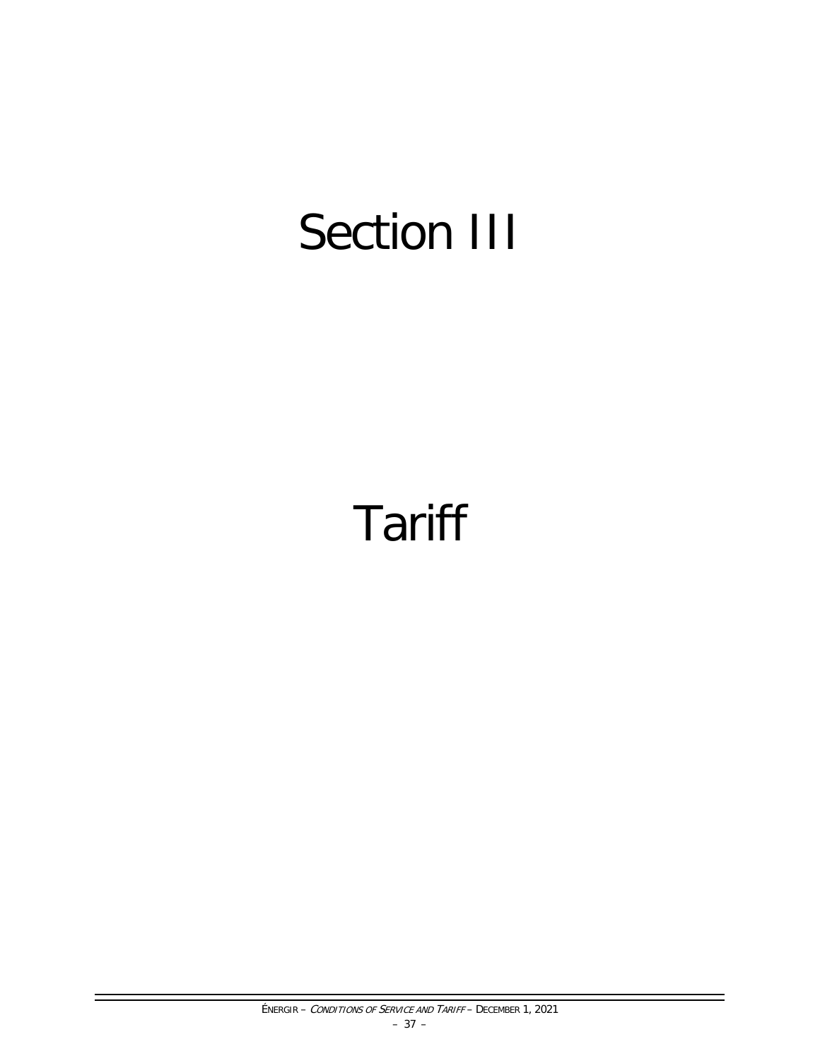# Section III

# Tariff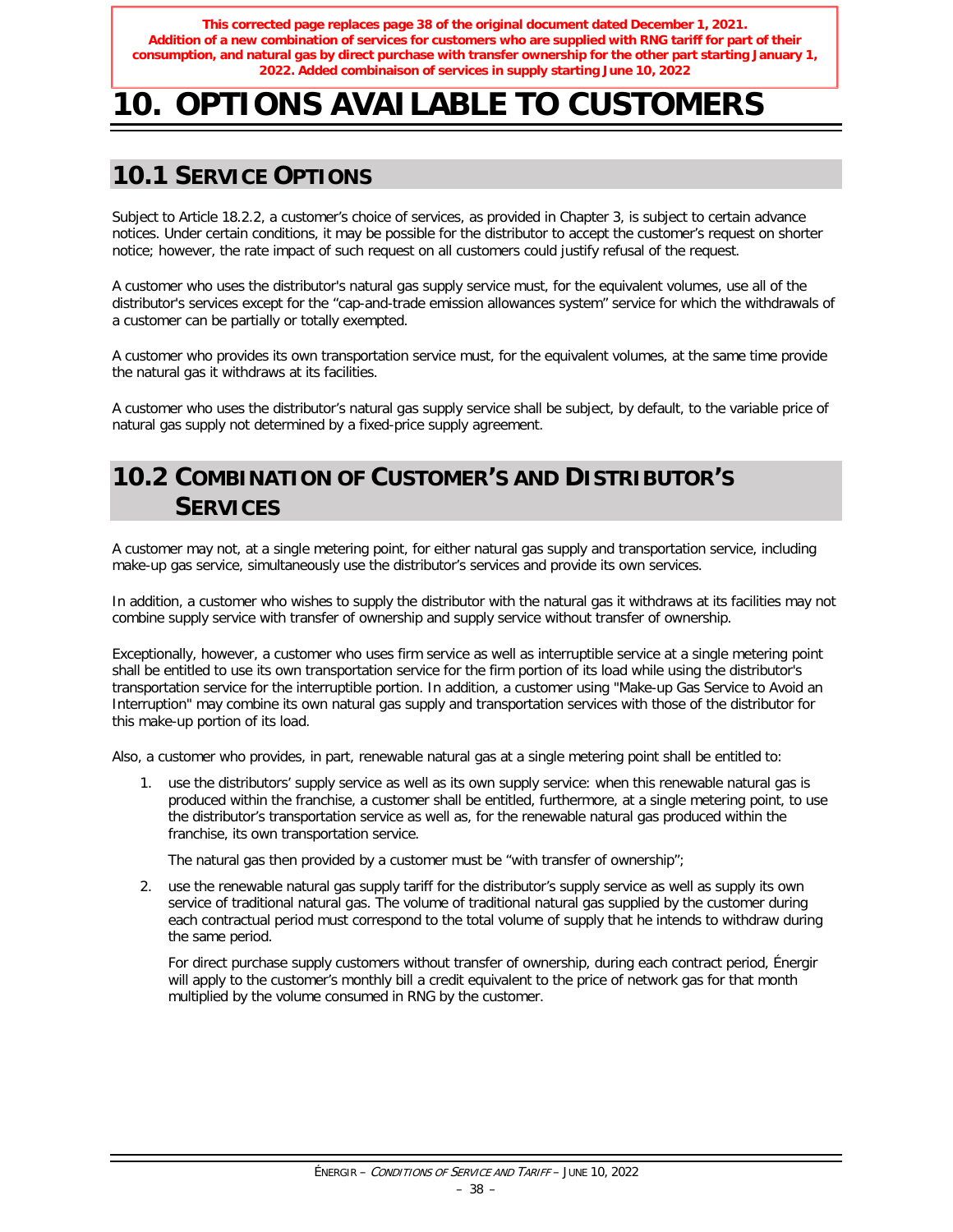**This corrected page replaces page 38 of the original document dated December 1, 2021. Addition of a new combination of services for customers who are supplied with RNG tariff for part of their consumption, and natural gas by direct purchase with transfer ownership for the other part starting January 1, 2022. Added combinaison of services in supply starting June 10, 2022**

# 10. OPTIONS AVAILABLE TO CUSTOMERS

## 10.1 SERVICE OPTIONS

Subject to Article 18.2.2, a customer's choice of services, as provided in Chapter 3, is subject to certain advance notices. Under certain conditions, it may be possible for the distributor to accept the customer's request on shorter notice; however, the rate impact of such request on all customers could justify refusal of the request.

A customer who uses the distributor's natural gas supply service must, for the equivalent volumes, use all of the distributor's services except for the "cap-and-trade emission allowances system" service for which the withdrawals of a customer can be partially or totally exempted.

A customer who provides its own transportation service must, for the equivalent volumes, at the same time provide the natural gas it withdraws at its facilities.

A customer who uses the distributor's natural gas supply service shall be subject, by default, to the variable price of natural gas supply not determined by a fixed-price supply agreement.

## 10.2 COMBINATION OF CUSTOMER'S AND DISTRIBUTOR'S SERVICES

A customer may not, at a single metering point, for either natural gas supply and transportation service, including make-up gas service, simultaneously use the distributor's services and provide its own services.

In addition, a customer who wishes to supply the distributor with the natural gas it withdraws at its facilities may not combine supply service with transfer of ownership and supply service without transfer of ownership.

Exceptionally, however, a customer who uses firm service as well as interruptible service at a single metering point shall be entitled to use its own transportation service for the firm portion of its load while using the distributor's transportation service for the interruptible portion. In addition, a customer using "Make-up Gas Service to Avoid an Interruption" may combine its own natural gas supply and transportation services with those of the distributor for this make-up portion of its load.

Also, a customer who provides, in part, renewable natural gas at a single metering point shall be entitled to:

1. use the distributors' supply service as well as its own supply service: when this renewable natural gas is produced within the franchise, a customer shall be entitled, furthermore, at a single metering point, to use the distributor's transportation service as well as, for the renewable natural gas produced within the franchise, its own transportation service.

   The natural gas then provided by a customer must be "with transfer of ownership";

2. use the renewable natural gas supply tariff for the distributor's supply service as well as supply its own service of traditional natural gas. The volume of traditional natural gas supplied by the customer during each contractual period must correspond to the total volume of supply that he intends to withdraw during the same period.

   For direct purchase supply customers without transfer of ownership, during each contract period, Énergir will apply to the customer's monthly bill a credit equivalent to the price of network gas for that month multiplied by the volume consumed in RNG by the customer.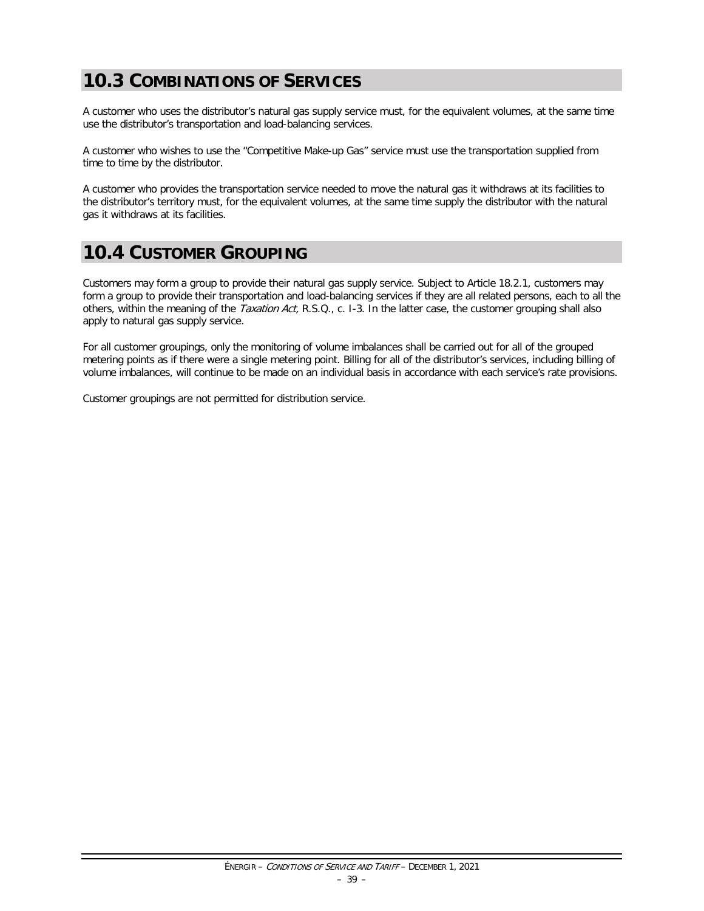## 10.3 Combinations of Services

A customer who uses the distributor's natural gas supply service must, for the equivalent volumes, at the same time use the distributor's transportation and load-balancing services.

A customer who wishes to use the "Competitive Make-up Gas" service must use the transportation supplied from time to time by the distributor.

A customer who provides the transportation service needed to move the natural gas it withdraws at its facilities to the distributor's territory must, for the equivalent volumes, at the same time supply the distributor with the natural gas it withdraws at its facilities.

## 10.4 Customer Grouping

Customers may form a group to provide their natural gas supply service. Subject to Article 18.2.1, customers may form a group to provide their transportation and load-balancing services if they are all related persons, each to all the others, within the meaning of the *Taxation Act,* R.S.Q., c. I-3. In the latter case, the customer grouping shall also apply to natural gas supply service.

For all customer groupings, only the monitoring of volume imbalances shall be carried out for all of the grouped metering points as if there were a single metering point. Billing for all of the distributor's services, including billing of volume imbalances, will continue to be made on an individual basis in accordance with each service's rate provisions.

Customer groupings are not permitted for distribution service.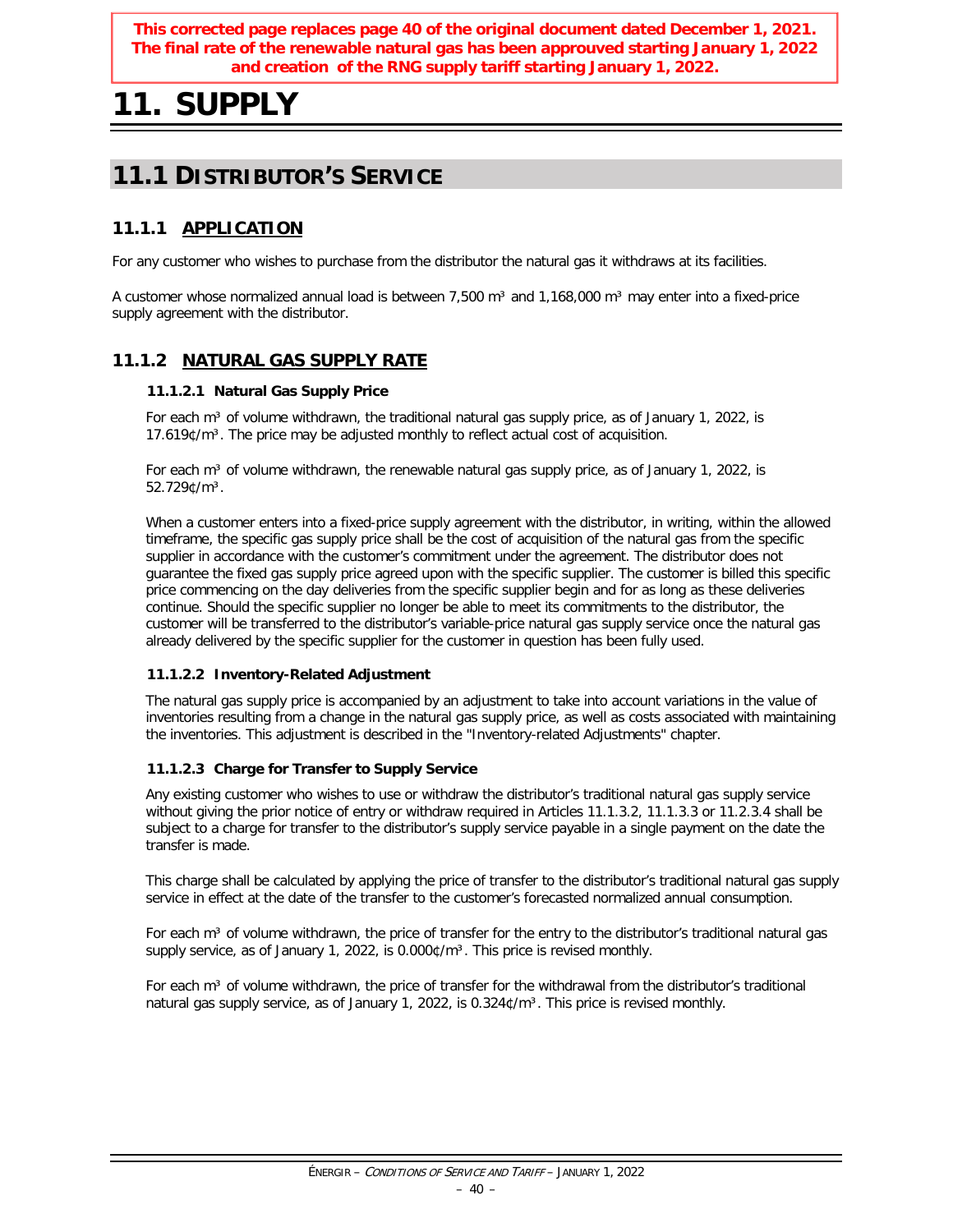**This corrected page replaces page 40 of the original document dated December 1, 2021. The final rate of the renewable natural gas has been approuved starting January 1, 2022 and creation of the RNG supply tariff starting January 1, 2022.**

# 11. SUPPLY

## 11.1 DISTRIBUTOR'S SERVICE

### 11.1.1 APPLICATION

For any customer who wishes to purchase from the distributor the natural gas it withdraws at its facilities.

A customer whose normalized annual load is between 7,500 m³ and 1,168,000 m³ may enter into a fixed-price supply agreement with the distributor.

### 11.1.2 NATURAL GAS SUPPLY RATE

#### 11.1.2.1 Natural Gas Supply Price

For each m³ of volume withdrawn, the traditional natural gas supply price, as of January 1, 2022, is 17.619¢/m³. The price may be adjusted monthly to reflect actual cost of acquisition.

For each m³ of volume withdrawn, the renewable natural gas supply price, as of January 1, 2022, is 52.729¢/m³.

When a customer enters into a fixed-price supply agreement with the distributor, in writing, within the allowed timeframe, the specific gas supply price shall be the cost of acquisition of the natural gas from the specific supplier in accordance with the customer's commitment under the agreement. The distributor does not guarantee the fixed gas supply price agreed upon with the specific supplier. The customer is billed this specific price commencing on the day deliveries from the specific supplier begin and for as long as these deliveries continue. Should the specific supplier no longer be able to meet its commitments to the distributor, the customer will be transferred to the distributor's variable-price natural gas supply service once the natural gas already delivered by the specific supplier for the customer in question has been fully used.

#### 11.1.2.2 Inventory-Related Adjustment

The natural gas supply price is accompanied by an adjustment to take into account variations in the value of inventories resulting from a change in the natural gas supply price, as well as costs associated with maintaining the inventories. This adjustment is described in the "Inventory-related Adjustments" chapter.

#### 11.1.2.3 Charge for Transfer to Supply Service

Any existing customer who wishes to use or withdraw the distributor's traditional natural gas supply service without giving the prior notice of entry or withdraw required in Articles 11.1.3.2, 11.1.3.3 or 11.2.3.4 shall be subject to a charge for transfer to the distributor's supply service payable in a single payment on the date the transfer is made.

This charge shall be calculated by applying the price of transfer to the distributor's traditional natural gas supply service in effect at the date of the transfer to the customer's forecasted normalized annual consumption.

For each m³ of volume withdrawn, the price of transfer for the entry to the distributor's traditional natural gas supply service, as of January 1, 2022, is 0.000¢/m³. This price is revised monthly.

For each m³ of volume withdrawn, the price of transfer for the withdrawal from the distributor's traditional natural gas supply service, as of January 1, 2022, is 0.324¢/m³. This price is revised monthly.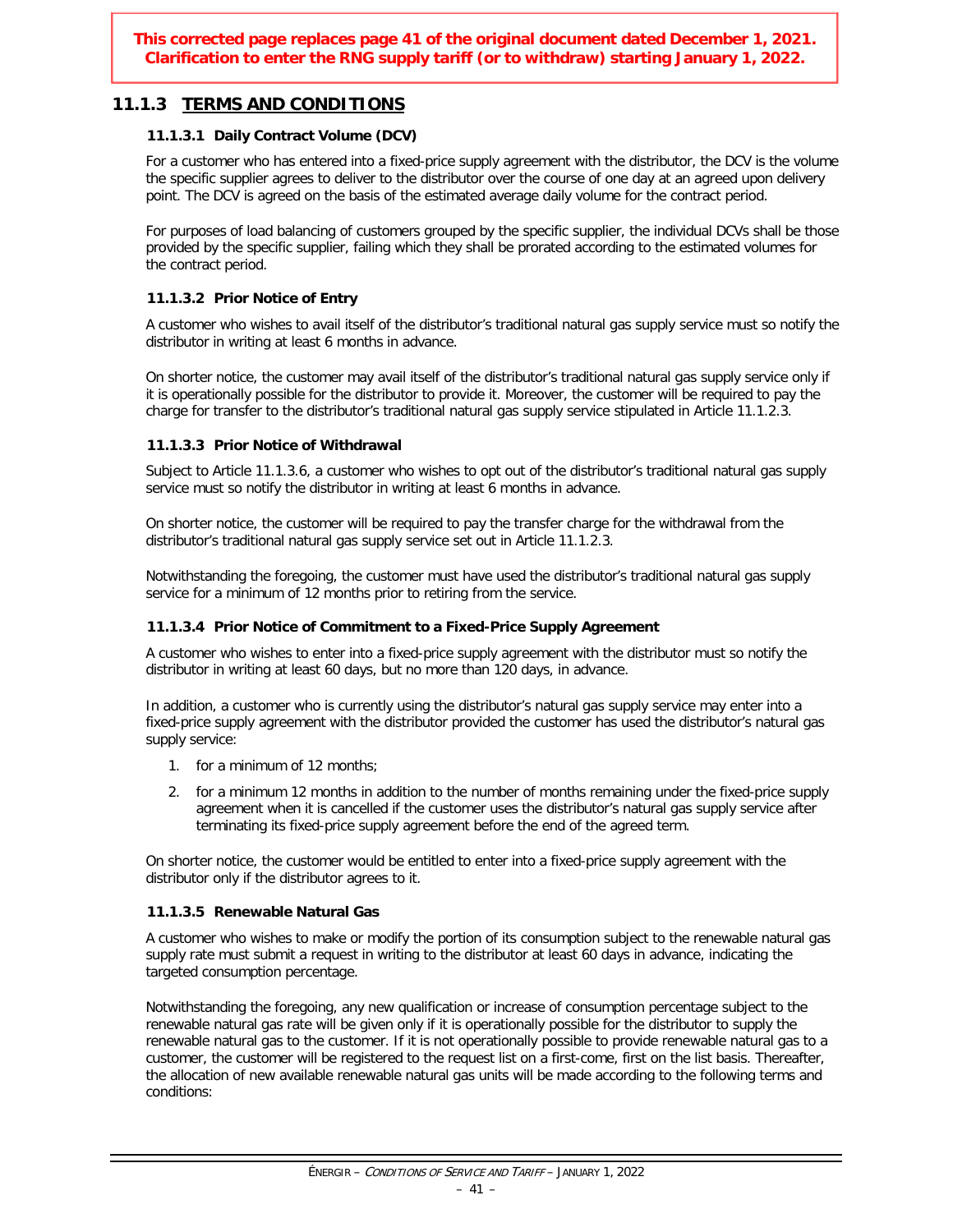**This corrected page replaces page 41 of the original document dated December 1, 2021. Clarification to enter the RNG supply tariff (or to withdraw) starting January 1, 2022.**

## 11.1.3 TERMS AND CONDITIONS

### 11.1.3.1 Daily Contract Volume (DCV)

For a customer who has entered into a fixed-price supply agreement with the distributor, the DCV is the volume the specific supplier agrees to deliver to the distributor over the course of one day at an agreed upon delivery point. The DCV is agreed on the basis of the estimated average daily volume for the contract period.

For purposes of load balancing of customers grouped by the specific supplier, the individual DCVs shall be those provided by the specific supplier, failing which they shall be prorated according to the estimated volumes for the contract period.

### 11.1.3.2 Prior Notice of Entry

A customer who wishes to avail itself of the distributor's traditional natural gas supply service must so notify the distributor in writing at least 6 months in advance.

On shorter notice, the customer may avail itself of the distributor's traditional natural gas supply service only if it is operationally possible for the distributor to provide it. Moreover, the customer will be required to pay the charge for transfer to the distributor's traditional natural gas supply service stipulated in Article 11.1.2.3.

### 11.1.3.3 Prior Notice of Withdrawal

Subject to Article 11.1.3.6, a customer who wishes to opt out of the distributor's traditional natural gas supply service must so notify the distributor in writing at least 6 months in advance.

On shorter notice, the customer will be required to pay the transfer charge for the withdrawal from the distributor's traditional natural gas supply service set out in Article 11.1.2.3.

Notwithstanding the foregoing, the customer must have used the distributor's traditional natural gas supply service for a minimum of 12 months prior to retiring from the service.

### 11.1.3.4 Prior Notice of Commitment to a Fixed-Price Supply Agreement

A customer who wishes to enter into a fixed-price supply agreement with the distributor must so notify the distributor in writing at least 60 days, but no more than 120 days, in advance.

In addition, a customer who is currently using the distributor's natural gas supply service may enter into a fixed-price supply agreement with the distributor provided the customer has used the distributor's natural gas supply service:

1. for a minimum of 12 months;
2. for a minimum 12 months in addition to the number of months remaining under the fixed-price supply agreement when it is cancelled if the customer uses the distributor's natural gas supply service after terminating its fixed-price supply agreement before the end of the agreed term.

On shorter notice, the customer would be entitled to enter into a fixed-price supply agreement with the distributor only if the distributor agrees to it.

### 11.1.3.5 Renewable Natural Gas

A customer who wishes to make or modify the portion of its consumption subject to the renewable natural gas supply rate must submit a request in writing to the distributor at least 60 days in advance, indicating the targeted consumption percentage.

Notwithstanding the foregoing, any new qualification or increase of consumption percentage subject to the renewable natural gas rate will be given only if it is operationally possible for the distributor to supply the renewable natural gas to the customer. If it is not operationally possible to provide renewable natural gas to a customer, the customer will be registered to the request list on a first-come, first on the list basis. Thereafter, the allocation of new available renewable natural gas units will be made according to the following terms and conditions: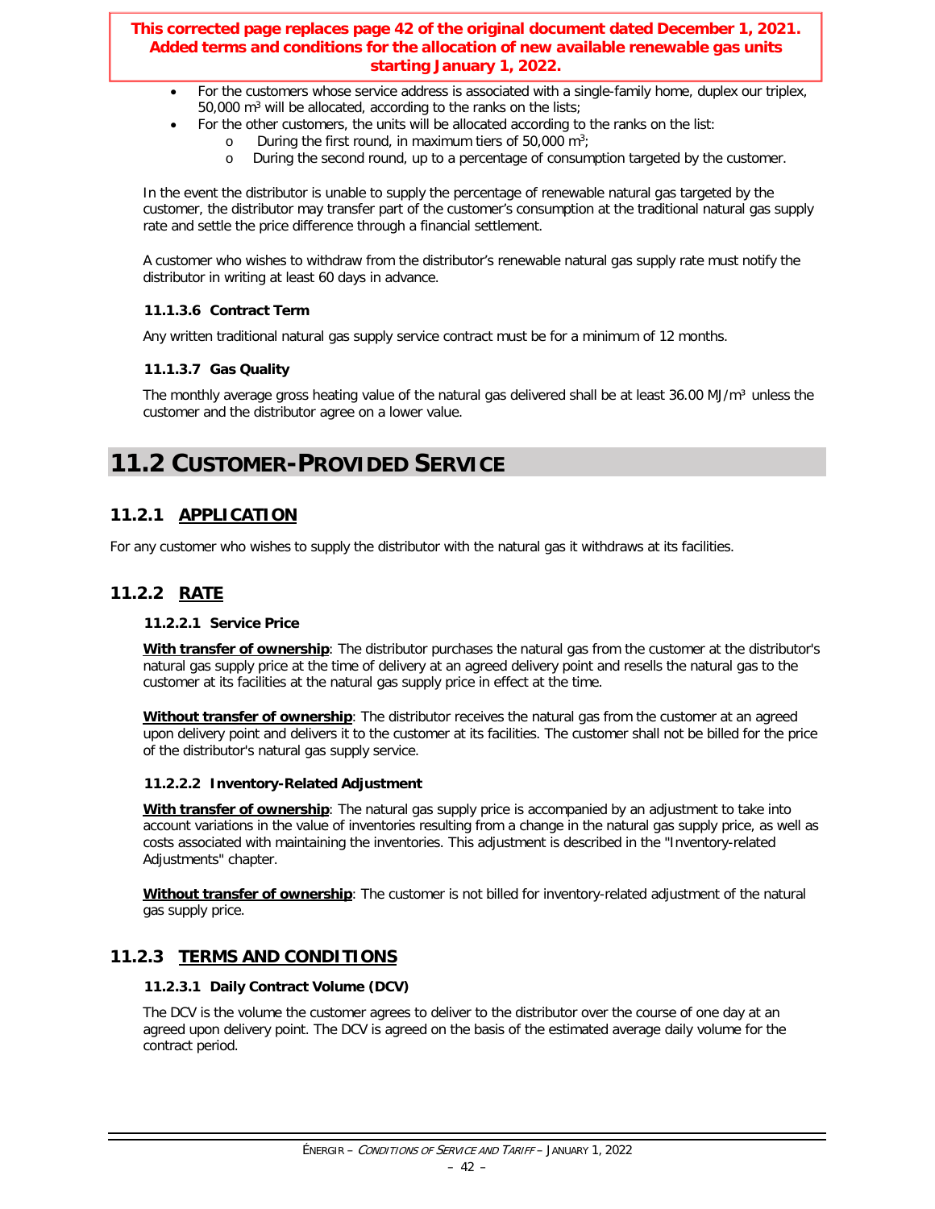**This corrected page replaces page 42 of the original document dated December 1, 2021. Added terms and conditions for the allocation of new available renewable gas units starting January 1, 2022.**

- For the customers whose service address is associated with a single-family home, duplex our triplex, 50,000 $m^3$ will be allocated, according to the ranks on the lists;
- For the other customers, the units will be allocated according to the ranks on the list:
  - During the first round, in maximum tiers of 50,000 $m^3$;
  - During the second round, up to a percentage of consumption targeted by the customer.

In the event the distributor is unable to supply the percentage of renewable natural gas targeted by the customer, the distributor may transfer part of the customer's consumption at the traditional natural gas supply rate and settle the price difference through a financial settlement.

A customer who wishes to withdraw from the distributor's renewable natural gas supply rate must notify the distributor in writing at least 60 days in advance.

#### 11.1.3.6 Contract Term

Any written traditional natural gas supply service contract must be for a minimum of 12 months.

#### 11.1.3.7 Gas Quality

The monthly average gross heating value of the natural gas delivered shall be at least 36.00 MJ/$m^3$ unless the customer and the distributor agree on a lower value.

# 11.2 CUSTOMER-PROVIDED SERVICE

## 11.2.1 APPLICATION

For any customer who wishes to supply the distributor with the natural gas it withdraws at its facilities.

## 11.2.2 RATE

#### 11.2.2.1 Service Price

**With transfer of ownership**: The distributor purchases the natural gas from the customer at the distributor's natural gas supply price at the time of delivery at an agreed delivery point and resells the natural gas to the customer at its facilities at the natural gas supply price in effect at the time.

**Without transfer of ownership**: The distributor receives the natural gas from the customer at an agreed upon delivery point and delivers it to the customer at its facilities. The customer shall not be billed for the price of the distributor's natural gas supply service.

#### 11.2.2.2 Inventory-Related Adjustment

**With transfer of ownership**: The natural gas supply price is accompanied by an adjustment to take into account variations in the value of inventories resulting from a change in the natural gas supply price, as well as costs associated with maintaining the inventories. This adjustment is described in the "Inventory-related Adjustments" chapter.

**Without transfer of ownership**: The customer is not billed for inventory-related adjustment of the natural gas supply price.

## 11.2.3 TERMS AND CONDITIONS

#### 11.2.3.1 Daily Contract Volume (DCV)

The DCV is the volume the customer agrees to deliver to the distributor over the course of one day at an agreed upon delivery point. The DCV is agreed on the basis of the estimated average daily volume for the contract period.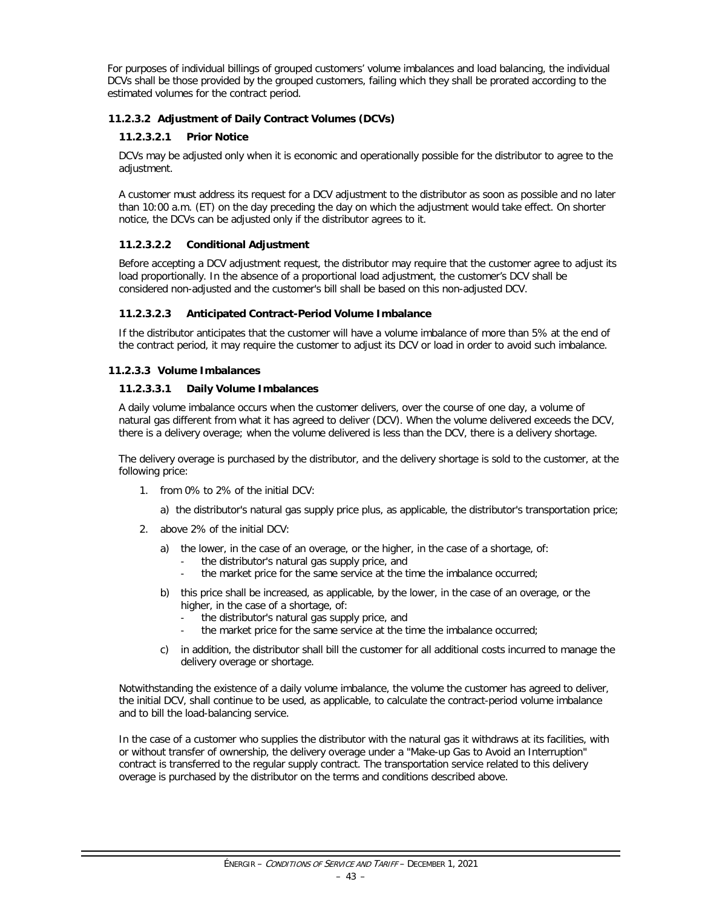For purposes of individual billings of grouped customers' volume imbalances and load balancing, the individual DCVs shall be those provided by the grouped customers, failing which they shall be prorated according to the estimated volumes for the contract period.

### 11.2.3.2 Adjustment of Daily Contract Volumes (DCVs)

#### 11.2.3.2.1 Prior Notice

DCVs may be adjusted only when it is economic and operationally possible for the distributor to agree to the adjustment.

A customer must address its request for a DCV adjustment to the distributor as soon as possible and no later than 10:00 a.m. (ET) on the day preceding the day on which the adjustment would take effect. On shorter notice, the DCVs can be adjusted only if the distributor agrees to it.

#### 11.2.3.2.2 Conditional Adjustment

Before accepting a DCV adjustment request, the distributor may require that the customer agree to adjust its load proportionally. In the absence of a proportional load adjustment, the customer's DCV shall be considered non-adjusted and the customer's bill shall be based on this non-adjusted DCV.

#### 11.2.3.2.3 Anticipated Contract-Period Volume Imbalance

If the distributor anticipates that the customer will have a volume imbalance of more than 5% at the end of the contract period, it may require the customer to adjust its DCV or load in order to avoid such imbalance.

### 11.2.3.3 Volume Imbalances

#### 11.2.3.3.1 Daily Volume Imbalances

A daily volume imbalance occurs when the customer delivers, over the course of one day, a volume of natural gas different from what it has agreed to deliver (DCV). When the volume delivered exceeds the DCV, there is a delivery overage; when the volume delivered is less than the DCV, there is a delivery shortage.

The delivery overage is purchased by the distributor, and the delivery shortage is sold to the customer, at the following price:

1. from 0% to 2% of the initial DCV:

   a) the distributor's natural gas supply price plus, as applicable, the distributor's transportation price;

2. above 2% of the initial DCV:

   a) the lower, in the case of an overage, or the higher, in the case of a shortage, of:
      - the distributor's natural gas supply price, and
      - the market price for the same service at the time the imbalance occurred;

   b) this price shall be increased, as applicable, by the lower, in the case of an overage, or the higher, in the case of a shortage, of:
      - the distributor's natural gas supply price, and
      - the market price for the same service at the time the imbalance occurred;

   c) in addition, the distributor shall bill the customer for all additional costs incurred to manage the delivery overage or shortage.

Notwithstanding the existence of a daily volume imbalance, the volume the customer has agreed to deliver, the initial DCV, shall continue to be used, as applicable, to calculate the contract-period volume imbalance and to bill the load-balancing service.

In the case of a customer who supplies the distributor with the natural gas it withdraws at its facilities, with or without transfer of ownership, the delivery overage under a "Make-up Gas to Avoid an Interruption" contract is transferred to the regular supply contract. The transportation service related to this delivery overage is purchased by the distributor on the terms and conditions described above.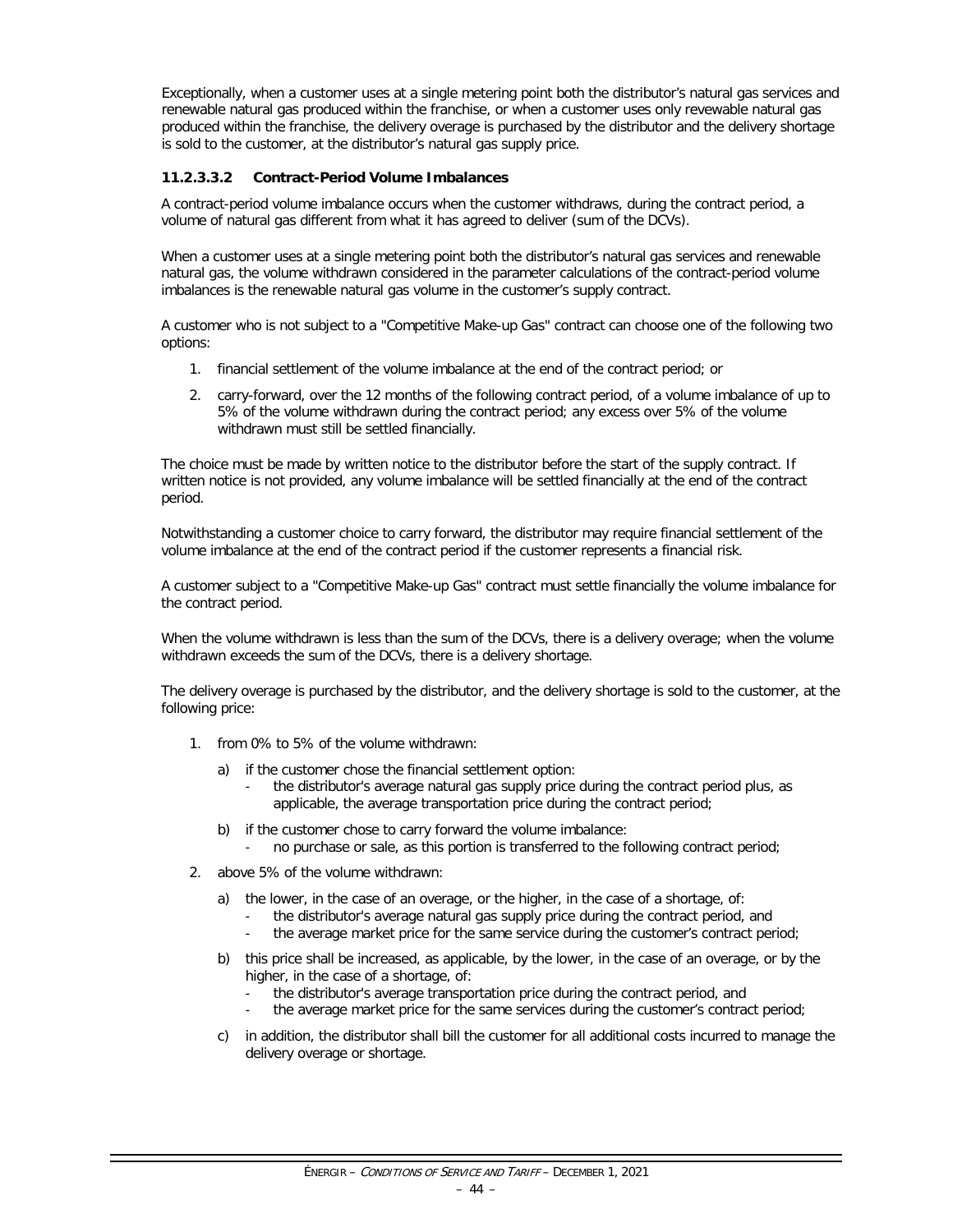Exceptionally, when a customer uses at a single metering point both the distributor's natural gas services and renewable natural gas produced within the franchise, or when a customer uses only revewable natural gas produced within the franchise, the delivery overage is purchased by the distributor and the delivery shortage is sold to the customer, at the distributor's natural gas supply price.

#### 11.2.3.3.2 Contract-Period Volume Imbalances

A contract-period volume imbalance occurs when the customer withdraws, during the contract period, a volume of natural gas different from what it has agreed to deliver (sum of the DCVs).

When a customer uses at a single metering point both the distributor's natural gas services and renewable natural gas, the volume withdrawn considered in the parameter calculations of the contract-period volume imbalances is the renewable natural gas volume in the customer's supply contract.

A customer who is not subject to a "Competitive Make-up Gas" contract can choose one of the following two options:

1. financial settlement of the volume imbalance at the end of the contract period; or
2. carry-forward, over the 12 months of the following contract period, of a volume imbalance of up to 5% of the volume withdrawn during the contract period; any excess over 5% of the volume withdrawn must still be settled financially.

The choice must be made by written notice to the distributor before the start of the supply contract. If written notice is not provided, any volume imbalance will be settled financially at the end of the contract period.

Notwithstanding a customer choice to carry forward, the distributor may require financial settlement of the volume imbalance at the end of the contract period if the customer represents a financial risk.

A customer subject to a "Competitive Make-up Gas" contract must settle financially the volume imbalance for the contract period.

When the volume withdrawn is less than the sum of the DCVs, there is a delivery overage; when the volume withdrawn exceeds the sum of the DCVs, there is a delivery shortage.

The delivery overage is purchased by the distributor, and the delivery shortage is sold to the customer, at the following price:

1. from 0% to 5% of the volume withdrawn:
   a) if the customer chose the financial settlement option:
      - the distributor's average natural gas supply price during the contract period plus, as applicable, the average transportation price during the contract period;
   b) if the customer chose to carry forward the volume imbalance:
      - no purchase or sale, as this portion is transferred to the following contract period;
2. above 5% of the volume withdrawn:
   a) the lower, in the case of an overage, or the higher, in the case of a shortage, of:
      - the distributor's average natural gas supply price during the contract period, and
      - the average market price for the same service during the customer's contract period;
   b) this price shall be increased, as applicable, by the lower, in the case of an overage, or by the higher, in the case of a shortage, of:
      - the distributor's average transportation price during the contract period, and
      - the average market price for the same services during the customer's contract period;
   c) in addition, the distributor shall bill the customer for all additional costs incurred to manage the delivery overage or shortage.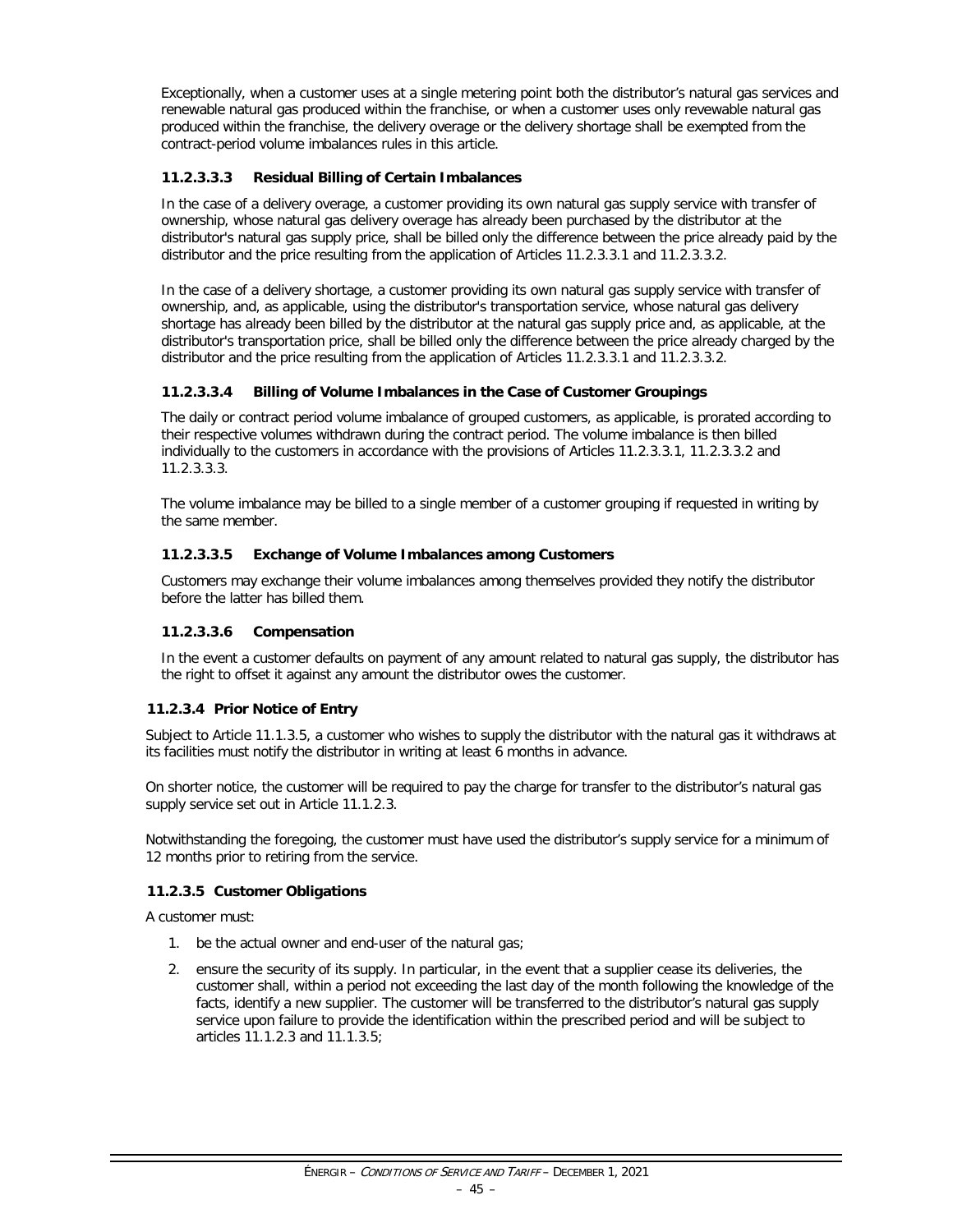Exceptionally, when a customer uses at a single metering point both the distributor's natural gas services and renewable natural gas produced within the franchise, or when a customer uses only revewable natural gas produced within the franchise, the delivery overage or the delivery shortage shall be exempted from the contract-period volume imbalances rules in this article.

#### 11.2.3.3.3 Residual Billing of Certain Imbalances

In the case of a delivery overage, a customer providing its own natural gas supply service with transfer of ownership, whose natural gas delivery overage has already been purchased by the distributor at the distributor's natural gas supply price, shall be billed only the difference between the price already paid by the distributor and the price resulting from the application of Articles 11.2.3.3.1 and 11.2.3.3.2.

In the case of a delivery shortage, a customer providing its own natural gas supply service with transfer of ownership, and, as applicable, using the distributor's transportation service, whose natural gas delivery shortage has already been billed by the distributor at the natural gas supply price and, as applicable, at the distributor's transportation price, shall be billed only the difference between the price already charged by the distributor and the price resulting from the application of Articles 11.2.3.3.1 and 11.2.3.3.2.

#### 11.2.3.3.4 Billing of Volume Imbalances in the Case of Customer Groupings

The daily or contract period volume imbalance of grouped customers, as applicable, is prorated according to their respective volumes withdrawn during the contract period. The volume imbalance is then billed individually to the customers in accordance with the provisions of Articles 11.2.3.3.1, 11.2.3.3.2 and 11.2.3.3.3.

The volume imbalance may be billed to a single member of a customer grouping if requested in writing by the same member.

#### 11.2.3.3.5 Exchange of Volume Imbalances among Customers

Customers may exchange their volume imbalances among themselves provided they notify the distributor before the latter has billed them.

#### 11.2.3.3.6 Compensation

In the event a customer defaults on payment of any amount related to natural gas supply, the distributor has the right to offset it against any amount the distributor owes the customer.

### 11.2.3.4 Prior Notice of Entry

Subject to Article 11.1.3.5, a customer who wishes to supply the distributor with the natural gas it withdraws at its facilities must notify the distributor in writing at least 6 months in advance.

On shorter notice, the customer will be required to pay the charge for transfer to the distributor's natural gas supply service set out in Article 11.1.2.3.

Notwithstanding the foregoing, the customer must have used the distributor's supply service for a minimum of 12 months prior to retiring from the service.

### 11.2.3.5 Customer Obligations

A customer must:

1. be the actual owner and end-user of the natural gas;
2. ensure the security of its supply. In particular, in the event that a supplier cease its deliveries, the customer shall, within a period not exceeding the last day of the month following the knowledge of the facts, identify a new supplier. The customer will be transferred to the distributor's natural gas supply service upon failure to provide the identification within the prescribed period and will be subject to articles 11.1.2.3 and 11.1.3.5;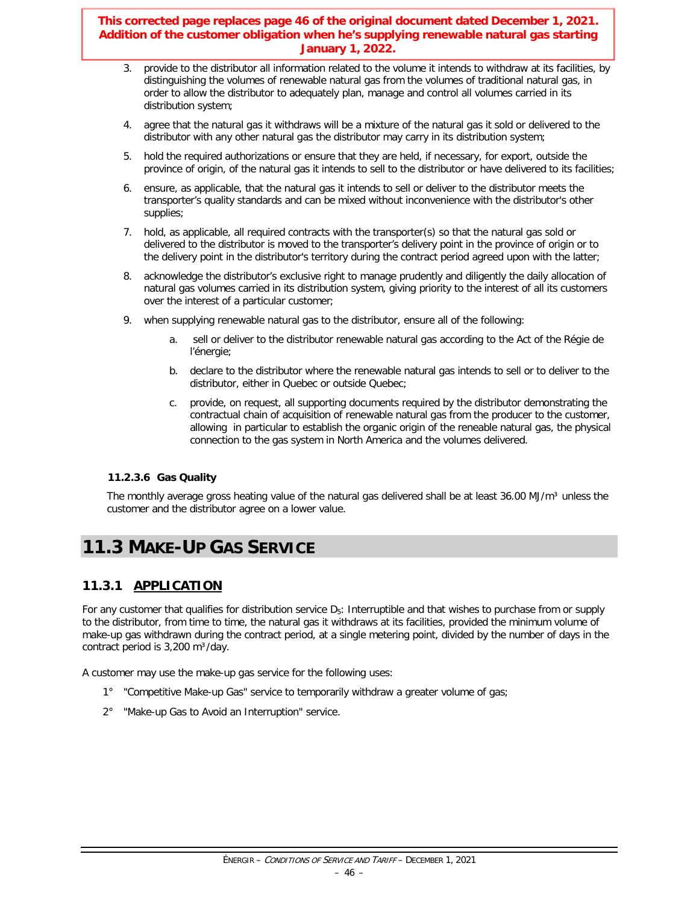**This corrected page replaces page 46 of the original document dated December 1, 2021. Addition of the customer obligation when he's supplying renewable natural gas starting January 1, 2022.**

3. provide to the distributor all information related to the volume it intends to withdraw at its facilities, by distinguishing the volumes of renewable natural gas from the volumes of traditional natural gas, in order to allow the distributor to adequately plan, manage and control all volumes carried in its distribution system;
4. agree that the natural gas it withdraws will be a mixture of the natural gas it sold or delivered to the distributor with any other natural gas the distributor may carry in its distribution system;
5. hold the required authorizations or ensure that they are held, if necessary, for export, outside the province of origin, of the natural gas it intends to sell to the distributor or have delivered to its facilities;
6. ensure, as applicable, that the natural gas it intends to sell or deliver to the distributor meets the transporter's quality standards and can be mixed without inconvenience with the distributor's other supplies;
7. hold, as applicable, all required contracts with the transporter(s) so that the natural gas sold or delivered to the distributor is moved to the transporter's delivery point in the province of origin or to the delivery point in the distributor's territory during the contract period agreed upon with the latter;
8. acknowledge the distributor's exclusive right to manage prudently and diligently the daily allocation of natural gas volumes carried in its distribution system, giving priority to the interest of all its customers over the interest of a particular customer;
9. when supplying renewable natural gas to the distributor, ensure all of the following:
   a. sell or deliver to the distributor renewable natural gas according to the Act of the Régie de l'énergie;
   b. declare to the distributor where the renewable natural gas intends to sell or to deliver to the distributor, either in Quebec or outside Quebec;
   c. provide, on request, all supporting documents required by the distributor demonstrating the contractual chain of acquisition of renewable natural gas from the producer to the customer, allowing in particular to establish the organic origin of the reneable natural gas, the physical connection to the gas system in North America and the volumes delivered.

#### 11.2.3.6 Gas Quality

The monthly average gross heating value of the natural gas delivered shall be at least 36.00 MJ/m³ unless the customer and the distributor agree on a lower value.

# 11.3 MAKE-UP GAS SERVICE

## 11.3.1 APPLICATION

For any customer that qualifies for distribution service $D_5$: Interruptible and that wishes to purchase from or supply to the distributor, from time to time, the natural gas it withdraws at its facilities, provided the minimum volume of make-up gas withdrawn during the contract period, at a single metering point, divided by the number of days in the contract period is 3,200 m³/day.

A customer may use the make-up gas service for the following uses:

1° "Competitive Make-up Gas" service to temporarily withdraw a greater volume of gas;

2° "Make-up Gas to Avoid an Interruption" service.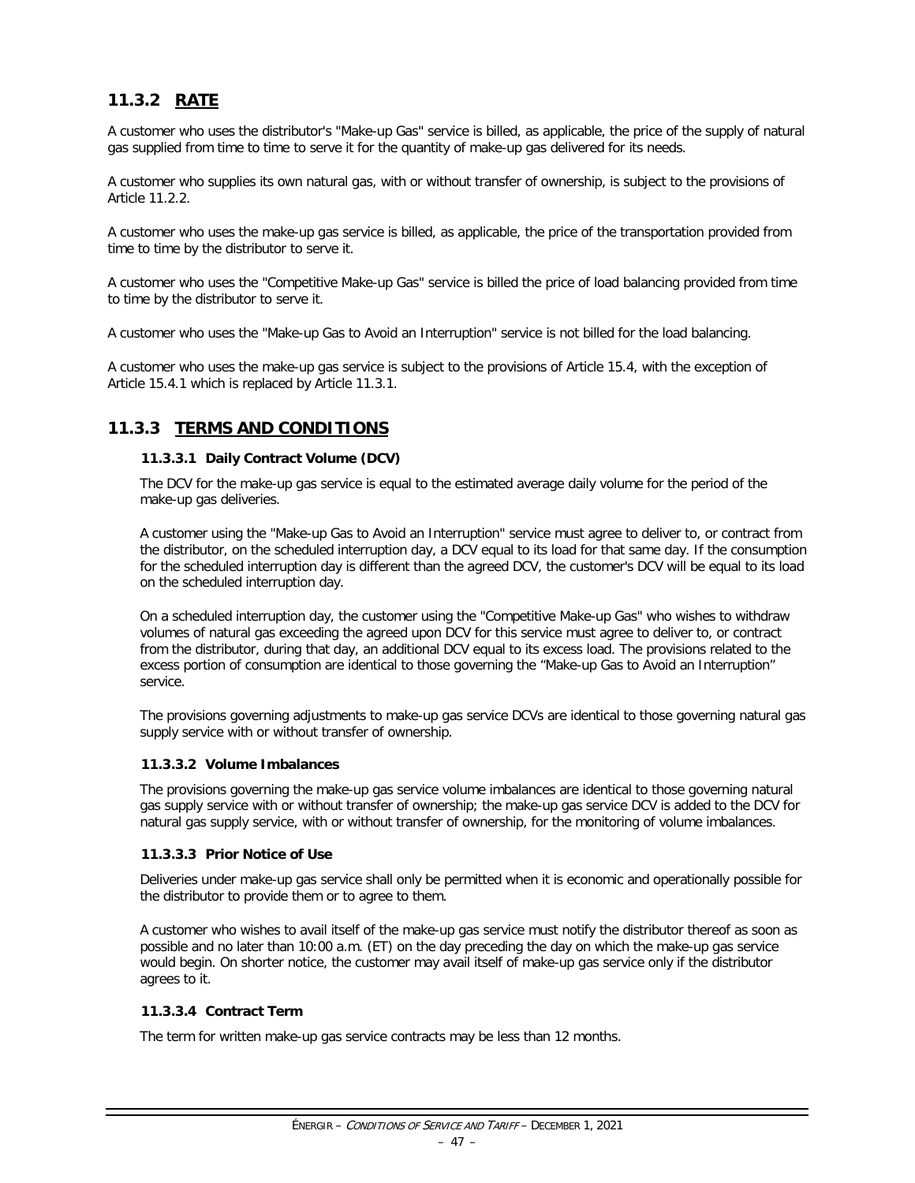## 11.3.2 RATE

A customer who uses the distributor's "Make-up Gas" service is billed, as applicable, the price of the supply of natural gas supplied from time to time to serve it for the quantity of make-up gas delivered for its needs.

A customer who supplies its own natural gas, with or without transfer of ownership, is subject to the provisions of Article 11.2.2.

A customer who uses the make-up gas service is billed, as applicable, the price of the transportation provided from time to time by the distributor to serve it.

A customer who uses the "Competitive Make-up Gas" service is billed the price of load balancing provided from time to time by the distributor to serve it.

A customer who uses the "Make-up Gas to Avoid an Interruption" service is not billed for the load balancing.

A customer who uses the make-up gas service is subject to the provisions of Article 15.4, with the exception of Article 15.4.1 which is replaced by Article 11.3.1.

## 11.3.3 TERMS AND CONDITIONS

### 11.3.3.1 Daily Contract Volume (DCV)

The DCV for the make-up gas service is equal to the estimated average daily volume for the period of the make-up gas deliveries.

A customer using the "Make-up Gas to Avoid an Interruption" service must agree to deliver to, or contract from the distributor, on the scheduled interruption day, a DCV equal to its load for that same day. If the consumption for the scheduled interruption day is different than the agreed DCV, the customer's DCV will be equal to its load on the scheduled interruption day.

On a scheduled interruption day, the customer using the "Competitive Make-up Gas" who wishes to withdraw volumes of natural gas exceeding the agreed upon DCV for this service must agree to deliver to, or contract from the distributor, during that day, an additional DCV equal to its excess load. The provisions related to the excess portion of consumption are identical to those governing the "Make-up Gas to Avoid an Interruption" service.

The provisions governing adjustments to make-up gas service DCVs are identical to those governing natural gas supply service with or without transfer of ownership.

### 11.3.3.2 Volume Imbalances

The provisions governing the make-up gas service volume imbalances are identical to those governing natural gas supply service with or without transfer of ownership; the make-up gas service DCV is added to the DCV for natural gas supply service, with or without transfer of ownership, for the monitoring of volume imbalances.

### 11.3.3.3 Prior Notice of Use

Deliveries under make-up gas service shall only be permitted when it is economic and operationally possible for the distributor to provide them or to agree to them.

A customer who wishes to avail itself of the make-up gas service must notify the distributor thereof as soon as possible and no later than 10:00 a.m. (ET) on the day preceding the day on which the make-up gas service would begin. On shorter notice, the customer may avail itself of make-up gas service only if the distributor agrees to it.

### 11.3.3.4 Contract Term

The term for written make-up gas service contracts may be less than 12 months.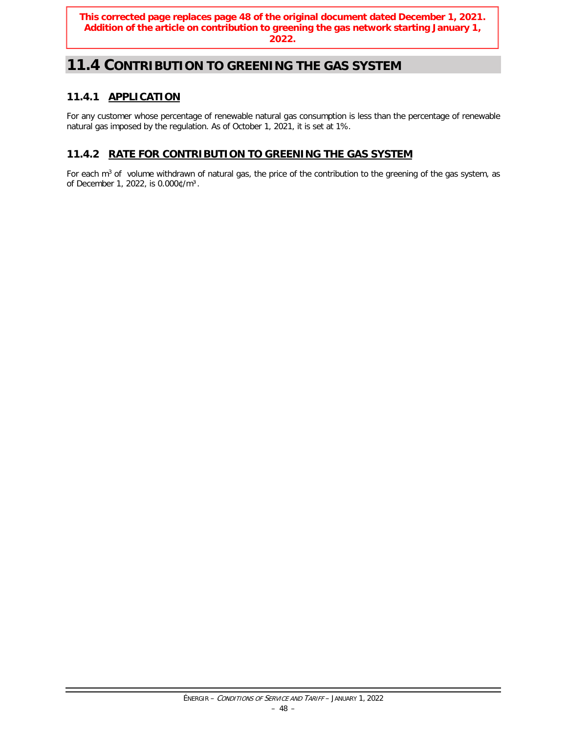**This corrected page replaces page 48 of the original document dated December 1, 2021. Addition of the article on contribution to greening the gas network starting January 1, 2022.**

# 11.4 CONTRIBUTION TO GREENING THE GAS SYSTEM

## 11.4.1 APPLICATION

For any customer whose percentage of renewable natural gas consumption is less than the percentage of renewable natural gas imposed by the regulation. As of October 1, 2021, it is set at 1%.

## 11.4.2 RATE FOR CONTRIBUTION TO GREENING THE GAS SYSTEM

For each $m^3$ of volume withdrawn of natural gas, the price of the contribution to the greening of the gas system, as of December 1, 2022, is 0.000¢/$m^3$.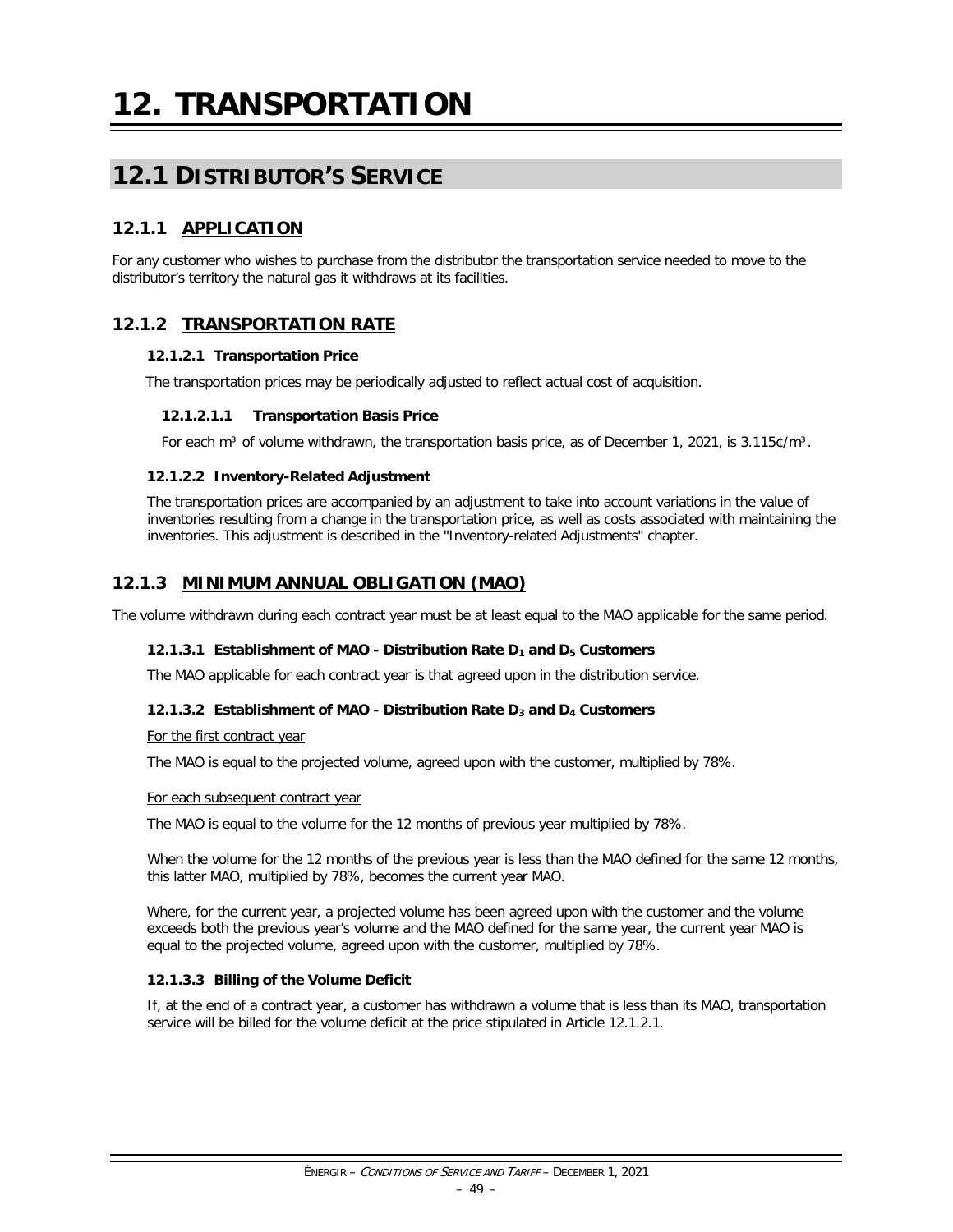# 12. TRANSPORTATION

## 12.1 DISTRIBUTOR'S SERVICE

### 12.1.1 APPLICATION

For any customer who wishes to purchase from the distributor the transportation service needed to move to the distributor's territory the natural gas it withdraws at its facilities.

### 12.1.2 TRANSPORTATION RATE

#### 12.1.2.1 Transportation Price

The transportation prices may be periodically adjusted to reflect actual cost of acquisition.

##### 12.1.2.1.1 Transportation Basis Price

For each m³ of volume withdrawn, the transportation basis price, as of December 1, 2021, is 3.115¢/m³.

#### 12.1.2.2 Inventory-Related Adjustment

The transportation prices are accompanied by an adjustment to take into account variations in the value of inventories resulting from a change in the transportation price, as well as costs associated with maintaining the inventories. This adjustment is described in the "Inventory-related Adjustments" chapter.

### 12.1.3 MINIMUM ANNUAL OBLIGATION (MAO)

The volume withdrawn during each contract year must be at least equal to the MAO applicable for the same period.

#### 12.1.3.1 Establishment of MAO - Distribution Rate $D_1$ and $D_5$ Customers

The MAO applicable for each contract year is that agreed upon in the distribution service.

#### 12.1.3.2 Establishment of MAO - Distribution Rate $D_3$ and $D_4$ Customers

For the first contract year

The MAO is equal to the projected volume, agreed upon with the customer, multiplied by 78%.

For each subsequent contract year

The MAO is equal to the volume for the 12 months of previous year multiplied by 78%.

When the volume for the 12 months of the previous year is less than the MAO defined for the same 12 months, this latter MAO, multiplied by 78%, becomes the current year MAO.

Where, for the current year, a projected volume has been agreed upon with the customer and the volume exceeds both the previous year's volume and the MAO defined for the same year, the current year MAO is equal to the projected volume, agreed upon with the customer, multiplied by 78%.

#### 12.1.3.3 Billing of the Volume Deficit

If, at the end of a contract year, a customer has withdrawn a volume that is less than its MAO, transportation service will be billed for the volume deficit at the price stipulated in Article 12.1.2.1.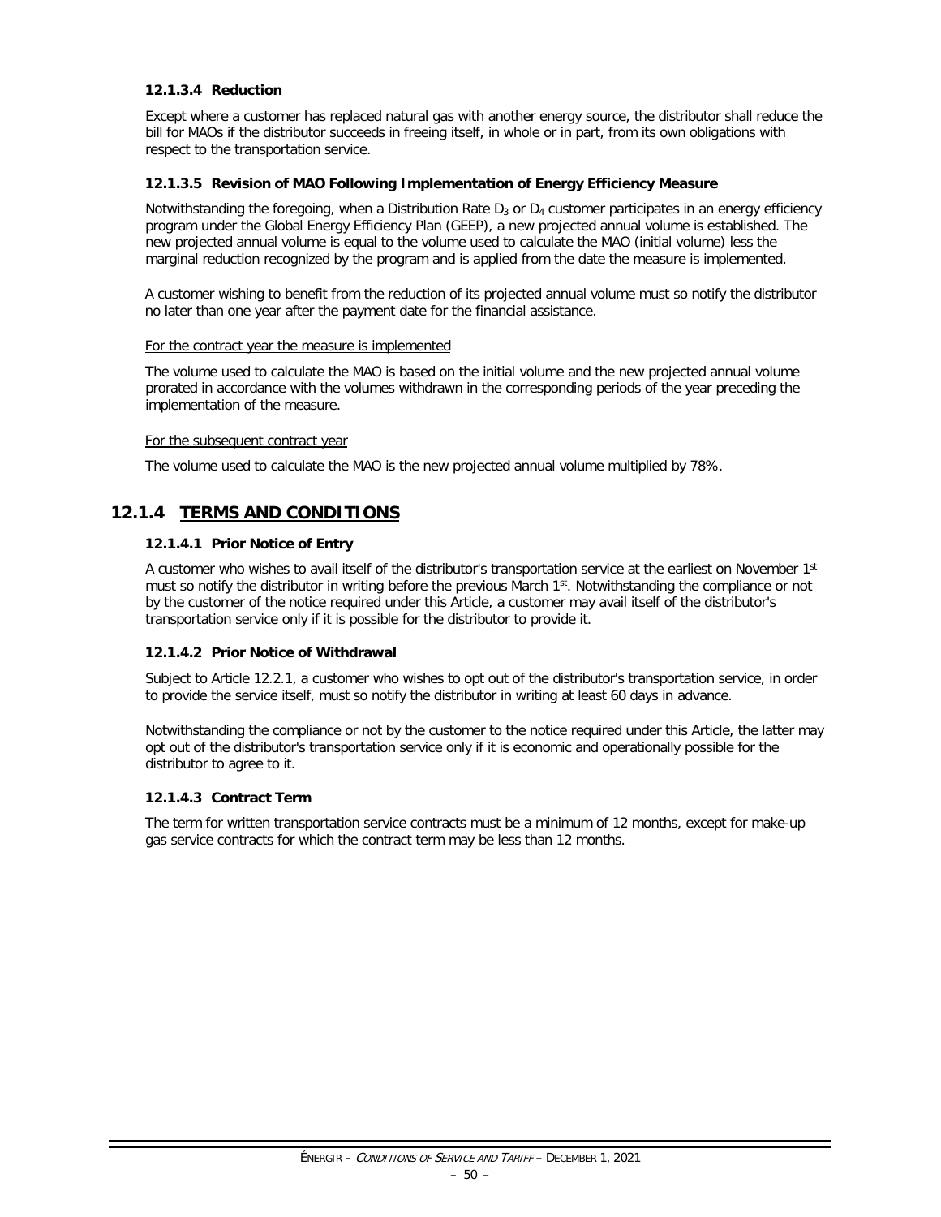#### 12.1.3.4 Reduction

Except where a customer has replaced natural gas with another energy source, the distributor shall reduce the bill for MAOs if the distributor succeeds in freeing itself, in whole or in part, from its own obligations with respect to the transportation service.

#### 12.1.3.5 Revision of MAO Following Implementation of Energy Efficiency Measure

Notwithstanding the foregoing, when a Distribution Rate $D_3$ or $D_4$ customer participates in an energy efficiency program under the Global Energy Efficiency Plan (GEEP), a new projected annual volume is established. The new projected annual volume is equal to the volume used to calculate the MAO (initial volume) less the marginal reduction recognized by the program and is applied from the date the measure is implemented.

A customer wishing to benefit from the reduction of its projected annual volume must so notify the distributor no later than one year after the payment date for the financial assistance.

For the contract year the measure is implemented

The volume used to calculate the MAO is based on the initial volume and the new projected annual volume prorated in accordance with the volumes withdrawn in the corresponding periods of the year preceding the implementation of the measure.

For the subsequent contract year

The volume used to calculate the MAO is the new projected annual volume multiplied by 78%.

### 12.1.4 TERMS AND CONDITIONS

#### 12.1.4.1 Prior Notice of Entry

A customer who wishes to avail itself of the distributor's transportation service at the earliest on November 1st must so notify the distributor in writing before the previous March 1st. Notwithstanding the compliance or not by the customer of the notice required under this Article, a customer may avail itself of the distributor's transportation service only if it is possible for the distributor to provide it.

#### 12.1.4.2 Prior Notice of Withdrawal

Subject to Article 12.2.1, a customer who wishes to opt out of the distributor's transportation service, in order to provide the service itself, must so notify the distributor in writing at least 60 days in advance.

Notwithstanding the compliance or not by the customer to the notice required under this Article, the latter may opt out of the distributor's transportation service only if it is economic and operationally possible for the distributor to agree to it.

#### 12.1.4.3 Contract Term

The term for written transportation service contracts must be a minimum of 12 months, except for make-up gas service contracts for which the contract term may be less than 12 months.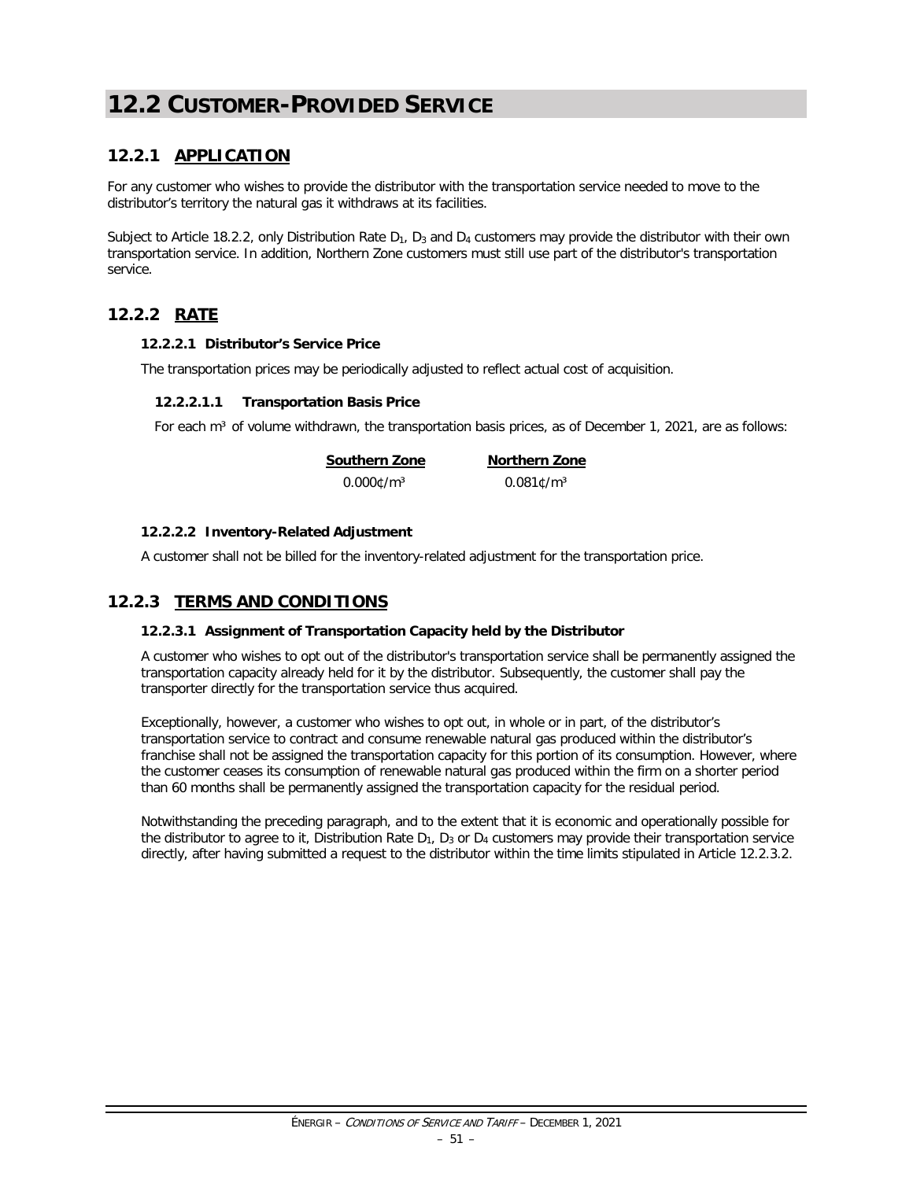# 12.2 CUSTOMER-PROVIDED SERVICE

## 12.2.1 APPLICATION

For any customer who wishes to provide the distributor with the transportation service needed to move to the distributor's territory the natural gas it withdraws at its facilities.

Subject to Article 18.2.2, only Distribution Rate $D_1$, $D_3$ and $D_4$ customers may provide the distributor with their own transportation service. In addition, Northern Zone customers must still use part of the distributor's transportation service.

## 12.2.2 RATE

### 12.2.2.1 Distributor's Service Price

The transportation prices may be periodically adjusted to reflect actual cost of acquisition.

#### 12.2.2.1.1 Transportation Basis Price

For each m³ of volume withdrawn, the transportation basis prices, as of December 1, 2021, are as follows:

| Southern Zone | Northern Zone |
|---|---|
| 0.000¢/m³ | 0.081¢/m³ |

### 12.2.2.2 Inventory-Related Adjustment

A customer shall not be billed for the inventory-related adjustment for the transportation price.

## 12.2.3 TERMS AND CONDITIONS

### 12.2.3.1 Assignment of Transportation Capacity held by the Distributor

A customer who wishes to opt out of the distributor's transportation service shall be permanently assigned the transportation capacity already held for it by the distributor. Subsequently, the customer shall pay the transporter directly for the transportation service thus acquired.

Exceptionally, however, a customer who wishes to opt out, in whole or in part, of the distributor's transportation service to contract and consume renewable natural gas produced within the distributor's franchise shall not be assigned the transportation capacity for this portion of its consumption. However, where the customer ceases its consumption of renewable natural gas produced within the firm on a shorter period than 60 months shall be permanently assigned the transportation capacity for the residual period.

Notwithstanding the preceding paragraph, and to the extent that it is economic and operationally possible for the distributor to agree to it, Distribution Rate $D_1$, $D_3$ or $D_4$ customers may provide their transportation service directly, after having submitted a request to the distributor within the time limits stipulated in Article 12.2.3.2.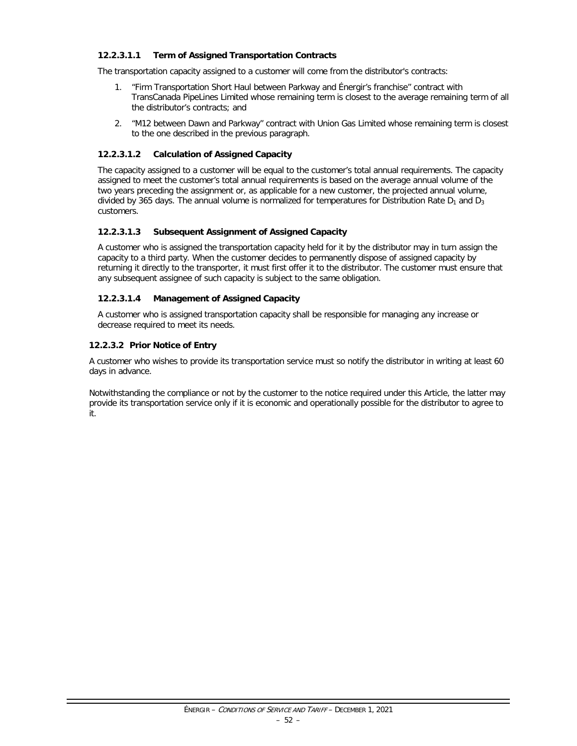#### 12.2.3.1.1 Term of Assigned Transportation Contracts

The transportation capacity assigned to a customer will come from the distributor's contracts:

1. "Firm Transportation Short Haul between Parkway and Énergir's franchise" contract with TransCanada PipeLines Limited whose remaining term is closest to the average remaining term of all the distributor's contracts; and
2. "M12 between Dawn and Parkway" contract with Union Gas Limited whose remaining term is closest to the one described in the previous paragraph.

#### 12.2.3.1.2 Calculation of Assigned Capacity

The capacity assigned to a customer will be equal to the customer's total annual requirements. The capacity assigned to meet the customer's total annual requirements is based on the average annual volume of the two years preceding the assignment or, as applicable for a new customer, the projected annual volume, divided by 365 days. The annual volume is normalized for temperatures for Distribution Rate $D_1$ and $D_3$ customers.

#### 12.2.3.1.3 Subsequent Assignment of Assigned Capacity

A customer who is assigned the transportation capacity held for it by the distributor may in turn assign the capacity to a third party. When the customer decides to permanently dispose of assigned capacity by returning it directly to the transporter, it must first offer it to the distributor. The customer must ensure that any subsequent assignee of such capacity is subject to the same obligation.

#### 12.2.3.1.4 Management of Assigned Capacity

A customer who is assigned transportation capacity shall be responsible for managing any increase or decrease required to meet its needs.

### 12.2.3.2 Prior Notice of Entry

A customer who wishes to provide its transportation service must so notify the distributor in writing at least 60 days in advance.

Notwithstanding the compliance or not by the customer to the notice required under this Article, the latter may provide its transportation service only if it is economic and operationally possible for the distributor to agree to it.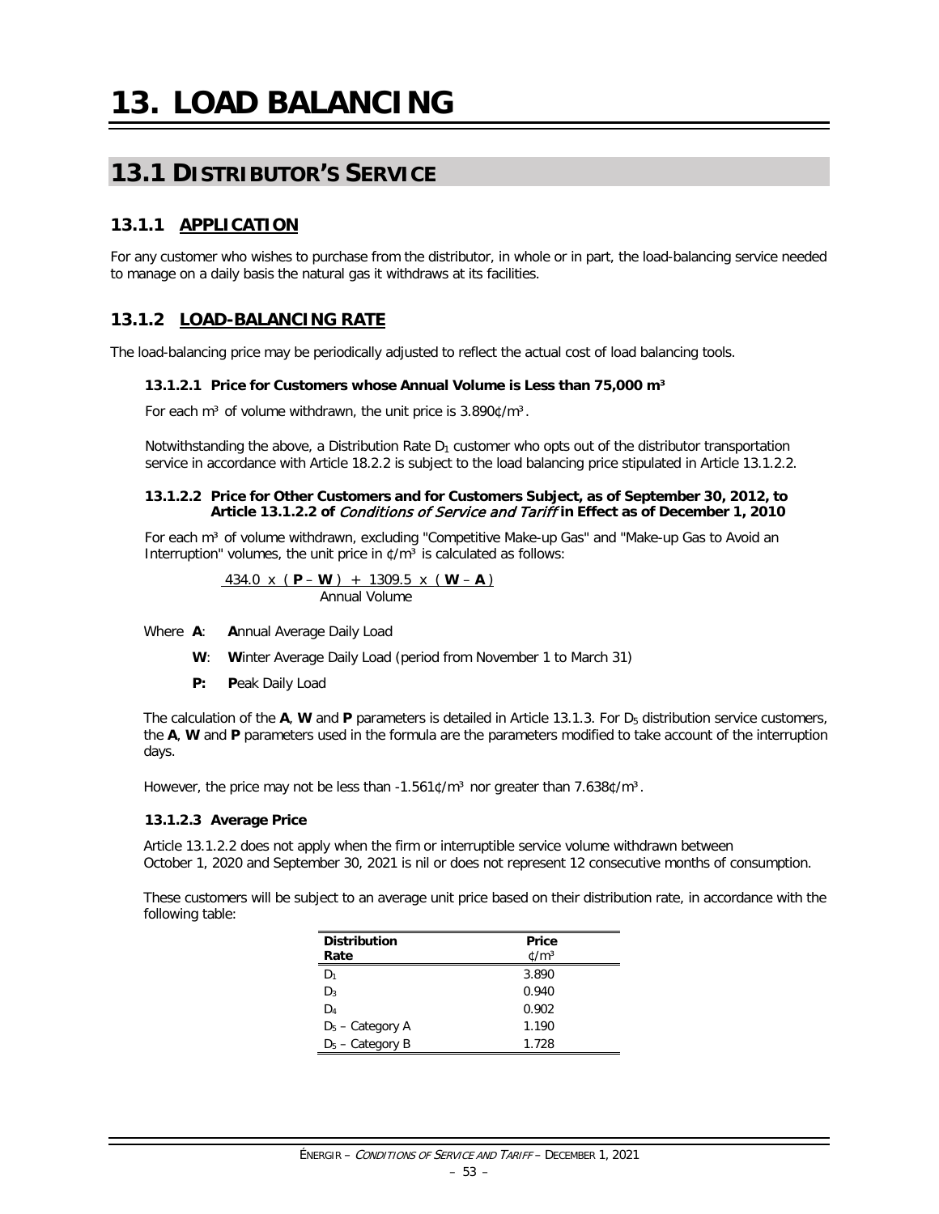# 13. LOAD BALANCING

## 13.1 DISTRIBUTOR'S SERVICE

### 13.1.1 APPLICATION

For any customer who wishes to purchase from the distributor, in whole or in part, the load-balancing service needed to manage on a daily basis the natural gas it withdraws at its facilities.

### 13.1.2 LOAD-BALANCING RATE

The load-balancing price may be periodically adjusted to reflect the actual cost of load balancing tools.

#### 13.1.2.1 Price for Customers whose Annual Volume is Less than 75,000 m³

For each m³ of volume withdrawn, the unit price is 3.890¢/m³.

Notwithstanding the above, a Distribution Rate $D_1$ customer who opts out of the distributor transportation service in accordance with Article 18.2.2 is subject to the load balancing price stipulated in Article 13.1.2.2.

#### 13.1.2.2 Price for Other Customers and for Customers Subject, as of September 30, 2012, to Article 13.1.2.2 of *Conditions of Service and Tariff* in Effect as of December 1, 2010

For each m³ of volume withdrawn, excluding "Competitive Make-up Gas" and "Make-up Gas to Avoid an Interruption" volumes, the unit price in ¢/m³ is calculated as follows:

$$\frac{434.0 \times (\mathbf{P} - \mathbf{W}) + 1309.5 \times (\mathbf{W} - \mathbf{A})}{\text{Annual Volume}}$$

Where **A**: **A**nnual Average Daily Load

**W**: **W**inter Average Daily Load (period from November 1 to March 31)

**P:** **P**eak Daily Load

The calculation of the **A**, **W** and **P** parameters is detailed in Article 13.1.3. For $D_5$ distribution service customers, the **A**, **W** and **P** parameters used in the formula are the parameters modified to take account of the interruption days.

However, the price may not be less than -1.561¢/m³ nor greater than 7.638¢/m³.

#### 13.1.2.3 Average Price

Article 13.1.2.2 does not apply when the firm or interruptible service volume withdrawn between October 1, 2020 and September 30, 2021 is nil or does not represent 12 consecutive months of consumption.

These customers will be subject to an average unit price based on their distribution rate, in accordance with the following table:

| Distribution Rate | Price ¢/m³ |
|---|---|
| $D_1$ | 3.890 |
| $D_3$ | 0.940 |
| $D_4$ | 0.902 |
| $D_5$ – Category A | 1.190 |
| $D_5$ – Category B | 1.728 |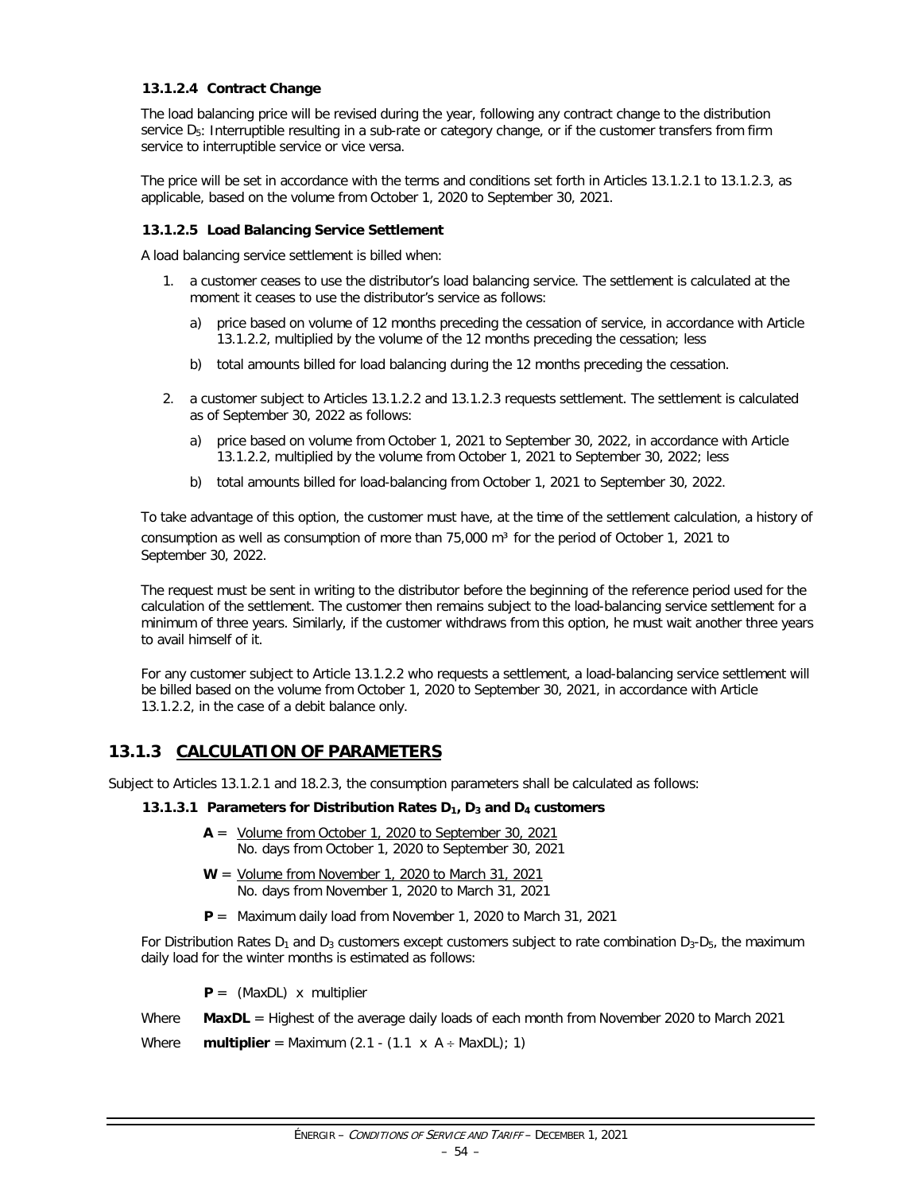#### 13.1.2.4 Contract Change

The load balancing price will be revised during the year, following any contract change to the distribution service $D_5$: Interruptible resulting in a sub-rate or category change, or if the customer transfers from firm service to interruptible service or vice versa.

The price will be set in accordance with the terms and conditions set forth in Articles 13.1.2.1 to 13.1.2.3, as applicable, based on the volume from October 1, 2020 to September 30, 2021.

#### 13.1.2.5 Load Balancing Service Settlement

A load balancing service settlement is billed when:

1. a customer ceases to use the distributor's load balancing service. The settlement is calculated at the moment it ceases to use the distributor's service as follows:
   a) price based on volume of 12 months preceding the cessation of service, in accordance with Article 13.1.2.2, multiplied by the volume of the 12 months preceding the cessation; less
   b) total amounts billed for load balancing during the 12 months preceding the cessation.
2. a customer subject to Articles 13.1.2.2 and 13.1.2.3 requests settlement. The settlement is calculated as of September 30, 2022 as follows:
   a) price based on volume from October 1, 2021 to September 30, 2022, in accordance with Article 13.1.2.2, multiplied by the volume from October 1, 2021 to September 30, 2022; less
   b) total amounts billed for load-balancing from October 1, 2021 to September 30, 2022.

To take advantage of this option, the customer must have, at the time of the settlement calculation, a history of consumption as well as consumption of more than 75,000 $m^3$ for the period of October 1, 2021 to September 30, 2022.

The request must be sent in writing to the distributor before the beginning of the reference period used for the calculation of the settlement. The customer then remains subject to the load-balancing service settlement for a minimum of three years. Similarly, if the customer withdraws from this option, he must wait another three years to avail himself of it.

For any customer subject to Article 13.1.2.2 who requests a settlement, a load-balancing service settlement will be billed based on the volume from October 1, 2020 to September 30, 2021, in accordance with Article 13.1.2.2, in the case of a debit balance only.

## 13.1.3 CALCULATION OF PARAMETERS

Subject to Articles 13.1.2.1 and 18.2.3, the consumption parameters shall be calculated as follows:

#### 13.1.3.1 Parameters for Distribution Rates $D_1$, $D_3$ and $D_4$ customers

$$\mathbf{A} = \frac{\text{Volume from October 1, 2020 to September 30, 2021}}{\text{No. days from October 1, 2020 to September 30, 2021}}$$

$$\mathbf{W} = \frac{\text{Volume from November 1, 2020 to March 31, 2021}}{\text{No. days from November 1, 2020 to March 31, 2021}}$$

**P** = Maximum daily load from November 1, 2020 to March 31, 2021

For Distribution Rates $D_1$ and $D_3$ customers except customers subject to rate combination $D_3$-$D_5$, the maximum daily load for the winter months is estimated as follows:

$$\mathbf{P} = (\text{MaxDL}) \times \text{multiplier}$$

Where **MaxDL** = Highest of the average daily loads of each month from November 2020 to March 2021

Where **multiplier** = Maximum (2.1 - (1.1 x A ÷ MaxDL); 1)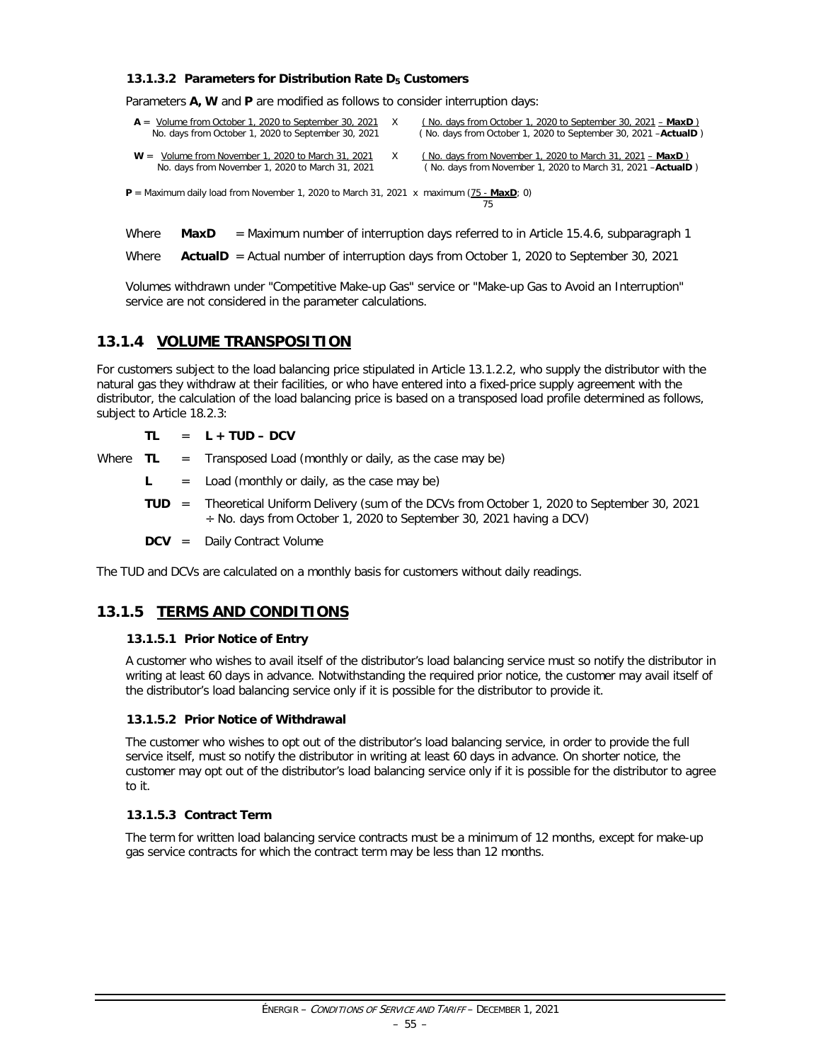#### 13.1.3.2 Parameters for Distribution Rate $D_5$ Customers

Parameters **A, W** and **P** are modified as follows to consider interruption days:

$$\mathbf{A} = \frac{\text{Volume from October 1, 2020 to September 30, 2021}}{\text{No. days from October 1, 2020 to September 30, 2021}} \times \frac{(\text{No. days from October 1, 2020 to September 30, 2021} - \mathbf{MaxD})}{(\text{No. days from October 1, 2020 to September 30, 2021} - \mathbf{ActualD})}$$

$$\mathbf{W} = \frac{\text{Volume from November 1, 2020 to March 31, 2021}}{\text{No. days from November 1, 2020 to March 31, 2021}} \times \frac{(\text{No. days from November 1, 2020 to March 31, 2021} - \mathbf{MaxD})}{(\text{No. days from November 1, 2020 to March 31, 2021} - \mathbf{ActualD})}$$

$$\mathbf{P} = \text{Maximum daily load from November 1, 2020 to March 31, 2021} \times \text{maximum}\left(\frac{75 - \mathbf{MaxD}}{75}; 0\right)$$

Where **MaxD** = Maximum number of interruption days referred to in Article 15.4.6, subparagraph 1

Where **ActualD** = Actual number of interruption days from October 1, 2020 to September 30, 2021

Volumes withdrawn under "Competitive Make-up Gas" service or "Make-up Gas to Avoid an Interruption" service are not considered in the parameter calculations.

## 13.1.4 VOLUME TRANSPOSITION

For customers subject to the load balancing price stipulated in Article 13.1.2.2, who supply the distributor with the natural gas they withdraw at their facilities, or who have entered into a fixed-price supply agreement with the distributor, the calculation of the load balancing price is based on a transposed load profile determined as follows, subject to Article 18.2.3:

**TL** = **L + TUD – DCV**

Where **TL** = Transposed Load (monthly or daily, as the case may be)

**L** = Load (monthly or daily, as the case may be)

**TUD** = Theoretical Uniform Delivery (sum of the DCVs from October 1, 2020 to September 30, 2021 ÷ No. days from October 1, 2020 to September 30, 2021 having a DCV)

**DCV** = Daily Contract Volume

The TUD and DCVs are calculated on a monthly basis for customers without daily readings.

## 13.1.5 TERMS AND CONDITIONS

#### 13.1.5.1 Prior Notice of Entry

A customer who wishes to avail itself of the distributor's load balancing service must so notify the distributor in writing at least 60 days in advance. Notwithstanding the required prior notice, the customer may avail itself of the distributor's load balancing service only if it is possible for the distributor to provide it.

#### 13.1.5.2 Prior Notice of Withdrawal

The customer who wishes to opt out of the distributor's load balancing service, in order to provide the full service itself, must so notify the distributor in writing at least 60 days in advance. On shorter notice, the customer may opt out of the distributor's load balancing service only if it is possible for the distributor to agree to it.

#### 13.1.5.3 Contract Term

The term for written load balancing service contracts must be a minimum of 12 months, except for make-up gas service contracts for which the contract term may be less than 12 months.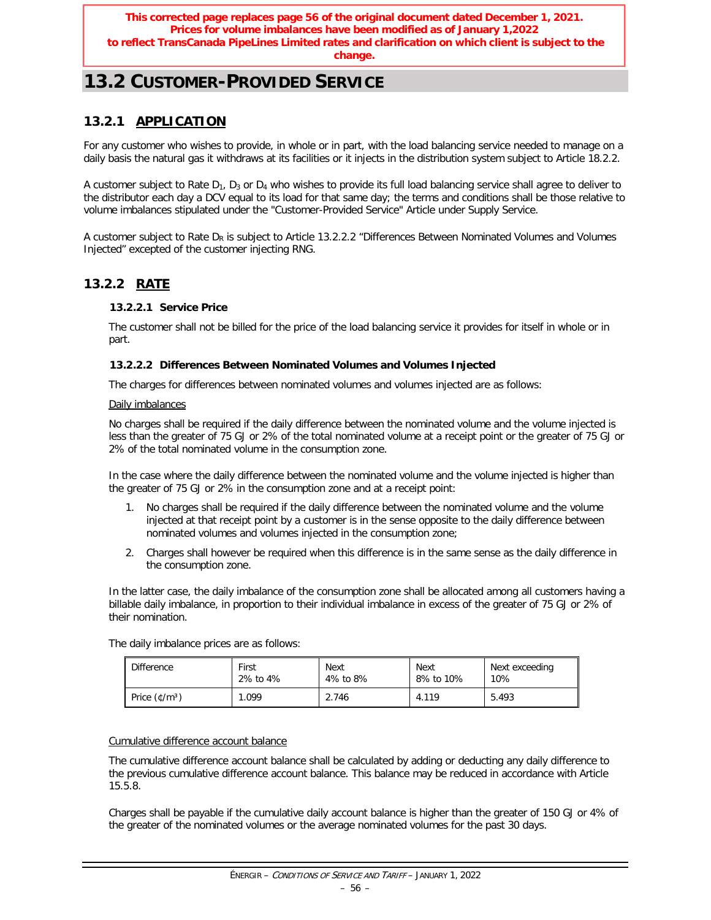**This corrected page replaces page 56 of the original document dated December 1, 2021. Prices for volume imbalances have been modified as of January 1,2022 to reflect TransCanada PipeLines Limited rates and clarification on which client is subject to the change.**

# 13.2 CUSTOMER-PROVIDED SERVICE

## 13.2.1 APPLICATION

For any customer who wishes to provide, in whole or in part, with the load balancing service needed to manage on a daily basis the natural gas it withdraws at its facilities or it injects in the distribution system subject to Article 18.2.2.

A customer subject to Rate $D_1$, $D_3$ or $D_4$ who wishes to provide its full load balancing service shall agree to deliver to the distributor each day a DCV equal to its load for that same day; the terms and conditions shall be those relative to volume imbalances stipulated under the "Customer-Provided Service" Article under Supply Service.

A customer subject to Rate $D_R$ is subject to Article 13.2.2.2 "Differences Between Nominated Volumes and Volumes Injected" excepted of the customer injecting RNG.

## 13.2.2 RATE

### 13.2.2.1 Service Price

The customer shall not be billed for the price of the load balancing service it provides for itself in whole or in part.

### 13.2.2.2 Differences Between Nominated Volumes and Volumes Injected

The charges for differences between nominated volumes and volumes injected are as follows:

Daily imbalances

No charges shall be required if the daily difference between the nominated volume and the volume injected is less than the greater of 75 GJ or 2% of the total nominated volume at a receipt point or the greater of 75 GJ or 2% of the total nominated volume in the consumption zone.

In the case where the daily difference between the nominated volume and the volume injected is higher than the greater of 75 GJ or 2% in the consumption zone and at a receipt point:

1. No charges shall be required if the daily difference between the nominated volume and the volume injected at that receipt point by a customer is in the sense opposite to the daily difference between nominated volumes and volumes injected in the consumption zone;
2. Charges shall however be required when this difference is in the same sense as the daily difference in the consumption zone.

In the latter case, the daily imbalance of the consumption zone shall be allocated among all customers having a billable daily imbalance, in proportion to their individual imbalance in excess of the greater of 75 GJ or 2% of their nomination.

The daily imbalance prices are as follows:

| Difference | First 2% to 4% | Next 4% to 8% | Next 8% to 10% | Next exceeding 10% |
|---|---|---|---|---|
| Price (¢/m³) | 1.099 | 2.746 | 4.119 | 5.493 |

Cumulative difference account balance

The cumulative difference account balance shall be calculated by adding or deducting any daily difference to the previous cumulative difference account balance. This balance may be reduced in accordance with Article 15.5.8.

Charges shall be payable if the cumulative daily account balance is higher than the greater of 150 GJ or 4% of the greater of the nominated volumes or the average nominated volumes for the past 30 days.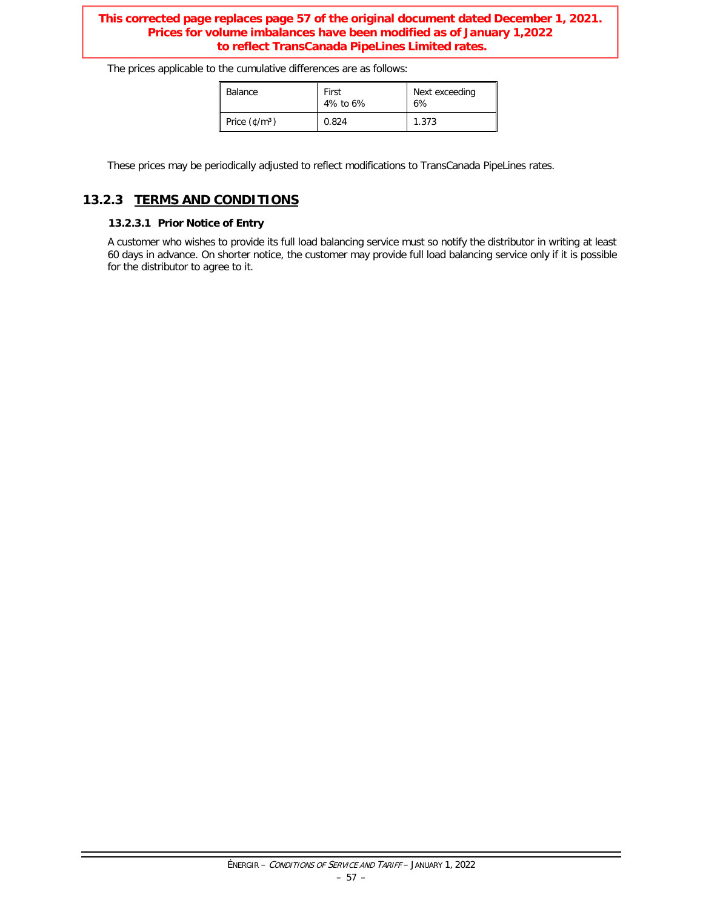**This corrected page replaces page 57 of the original document dated December 1, 2021. Prices for volume imbalances have been modified as of January 1,2022 to reflect TransCanada PipeLines Limited rates.**

The prices applicable to the cumulative differences are as follows:

| Balance | First 4% to 6% | Next exceeding 6% |
|---|---|---|
| Price (¢/m³) | 0.824 | 1.373 |

These prices may be periodically adjusted to reflect modifications to TransCanada PipeLines rates.

## 13.2.3 TERMS AND CONDITIONS

### 13.2.3.1 Prior Notice of Entry

A customer who wishes to provide its full load balancing service must so notify the distributor in writing at least 60 days in advance. On shorter notice, the customer may provide full load balancing service only if it is possible for the distributor to agree to it.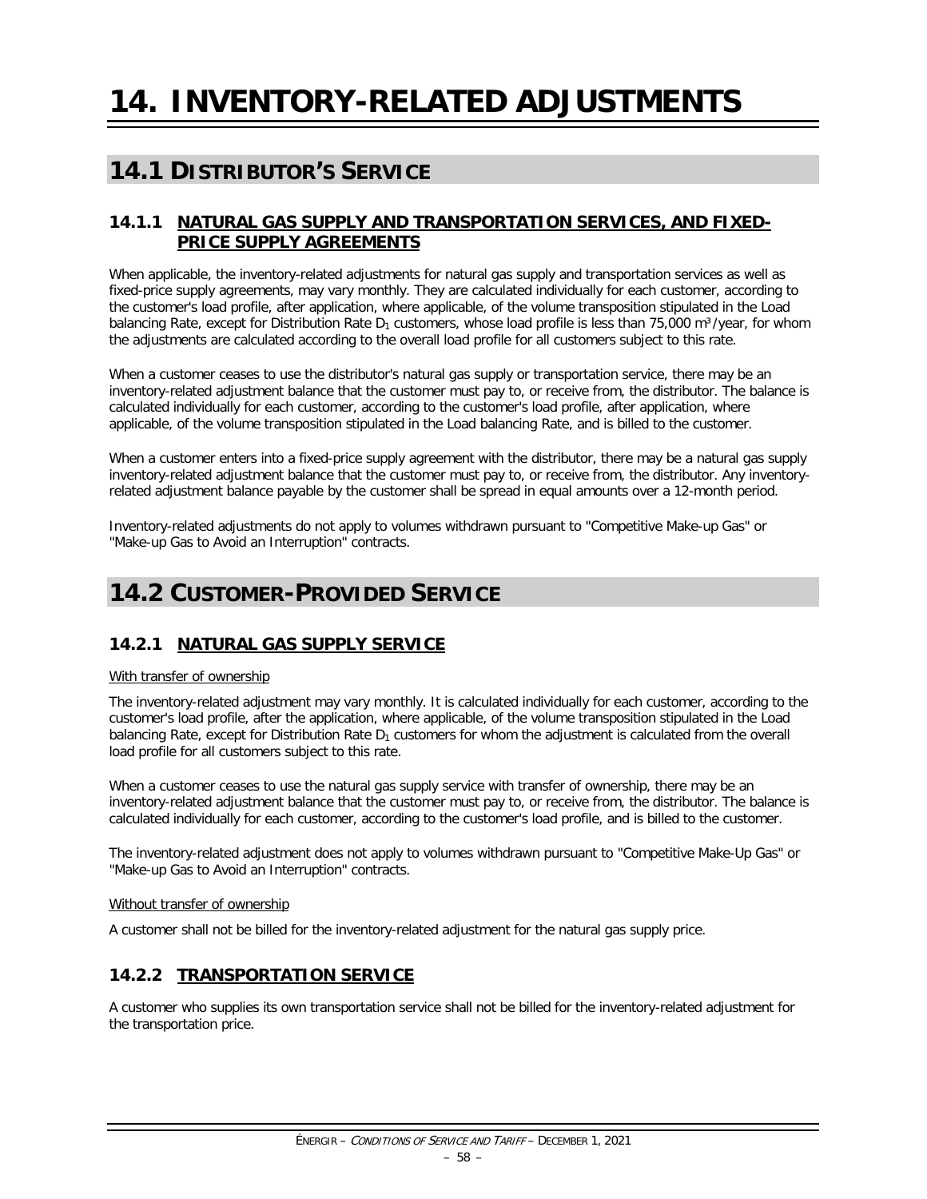# 14. INVENTORY-RELATED ADJUSTMENTS

## 14.1 DISTRIBUTOR'S SERVICE

### 14.1.1 NATURAL GAS SUPPLY AND TRANSPORTATION SERVICES, AND FIXED-PRICE SUPPLY AGREEMENTS

When applicable, the inventory-related adjustments for natural gas supply and transportation services as well as fixed-price supply agreements, may vary monthly. They are calculated individually for each customer, according to the customer's load profile, after application, where applicable, of the volume transposition stipulated in the Load balancing Rate, except for Distribution Rate $D_1$ customers, whose load profile is less than 75,000 m³/year, for whom the adjustments are calculated according to the overall load profile for all customers subject to this rate.

When a customer ceases to use the distributor's natural gas supply or transportation service, there may be an inventory-related adjustment balance that the customer must pay to, or receive from, the distributor. The balance is calculated individually for each customer, according to the customer's load profile, after application, where applicable, of the volume transposition stipulated in the Load balancing Rate, and is billed to the customer.

When a customer enters into a fixed-price supply agreement with the distributor, there may be a natural gas supply inventory-related adjustment balance that the customer must pay to, or receive from, the distributor. Any inventory-related adjustment balance payable by the customer shall be spread in equal amounts over a 12-month period.

Inventory-related adjustments do not apply to volumes withdrawn pursuant to "Competitive Make-up Gas" or "Make-up Gas to Avoid an Interruption" contracts.

## 14.2 CUSTOMER-PROVIDED SERVICE

### 14.2.1 NATURAL GAS SUPPLY SERVICE

With transfer of ownership

The inventory-related adjustment may vary monthly. It is calculated individually for each customer, according to the customer's load profile, after the application, where applicable, of the volume transposition stipulated in the Load balancing Rate, except for Distribution Rate $D_1$ customers for whom the adjustment is calculated from the overall load profile for all customers subject to this rate.

When a customer ceases to use the natural gas supply service with transfer of ownership, there may be an inventory-related adjustment balance that the customer must pay to, or receive from, the distributor. The balance is calculated individually for each customer, according to the customer's load profile, and is billed to the customer.

The inventory-related adjustment does not apply to volumes withdrawn pursuant to "Competitive Make-Up Gas" or "Make-up Gas to Avoid an Interruption" contracts.

Without transfer of ownership

A customer shall not be billed for the inventory-related adjustment for the natural gas supply price.

### 14.2.2 TRANSPORTATION SERVICE

A customer who supplies its own transportation service shall not be billed for the inventory-related adjustment for the transportation price.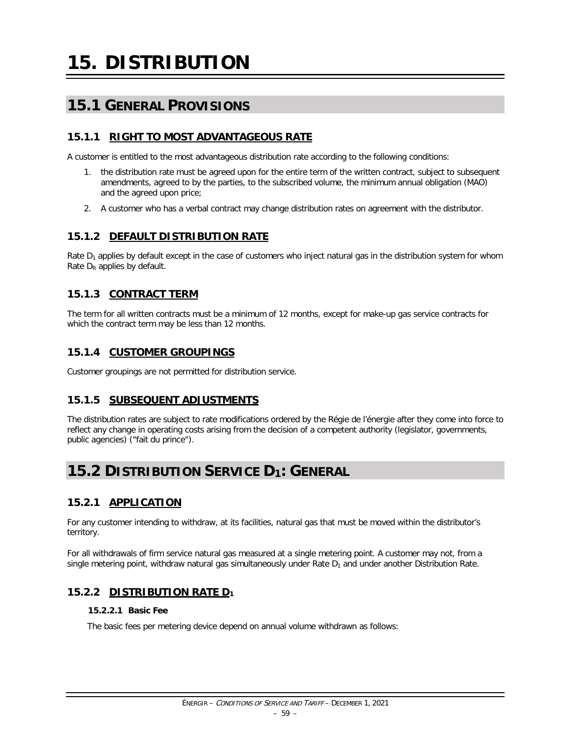# 15. DISTRIBUTION

## 15.1 GENERAL PROVISIONS

### 15.1.1 RIGHT TO MOST ADVANTAGEOUS RATE

A customer is entitled to the most advantageous distribution rate according to the following conditions:

1. the distribution rate must be agreed upon for the entire term of the written contract, subject to subsequent amendments, agreed to by the parties, to the subscribed volume, the minimum annual obligation (MAO) and the agreed upon price;
2. A customer who has a verbal contract may change distribution rates on agreement with the distributor.

### 15.1.2 DEFAULT DISTRIBUTION RATE

Rate $D_1$ applies by default except in the case of customers who inject natural gas in the distribution system for whom Rate $D_R$ applies by default.

### 15.1.3 CONTRACT TERM

The term for all written contracts must be a minimum of 12 months, except for make-up gas service contracts for which the contract term may be less than 12 months.

### 15.1.4 CUSTOMER GROUPINGS

Customer groupings are not permitted for distribution service.

### 15.1.5 SUBSEQUENT ADJUSTMENTS

The distribution rates are subject to rate modifications ordered by the Régie de l'énergie after they come into force to reflect any change in operating costs arising from the decision of a competent authority (legislator, governments, public agencies) ("fait du prince").

## 15.2 DISTRIBUTION SERVICE $D_1$: GENERAL

### 15.2.1 APPLICATION

For any customer intending to withdraw, at its facilities, natural gas that must be moved within the distributor's territory.

For all withdrawals of firm service natural gas measured at a single metering point. A customer may not, from a single metering point, withdraw natural gas simultaneously under Rate $D_1$ and under another Distribution Rate.

### 15.2.2 DISTRIBUTION RATE $D_1$

#### 15.2.2.1 Basic Fee

The basic fees per metering device depend on annual volume withdrawn as follows: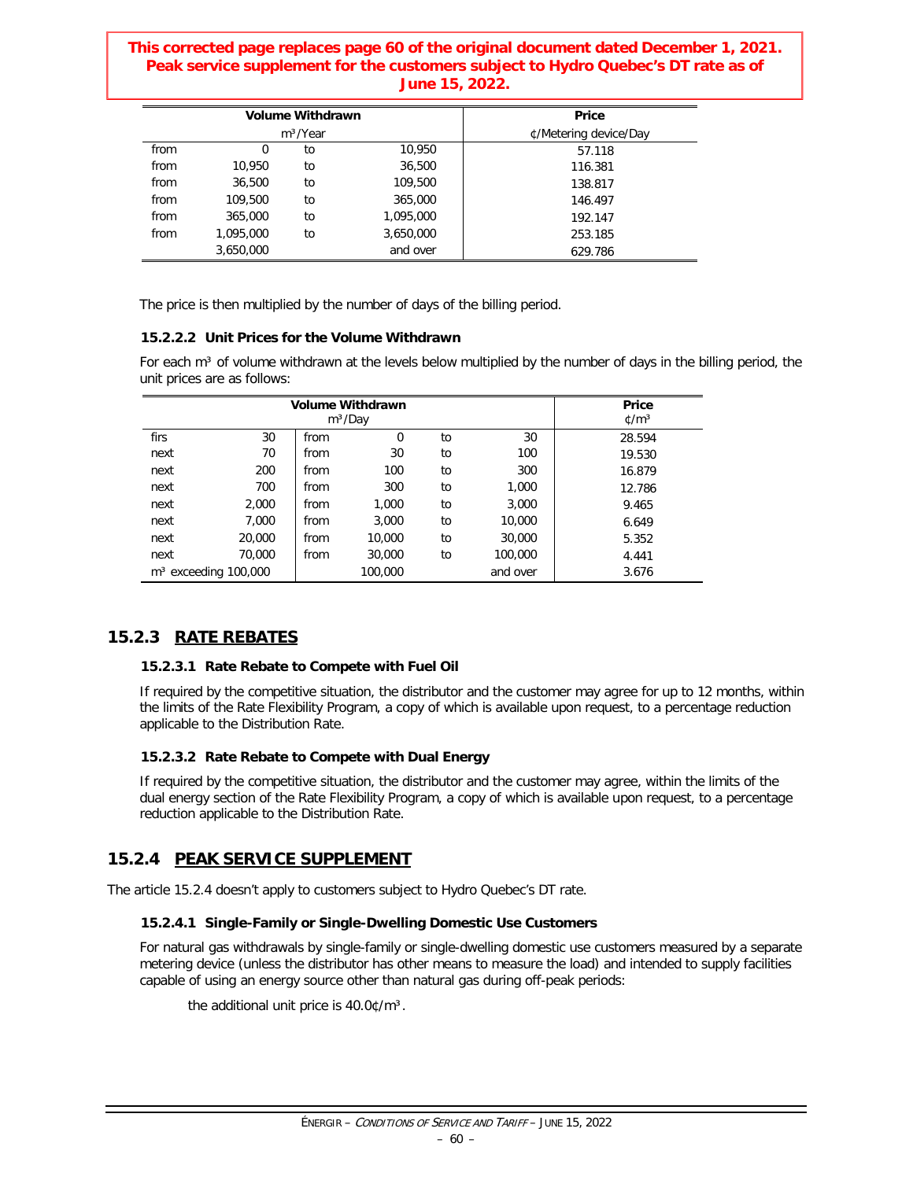**This corrected page replaces page 60 of the original document dated December 1, 2021. Peak service supplement for the customers subject to Hydro Quebec's DT rate as of June 15, 2022.**

| Volume Withdrawn | | | | Price |
|---|---|---|---|---|
| $m^3$/Year | | | | ¢/Metering device/Day |
| from | 0 | to | 10,950 | 57.118 |
| from | 10,950 | to | 36,500 | 116.381 |
| from | 36,500 | to | 109,500 | 138.817 |
| from | 109,500 | to | 365,000 | 146.497 |
| from | 365,000 | to | 1,095,000 | 192.147 |
| from | 1,095,000 | to | 3,650,000 | 253.185 |
| | 3,650,000 | | and over | 629.786 |

The price is then multiplied by the number of days of the billing period.

#### 15.2.2.2 Unit Prices for the Volume Withdrawn

For each m³ of volume withdrawn at the levels below multiplied by the number of days in the billing period, the unit prices are as follows:

| Volume Withdrawn $m^3$/Day | | | | | | Price ¢/$m^3$ |
|---|---|---|---|---|---|---|
| firs | 30 | from | 0 | to | 30 | 28.594 |
| next | 70 | from | 30 | to | 100 | 19.530 |
| next | 200 | from | 100 | to | 300 | 16.879 |
| next | 700 | from | 300 | to | 1,000 | 12.786 |
| next | 2,000 | from | 1,000 | to | 3,000 | 9.465 |
| next | 7,000 | from | 3,000 | to | 10,000 | 6.649 |
| next | 20,000 | from | 10,000 | to | 30,000 | 5.352 |
| next | 70,000 | from | 30,000 | to | 100,000 | 4.441 |
| $m^3$ exceeding 100,000 | | | 100,000 | | and over | 3.676 |

## 15.2.3 RATE REBATES

#### 15.2.3.1 Rate Rebate to Compete with Fuel Oil

If required by the competitive situation, the distributor and the customer may agree for up to 12 months, within the limits of the Rate Flexibility Program, a copy of which is available upon request, to a percentage reduction applicable to the Distribution Rate.

#### 15.2.3.2 Rate Rebate to Compete with Dual Energy

If required by the competitive situation, the distributor and the customer may agree, within the limits of the dual energy section of the Rate Flexibility Program, a copy of which is available upon request, to a percentage reduction applicable to the Distribution Rate.

## 15.2.4 PEAK SERVICE SUPPLEMENT

The article 15.2.4 doesn't apply to customers subject to Hydro Quebec's DT rate.

#### 15.2.4.1 Single-Family or Single-Dwelling Domestic Use Customers

For natural gas withdrawals by single-family or single-dwelling domestic use customers measured by a separate metering device (unless the distributor has other means to measure the load) and intended to supply facilities capable of using an energy source other than natural gas during off-peak periods:

the additional unit price is 40.0¢/m³.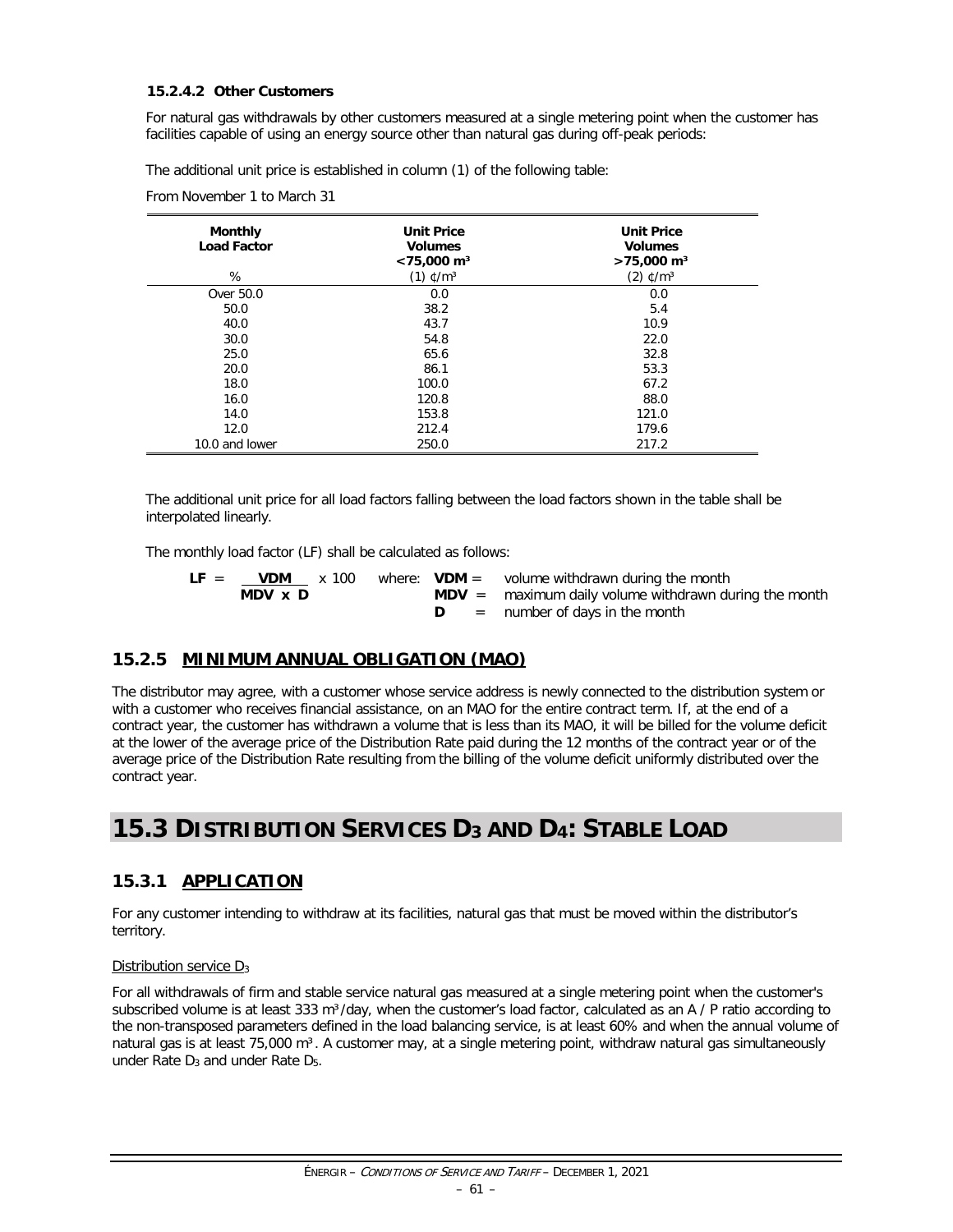#### 15.2.4.2 Other Customers

For natural gas withdrawals by other customers measured at a single metering point when the customer has facilities capable of using an energy source other than natural gas during off-peak periods:

The additional unit price is established in column (1) of the following table:

From November 1 to March 31

| Monthly Load Factor | Unit Price Volumes <75,000 m³ | Unit Price Volumes >75,000 m³ |
|---|---|---|
| % | (1) ¢/m³ | (2) ¢/m³ |
| Over 50.0 | 0.0 | 0.0 |
| 50.0 | 38.2 | 5.4 |
| 40.0 | 43.7 | 10.9 |
| 30.0 | 54.8 | 22.0 |
| 25.0 | 65.6 | 32.8 |
| 20.0 | 86.1 | 53.3 |
| 18.0 | 100.0 | 67.2 |
| 16.0 | 120.8 | 88.0 |
| 14.0 | 153.8 | 121.0 |
| 12.0 | 212.4 | 179.6 |
| 10.0 and lower | 250.0 | 217.2 |

The additional unit price for all load factors falling between the load factors shown in the table shall be interpolated linearly.

The monthly load factor (LF) shall be calculated as follows:

$$\mathbf{LF} = \frac{\mathbf{VDM}}{\mathbf{MDV} \times \mathbf{D}} \times 100$$

where:
- **VDM** = volume withdrawn during the month
- **MDV** = maximum daily volume withdrawn during the month
- **D** = number of days in the month

### 15.2.5 MINIMUM ANNUAL OBLIGATION (MAO)

The distributor may agree, with a customer whose service address is newly connected to the distribution system or with a customer who receives financial assistance, on an MAO for the entire contract term. If, at the end of a contract year, the customer has withdrawn a volume that is less than its MAO, it will be billed for the volume deficit at the lower of the average price of the Distribution Rate paid during the 12 months of the contract year or of the average price of the Distribution Rate resulting from the billing of the volume deficit uniformly distributed over the contract year.

## 15.3 DISTRIBUTION SERVICES $D_3$ AND $D_4$: STABLE LOAD

### 15.3.1 APPLICATION

For any customer intending to withdraw at its facilities, natural gas that must be moved within the distributor's territory.

Distribution service $D_3$

For all withdrawals of firm and stable service natural gas measured at a single metering point when the customer's subscribed volume is at least 333 m³/day, when the customer's load factor, calculated as an A / P ratio according to the non-transposed parameters defined in the load balancing service, is at least 60% and when the annual volume of natural gas is at least 75,000 m³. A customer may, at a single metering point, withdraw natural gas simultaneously under Rate $D_3$ and under Rate $D_5$.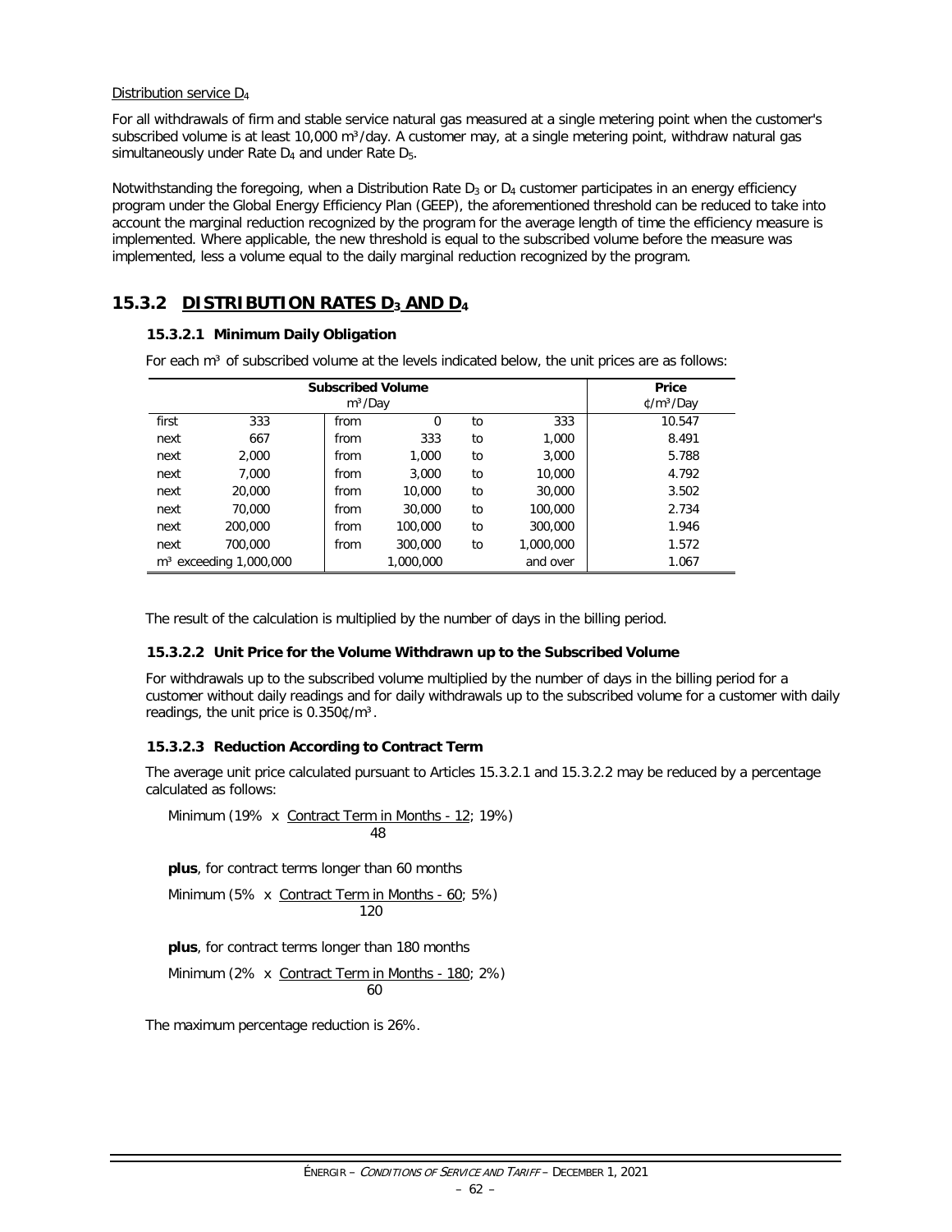Distribution service $D_4$

For all withdrawals of firm and stable service natural gas measured at a single metering point when the customer's subscribed volume is at least 10,000 m³/day. A customer may, at a single metering point, withdraw natural gas simultaneously under Rate $D_4$ and under Rate $D_5$.

Notwithstanding the foregoing, when a Distribution Rate $D_3$ or $D_4$ customer participates in an energy efficiency program under the Global Energy Efficiency Plan (GEEP), the aforementioned threshold can be reduced to take into account the marginal reduction recognized by the program for the average length of time the efficiency measure is implemented. Where applicable, the new threshold is equal to the subscribed volume before the measure was implemented, less a volume equal to the daily marginal reduction recognized by the program.

## 15.3.2 DISTRIBUTION RATES $D_3$ AND $D_4$

### 15.3.2.1 Minimum Daily Obligation

For each m³ of subscribed volume at the levels indicated below, the unit prices are as follows:

| Subscribed Volume m³/Day | | | | | | Price ¢/m³/Day |
|---|---|---|---|---|---|---|
| first | 333 | from | 0 | to | 333 | 10.547 |
| next | 667 | from | 333 | to | 1,000 | 8.491 |
| next | 2,000 | from | 1,000 | to | 3,000 | 5.788 |
| next | 7,000 | from | 3,000 | to | 10,000 | 4.792 |
| next | 20,000 | from | 10,000 | to | 30,000 | 3.502 |
| next | 70,000 | from | 30,000 | to | 100,000 | 2.734 |
| next | 200,000 | from | 100,000 | to | 300,000 | 1.946 |
| next | 700,000 | from | 300,000 | to | 1,000,000 | 1.572 |
| m³ exceeding 1,000,000 | | | 1,000,000 | | and over | 1.067 |

The result of the calculation is multiplied by the number of days in the billing period.

### 15.3.2.2 Unit Price for the Volume Withdrawn up to the Subscribed Volume

For withdrawals up to the subscribed volume multiplied by the number of days in the billing period for a customer without daily readings and for daily withdrawals up to the subscribed volume for a customer with daily readings, the unit price is 0.350¢/m³.

### 15.3.2.3 Reduction According to Contract Term

The average unit price calculated pursuant to Articles 15.3.2.1 and 15.3.2.2 may be reduced by a percentage calculated as follows:

$$\text{Minimum}\left(19\% \times \frac{\text{Contract Term in Months} - 12}{48};\ 19\%\right)$$

**plus**, for contract terms longer than 60 months

$$\text{Minimum}\left(5\% \times \frac{\text{Contract Term in Months} - 60}{120};\ 5\%\right)$$

**plus**, for contract terms longer than 180 months

$$\text{Minimum}\left(2\% \times \frac{\text{Contract Term in Months} - 180}{60};\ 2\%\right)$$

The maximum percentage reduction is 26%.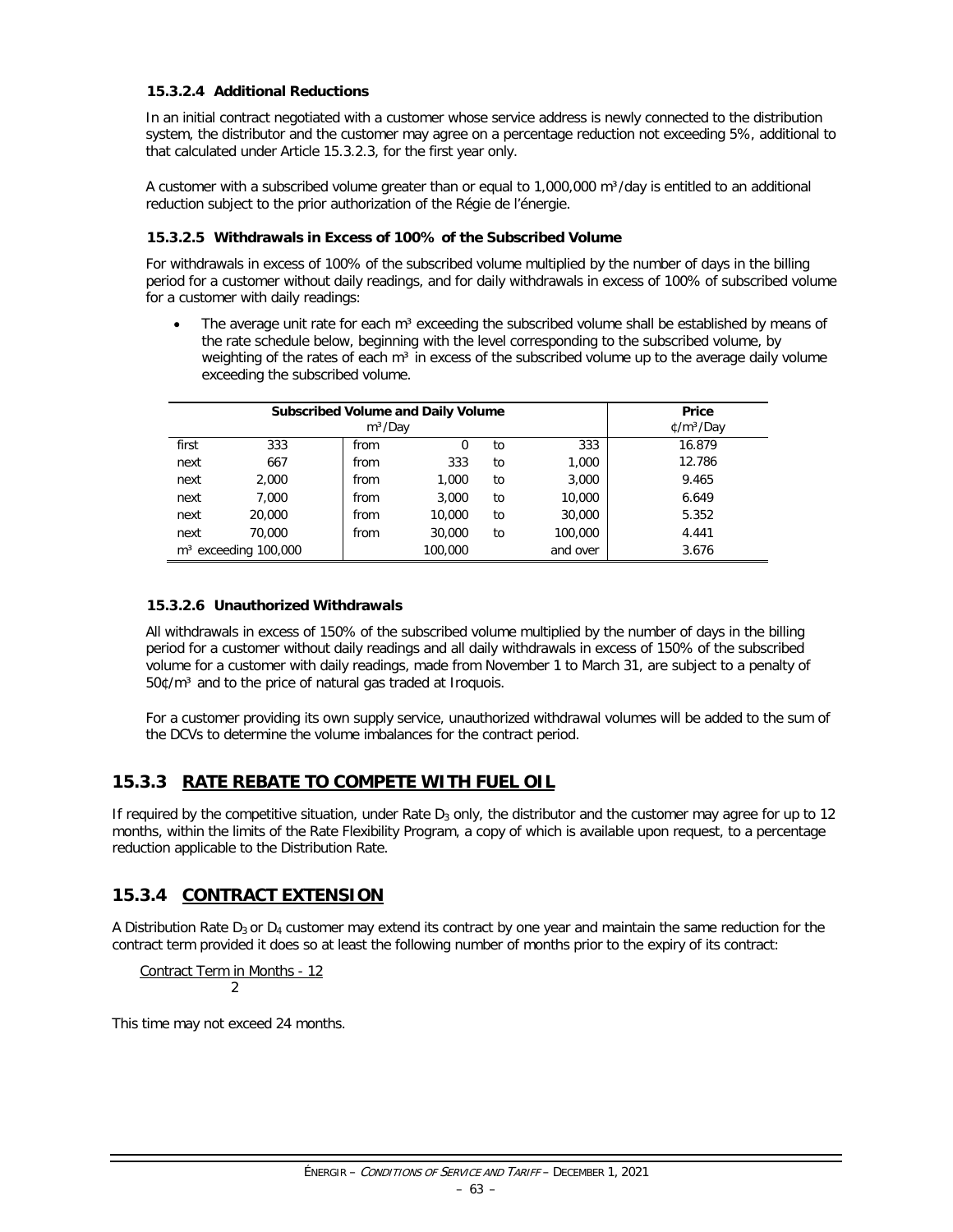#### 15.3.2.4 Additional Reductions

In an initial contract negotiated with a customer whose service address is newly connected to the distribution system, the distributor and the customer may agree on a percentage reduction not exceeding 5%, additional to that calculated under Article 15.3.2.3, for the first year only.

A customer with a subscribed volume greater than or equal to 1,000,000 m³/day is entitled to an additional reduction subject to the prior authorization of the Régie de l'énergie.

#### 15.3.2.5 Withdrawals in Excess of 100% of the Subscribed Volume

For withdrawals in excess of 100% of the subscribed volume multiplied by the number of days in the billing period for a customer without daily readings, and for daily withdrawals in excess of 100% of subscribed volume for a customer with daily readings:

- The average unit rate for each m³ exceeding the subscribed volume shall be established by means of the rate schedule below, beginning with the level corresponding to the subscribed volume, by weighting of the rates of each m³ in excess of the subscribed volume up to the average daily volume exceeding the subscribed volume.

| Subscribed Volume and Daily Volume m³/Day | | | | | | Price ¢/m³/Day |
|---|---|---|---|---|---|---|
| first | 333 | from | 0 | to | 333 | 16.879 |
| next | 667 | from | 333 | to | 1,000 | 12.786 |
| next | 2,000 | from | 1,000 | to | 3,000 | 9.465 |
| next | 7,000 | from | 3,000 | to | 10,000 | 6.649 |
| next | 20,000 | from | 10,000 | to | 30,000 | 5.352 |
| next | 70,000 | from | 30,000 | to | 100,000 | 4.441 |
| m³ exceeding 100,000 | | | 100,000 | | and over | 3.676 |

#### 15.3.2.6 Unauthorized Withdrawals

All withdrawals in excess of 150% of the subscribed volume multiplied by the number of days in the billing period for a customer without daily readings and all daily withdrawals in excess of 150% of the subscribed volume for a customer with daily readings, made from November 1 to March 31, are subject to a penalty of 50¢/m³ and to the price of natural gas traded at Iroquois.

For a customer providing its own supply service, unauthorized withdrawal volumes will be added to the sum of the DCVs to determine the volume imbalances for the contract period.

## 15.3.3 RATE REBATE TO COMPETE WITH FUEL OIL

If required by the competitive situation, under Rate $D_3$ only, the distributor and the customer may agree for up to 12 months, within the limits of the Rate Flexibility Program, a copy of which is available upon request, to a percentage reduction applicable to the Distribution Rate.

## 15.3.4 CONTRACT EXTENSION

A Distribution Rate $D_3$ or $D_4$ customer may extend its contract by one year and maintain the same reduction for the contract term provided it does so at least the following number of months prior to the expiry of its contract:

$$\frac{\text{Contract Term in Months} - 12}{2}$$

This time may not exceed 24 months.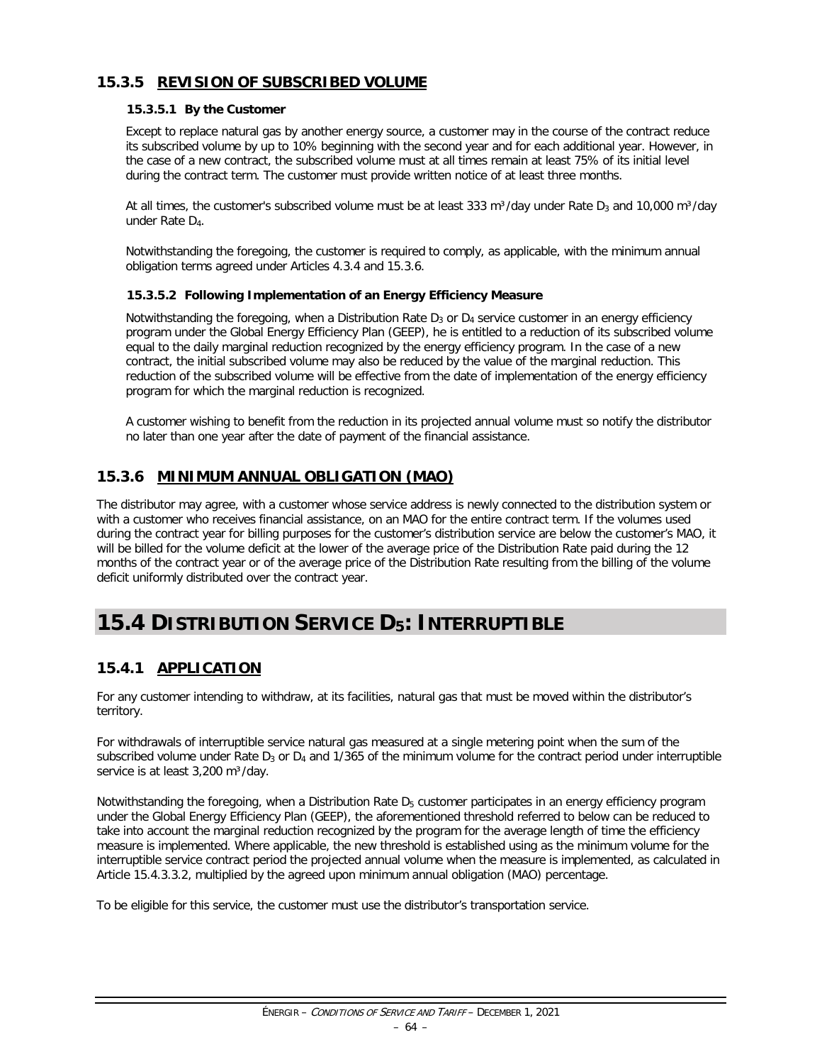### 15.3.5 REVISION OF SUBSCRIBED VOLUME

#### 15.3.5.1 By the Customer

Except to replace natural gas by another energy source, a customer may in the course of the contract reduce its subscribed volume by up to 10% beginning with the second year and for each additional year. However, in the case of a new contract, the subscribed volume must at all times remain at least 75% of its initial level during the contract term. The customer must provide written notice of at least three months.

At all times, the customer's subscribed volume must be at least 333 m³/day under Rate $D_3$ and 10,000 m³/day under Rate $D_4$.

Notwithstanding the foregoing, the customer is required to comply, as applicable, with the minimum annual obligation terms agreed under Articles 4.3.4 and 15.3.6.

#### 15.3.5.2 Following Implementation of an Energy Efficiency Measure

Notwithstanding the foregoing, when a Distribution Rate $D_3$ or $D_4$ service customer in an energy efficiency program under the Global Energy Efficiency Plan (GEEP), he is entitled to a reduction of its subscribed volume equal to the daily marginal reduction recognized by the energy efficiency program. In the case of a new contract, the initial subscribed volume may also be reduced by the value of the marginal reduction. This reduction of the subscribed volume will be effective from the date of implementation of the energy efficiency program for which the marginal reduction is recognized.

A customer wishing to benefit from the reduction in its projected annual volume must so notify the distributor no later than one year after the date of payment of the financial assistance.

### 15.3.6 MINIMUM ANNUAL OBLIGATION (MAO)

The distributor may agree, with a customer whose service address is newly connected to the distribution system or with a customer who receives financial assistance, on an MAO for the entire contract term. If the volumes used during the contract year for billing purposes for the customer's distribution service are below the customer's MAO, it will be billed for the volume deficit at the lower of the average price of the Distribution Rate paid during the 12 months of the contract year or of the average price of the Distribution Rate resulting from the billing of the volume deficit uniformly distributed over the contract year.

## 15.4 DISTRIBUTION SERVICE $D_5$: INTERRUPTIBLE

### 15.4.1 APPLICATION

For any customer intending to withdraw, at its facilities, natural gas that must be moved within the distributor's territory.

For withdrawals of interruptible service natural gas measured at a single metering point when the sum of the subscribed volume under Rate $D_3$ or $D_4$ and 1/365 of the minimum volume for the contract period under interruptible service is at least 3,200 m³/day.

Notwithstanding the foregoing, when a Distribution Rate $D_5$ customer participates in an energy efficiency program under the Global Energy Efficiency Plan (GEEP), the aforementioned threshold referred to below can be reduced to take into account the marginal reduction recognized by the program for the average length of time the efficiency measure is implemented. Where applicable, the new threshold is established using as the minimum volume for the interruptible service contract period the projected annual volume when the measure is implemented, as calculated in Article 15.4.3.3.2, multiplied by the agreed upon minimum annual obligation (MAO) percentage.

To be eligible for this service, the customer must use the distributor's transportation service.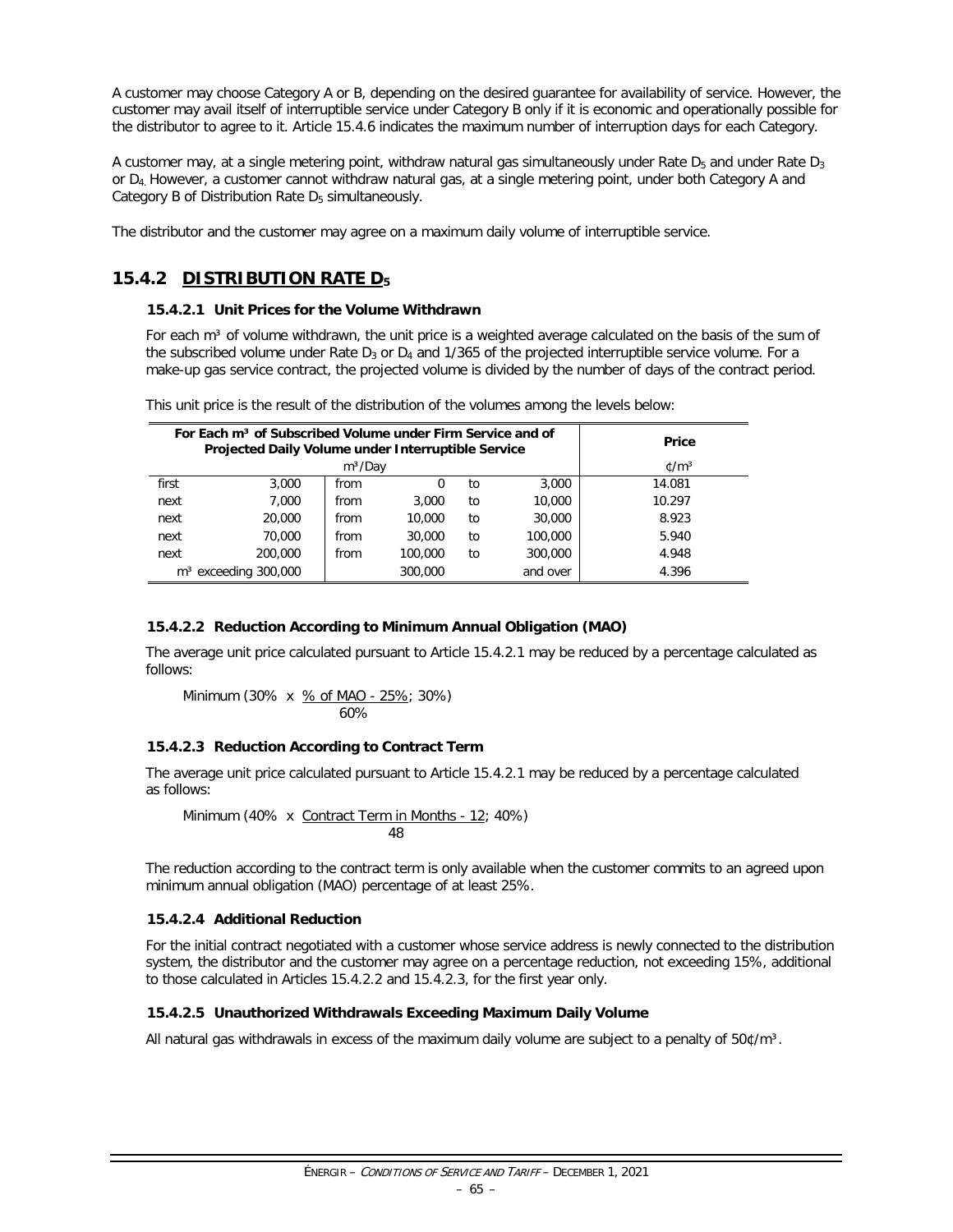A customer may choose Category A or B, depending on the desired guarantee for availability of service. However, the customer may avail itself of interruptible service under Category B only if it is economic and operationally possible for the distributor to agree to it. Article 15.4.6 indicates the maximum number of interruption days for each Category.

A customer may, at a single metering point, withdraw natural gas simultaneously under Rate $D_5$ and under Rate $D_3$ or $D_4$. However, a customer cannot withdraw natural gas, at a single metering point, under both Category A and Category B of Distribution Rate $D_5$ simultaneously.

The distributor and the customer may agree on a maximum daily volume of interruptible service.

## 15.4.2 DISTRIBUTION RATE $D_5$

### 15.4.2.1 Unit Prices for the Volume Withdrawn

For each m³ of volume withdrawn, the unit price is a weighted average calculated on the basis of the sum of the subscribed volume under Rate $D_3$ or $D_4$ and 1/365 of the projected interruptible service volume. For a make-up gas service contract, the projected volume is divided by the number of days of the contract period.

This unit price is the result of the distribution of the volumes among the levels below:

| For Each m³ of Subscribed Volume under Firm Service and of Projected Daily Volume under Interruptible Service | | | | | | Price |
|---|---|---|---|---|---|---|
| m³/Day | | | | | | ¢/m³ |
| first | 3,000 | from | 0 | to | 3,000 | 14.081 |
| next | 7,000 | from | 3,000 | to | 10,000 | 10.297 |
| next | 20,000 | from | 10,000 | to | 30,000 | 8.923 |
| next | 70,000 | from | 30,000 | to | 100,000 | 5.940 |
| next | 200,000 | from | 100,000 | to | 300,000 | 4.948 |
| m³ exceeding 300,000 | | | 300,000 | | and over | 4.396 |

### 15.4.2.2 Reduction According to Minimum Annual Obligation (MAO)

The average unit price calculated pursuant to Article 15.4.2.1 may be reduced by a percentage calculated as follows:

$$\text{Minimum}\left(30\% \times \frac{\%\text{ of MAO} - 25\%}{60\%};\ 30\%\right)$$

### 15.4.2.3 Reduction According to Contract Term

The average unit price calculated pursuant to Article 15.4.2.1 may be reduced by a percentage calculated as follows:

$$\text{Minimum}\left(40\% \times \frac{\text{Contract Term in Months} - 12}{48};\ 40\%\right)$$

The reduction according to the contract term is only available when the customer commits to an agreed upon minimum annual obligation (MAO) percentage of at least 25%.

### 15.4.2.4 Additional Reduction

For the initial contract negotiated with a customer whose service address is newly connected to the distribution system, the distributor and the customer may agree on a percentage reduction, not exceeding 15%, additional to those calculated in Articles 15.4.2.2 and 15.4.2.3, for the first year only.

### 15.4.2.5 Unauthorized Withdrawals Exceeding Maximum Daily Volume

All natural gas withdrawals in excess of the maximum daily volume are subject to a penalty of 50¢/m³.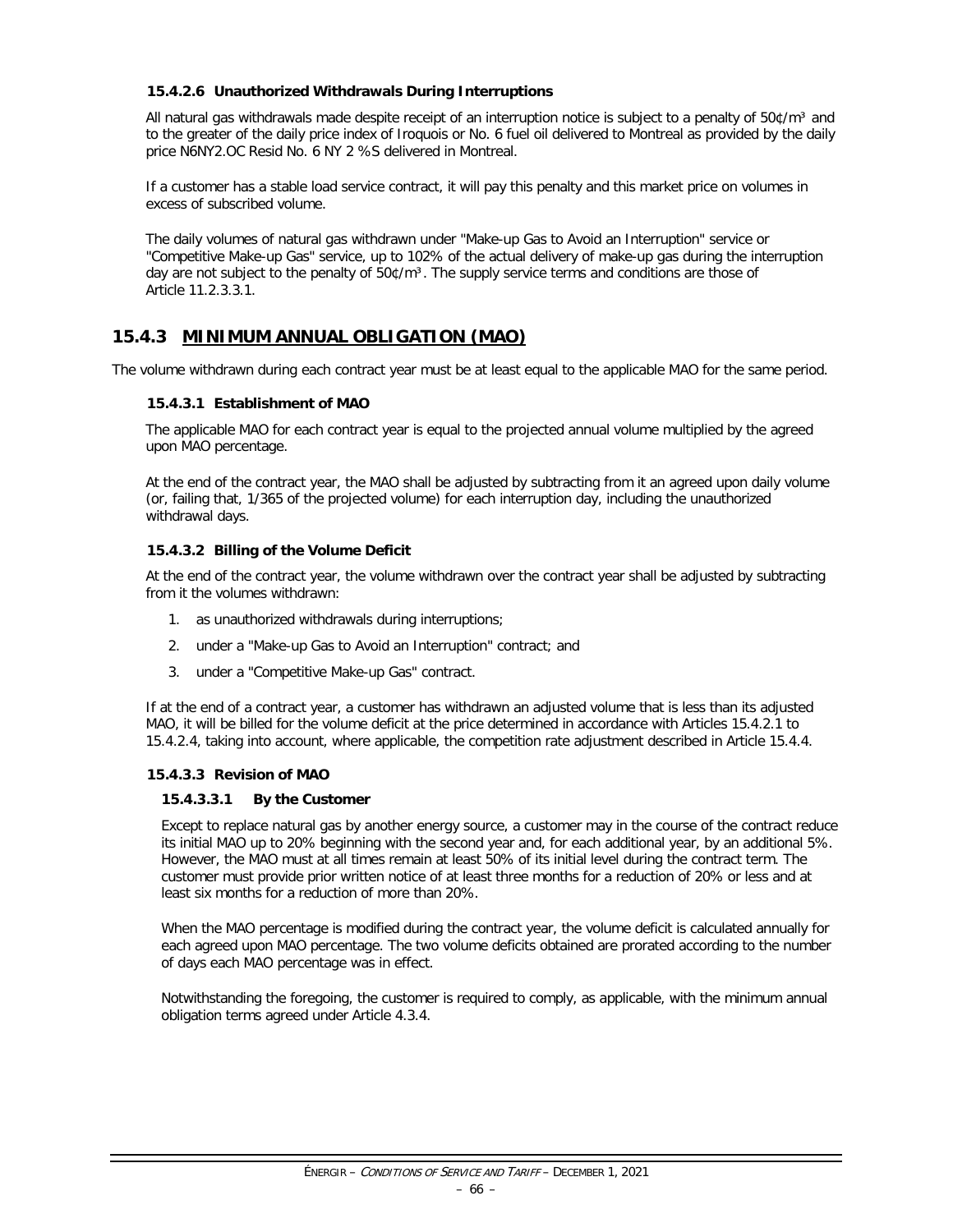#### 15.4.2.6 Unauthorized Withdrawals During Interruptions

All natural gas withdrawals made despite receipt of an interruption notice is subject to a penalty of 50¢/m³ and to the greater of the daily price index of Iroquois or No. 6 fuel oil delivered to Montreal as provided by the daily price N6NY2.OC Resid No. 6 NY 2 %S delivered in Montreal.

If a customer has a stable load service contract, it will pay this penalty and this market price on volumes in excess of subscribed volume.

The daily volumes of natural gas withdrawn under "Make-up Gas to Avoid an Interruption" service or "Competitive Make-up Gas" service, up to 102% of the actual delivery of make-up gas during the interruption day are not subject to the penalty of 50¢/m³. The supply service terms and conditions are those of Article 11.2.3.3.1.

## 15.4.3 MINIMUM ANNUAL OBLIGATION (MAO)

The volume withdrawn during each contract year must be at least equal to the applicable MAO for the same period.

#### 15.4.3.1 Establishment of MAO

The applicable MAO for each contract year is equal to the projected annual volume multiplied by the agreed upon MAO percentage.

At the end of the contract year, the MAO shall be adjusted by subtracting from it an agreed upon daily volume (or, failing that, 1/365 of the projected volume) for each interruption day, including the unauthorized withdrawal days.

#### 15.4.3.2 Billing of the Volume Deficit

At the end of the contract year, the volume withdrawn over the contract year shall be adjusted by subtracting from it the volumes withdrawn:

1. as unauthorized withdrawals during interruptions;
2. under a "Make-up Gas to Avoid an Interruption" contract; and
3. under a "Competitive Make-up Gas" contract.

If at the end of a contract year, a customer has withdrawn an adjusted volume that is less than its adjusted MAO, it will be billed for the volume deficit at the price determined in accordance with Articles 15.4.2.1 to 15.4.2.4, taking into account, where applicable, the competition rate adjustment described in Article 15.4.4.

#### 15.4.3.3 Revision of MAO

##### 15.4.3.3.1 By the Customer

Except to replace natural gas by another energy source, a customer may in the course of the contract reduce its initial MAO up to 20% beginning with the second year and, for each additional year, by an additional 5%. However, the MAO must at all times remain at least 50% of its initial level during the contract term. The customer must provide prior written notice of at least three months for a reduction of 20% or less and at least six months for a reduction of more than 20%.

When the MAO percentage is modified during the contract year, the volume deficit is calculated annually for each agreed upon MAO percentage. The two volume deficits obtained are prorated according to the number of days each MAO percentage was in effect.

Notwithstanding the foregoing, the customer is required to comply, as applicable, with the minimum annual obligation terms agreed under Article 4.3.4.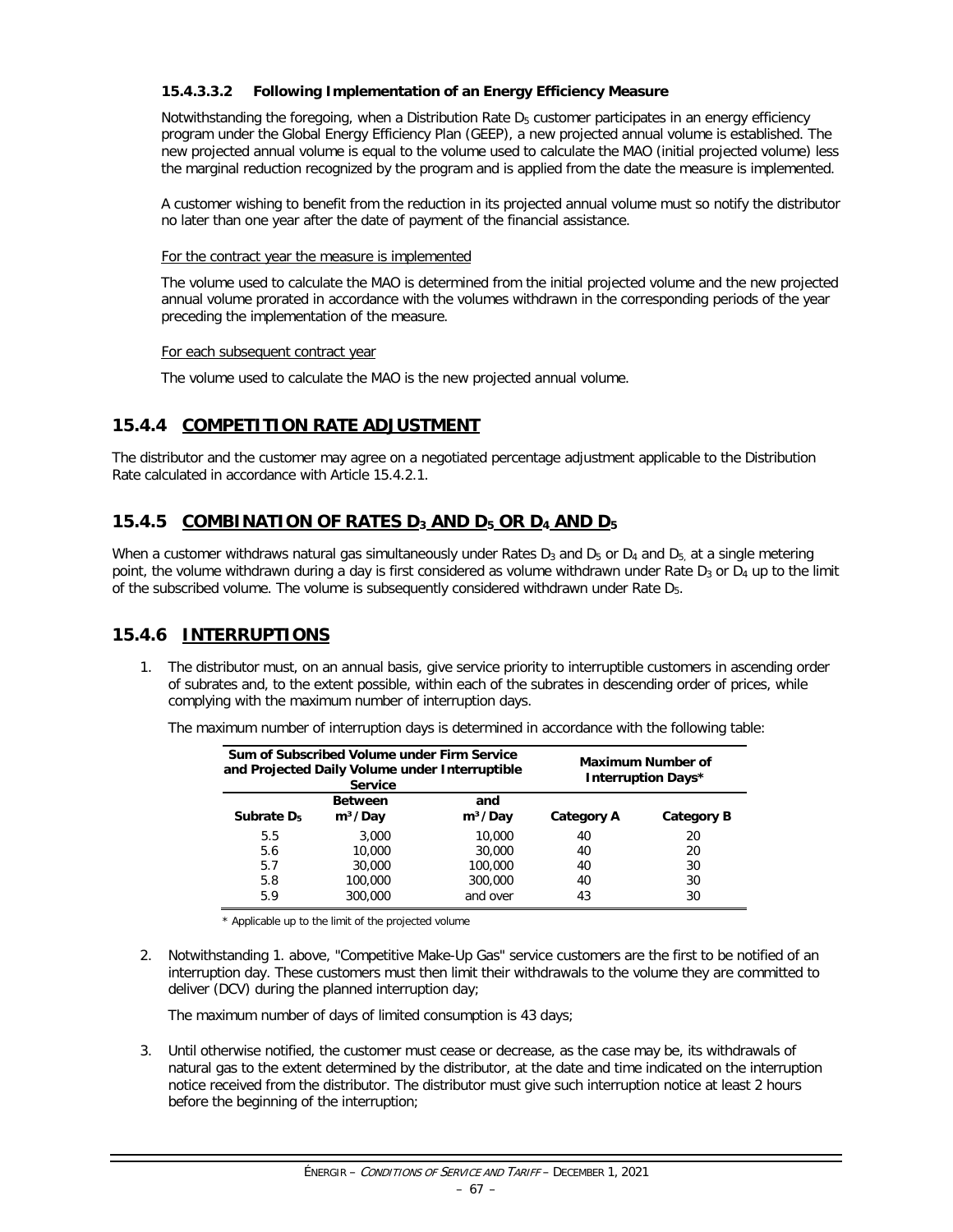#### 15.4.3.3.2 Following Implementation of an Energy Efficiency Measure

Notwithstanding the foregoing, when a Distribution Rate $D_5$ customer participates in an energy efficiency program under the Global Energy Efficiency Plan (GEEP), a new projected annual volume is established. The new projected annual volume is equal to the volume used to calculate the MAO (initial projected volume) less the marginal reduction recognized by the program and is applied from the date the measure is implemented.

A customer wishing to benefit from the reduction in its projected annual volume must so notify the distributor no later than one year after the date of payment of the financial assistance.

<u>For the contract year the measure is implemented</u>

The volume used to calculate the MAO is determined from the initial projected volume and the new projected annual volume prorated in accordance with the volumes withdrawn in the corresponding periods of the year preceding the implementation of the measure.

<u>For each subsequent contract year</u>

The volume used to calculate the MAO is the new projected annual volume.

## 15.4.4 COMPETITION RATE ADJUSTMENT

The distributor and the customer may agree on a negotiated percentage adjustment applicable to the Distribution Rate calculated in accordance with Article 15.4.2.1.

## 15.4.5 COMBINATION OF RATES $D_3$ AND $D_5$ OR $D_4$ AND $D_5$

When a customer withdraws natural gas simultaneously under Rates $D_3$ and $D_5$ or $D_4$ and $D_5$, at a single metering point, the volume withdrawn during a day is first considered as volume withdrawn under Rate $D_3$ or $D_4$ up to the limit of the subscribed volume. The volume is subsequently considered withdrawn under Rate $D_5$.

## 15.4.6 INTERRUPTIONS

1. The distributor must, on an annual basis, give service priority to interruptible customers in ascending order of subrates and, to the extent possible, within each of the subrates in descending order of prices, while complying with the maximum number of interruption days.

   The maximum number of interruption days is determined in accordance with the following table:

| Sum of Subscribed Volume under Firm Service and Projected Daily Volume under Interruptible Service | | | Maximum Number of Interruption Days* | |
|---|---|---|---|---|
| Subrate $D_5$ | Between $m^3$/Day | and $m^3$/Day | Category A | Category B |
| 5.5 | 3,000 | 10,000 | 40 | 20 |
| 5.6 | 10,000 | 30,000 | 40 | 20 |
| 5.7 | 30,000 | 100,000 | 40 | 30 |
| 5.8 | 100,000 | 300,000 | 40 | 30 |
| 5.9 | 300,000 | and over | 43 | 30 |

\* Applicable up to the limit of the projected volume

2. Notwithstanding 1. above, "Competitive Make-Up Gas" service customers are the first to be notified of an interruption day. These customers must then limit their withdrawals to the volume they are committed to deliver (DCV) during the planned interruption day;

   The maximum number of days of limited consumption is 43 days;

3. Until otherwise notified, the customer must cease or decrease, as the case may be, its withdrawals of natural gas to the extent determined by the distributor, at the date and time indicated on the interruption notice received from the distributor. The distributor must give such interruption notice at least 2 hours before the beginning of the interruption;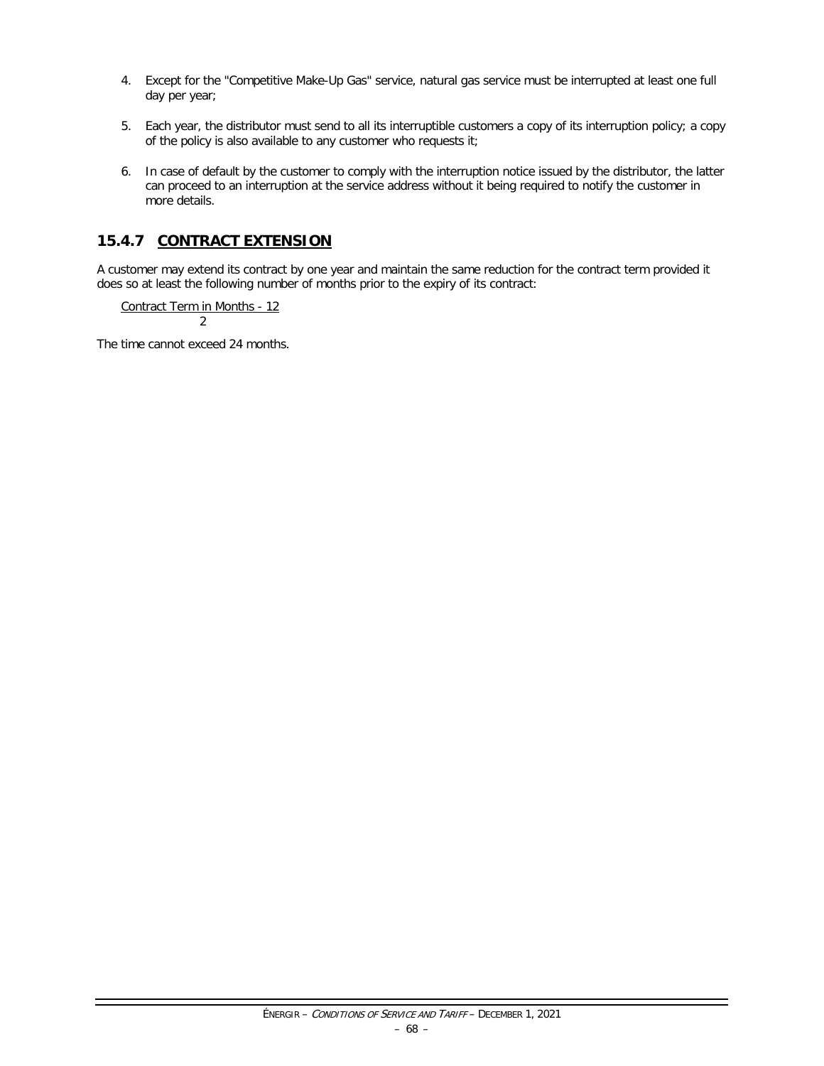4. Except for the "Competitive Make-Up Gas" service, natural gas service must be interrupted at least one full day per year;

5. Each year, the distributor must send to all its interruptible customers a copy of its interruption policy; a copy of the policy is also available to any customer who requests it;

6. In case of default by the customer to comply with the interruption notice issued by the distributor, the latter can proceed to an interruption at the service address without it being required to notify the customer in more details.

## 15.4.7 CONTRACT EXTENSION

A customer may extend its contract by one year and maintain the same reduction for the contract term provided it does so at least the following number of months prior to the expiry of its contract:

$$\frac{\text{Contract Term in Months - 12}}{2}$$

The time cannot exceed 24 months.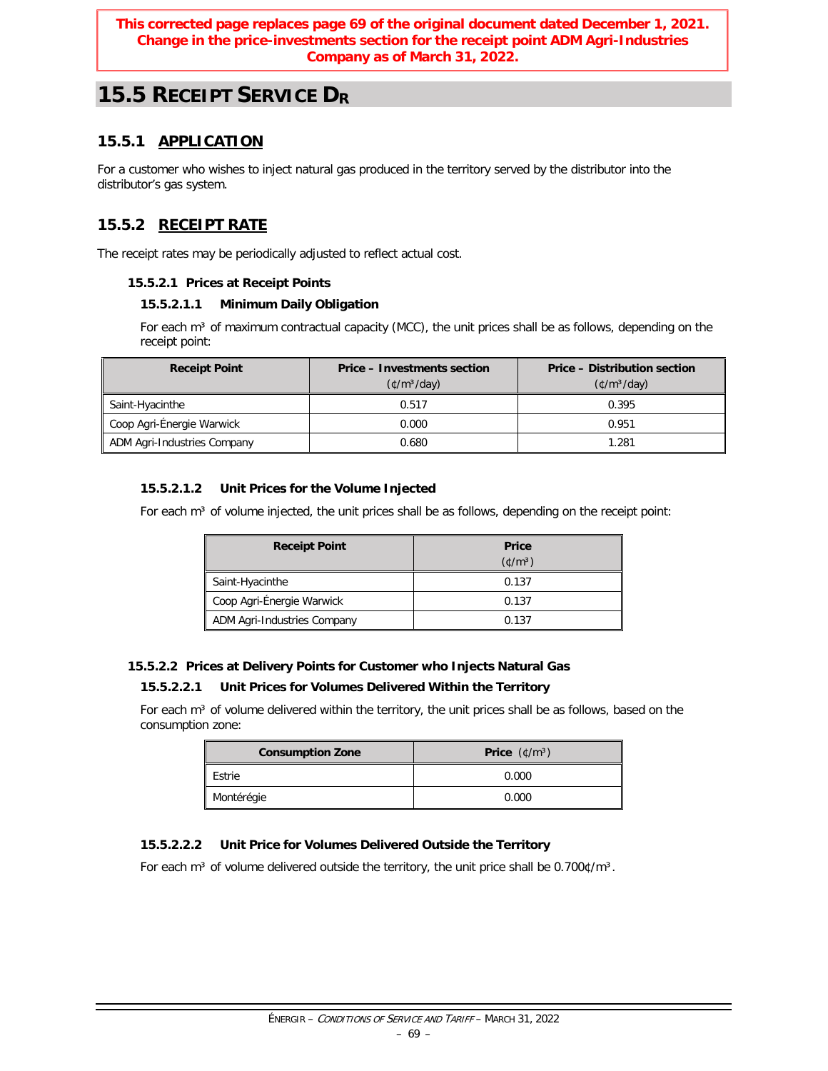**This corrected page replaces page 69 of the original document dated December 1, 2021. Change in the price-investments section for the receipt point ADM Agri-Industries Company as of March 31, 2022.**

# 15.5 RECEIPT SERVICE $D_R$

## 15.5.1 APPLICATION

For a customer who wishes to inject natural gas produced in the territory served by the distributor into the distributor's gas system.

## 15.5.2 RECEIPT RATE

The receipt rates may be periodically adjusted to reflect actual cost.

### 15.5.2.1 Prices at Receipt Points

#### 15.5.2.1.1 Minimum Daily Obligation

For each m³ of maximum contractual capacity (MCC), the unit prices shall be as follows, depending on the receipt point:

| Receipt Point | Price – Investments section (¢/m³/day) | Price – Distribution section (¢/m³/day) |
|---|---|---|
| Saint-Hyacinthe | 0.517 | 0.395 |
| Coop Agri-Énergie Warwick | 0.000 | 0.951 |
| ADM Agri-Industries Company | 0.680 | 1.281 |

#### 15.5.2.1.2 Unit Prices for the Volume Injected

For each m³ of volume injected, the unit prices shall be as follows, depending on the receipt point:

| Receipt Point | Price (¢/m³) |
|---|---|
| Saint-Hyacinthe | 0.137 |
| Coop Agri-Énergie Warwick | 0.137 |
| ADM Agri-Industries Company | 0.137 |

### 15.5.2.2 Prices at Delivery Points for Customer who Injects Natural Gas

#### 15.5.2.2.1 Unit Prices for Volumes Delivered Within the Territory

For each m³ of volume delivered within the territory, the unit prices shall be as follows, based on the consumption zone:

| Consumption Zone | Price (¢/m³) |
|---|---|
| Estrie | 0.000 |
| Montérégie | 0.000 |

#### 15.5.2.2.2 Unit Price for Volumes Delivered Outside the Territory

For each m³ of volume delivered outside the territory, the unit price shall be 0.700¢/m³.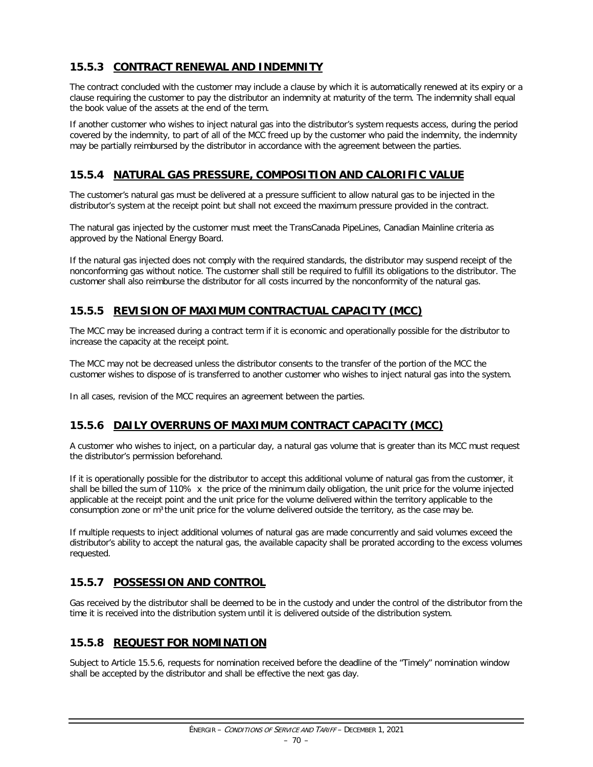### 15.5.3 CONTRACT RENEWAL AND INDEMNITY

The contract concluded with the customer may include a clause by which it is automatically renewed at its expiry or a clause requiring the customer to pay the distributor an indemnity at maturity of the term. The indemnity shall equal the book value of the assets at the end of the term.

If another customer who wishes to inject natural gas into the distributor's system requests access, during the period covered by the indemnity, to part of all of the MCC freed up by the customer who paid the indemnity, the indemnity may be partially reimbursed by the distributor in accordance with the agreement between the parties.

### 15.5.4 NATURAL GAS PRESSURE, COMPOSITION AND CALORIFIC VALUE

The customer's natural gas must be delivered at a pressure sufficient to allow natural gas to be injected in the distributor's system at the receipt point but shall not exceed the maximum pressure provided in the contract.

The natural gas injected by the customer must meet the TransCanada PipeLines, Canadian Mainline criteria as approved by the National Energy Board.

If the natural gas injected does not comply with the required standards, the distributor may suspend receipt of the nonconforming gas without notice. The customer shall still be required to fulfill its obligations to the distributor. The customer shall also reimburse the distributor for all costs incurred by the nonconformity of the natural gas.

### 15.5.5 REVISION OF MAXIMUM CONTRACTUAL CAPACITY (MCC)

The MCC may be increased during a contract term if it is economic and operationally possible for the distributor to increase the capacity at the receipt point.

The MCC may not be decreased unless the distributor consents to the transfer of the portion of the MCC the customer wishes to dispose of is transferred to another customer who wishes to inject natural gas into the system.

In all cases, revision of the MCC requires an agreement between the parties.

### 15.5.6 DAILY OVERRUNS OF MAXIMUM CONTRACT CAPACITY (MCC)

A customer who wishes to inject, on a particular day, a natural gas volume that is greater than its MCC must request the distributor's permission beforehand.

If it is operationally possible for the distributor to accept this additional volume of natural gas from the customer, it shall be billed the sum of 110% x the price of the minimum daily obligation, the unit price for the volume injected applicable at the receipt point and the unit price for the volume delivered within the territory applicable to the consumption zone or m³ the unit price for the volume delivered outside the territory, as the case may be.

If multiple requests to inject additional volumes of natural gas are made concurrently and said volumes exceed the distributor's ability to accept the natural gas, the available capacity shall be prorated according to the excess volumes requested.

### 15.5.7 POSSESSION AND CONTROL

Gas received by the distributor shall be deemed to be in the custody and under the control of the distributor from the time it is received into the distribution system until it is delivered outside of the distribution system.

### 15.5.8 REQUEST FOR NOMINATION

Subject to Article 15.5.6, requests for nomination received before the deadline of the "Timely" nomination window shall be accepted by the distributor and shall be effective the next gas day.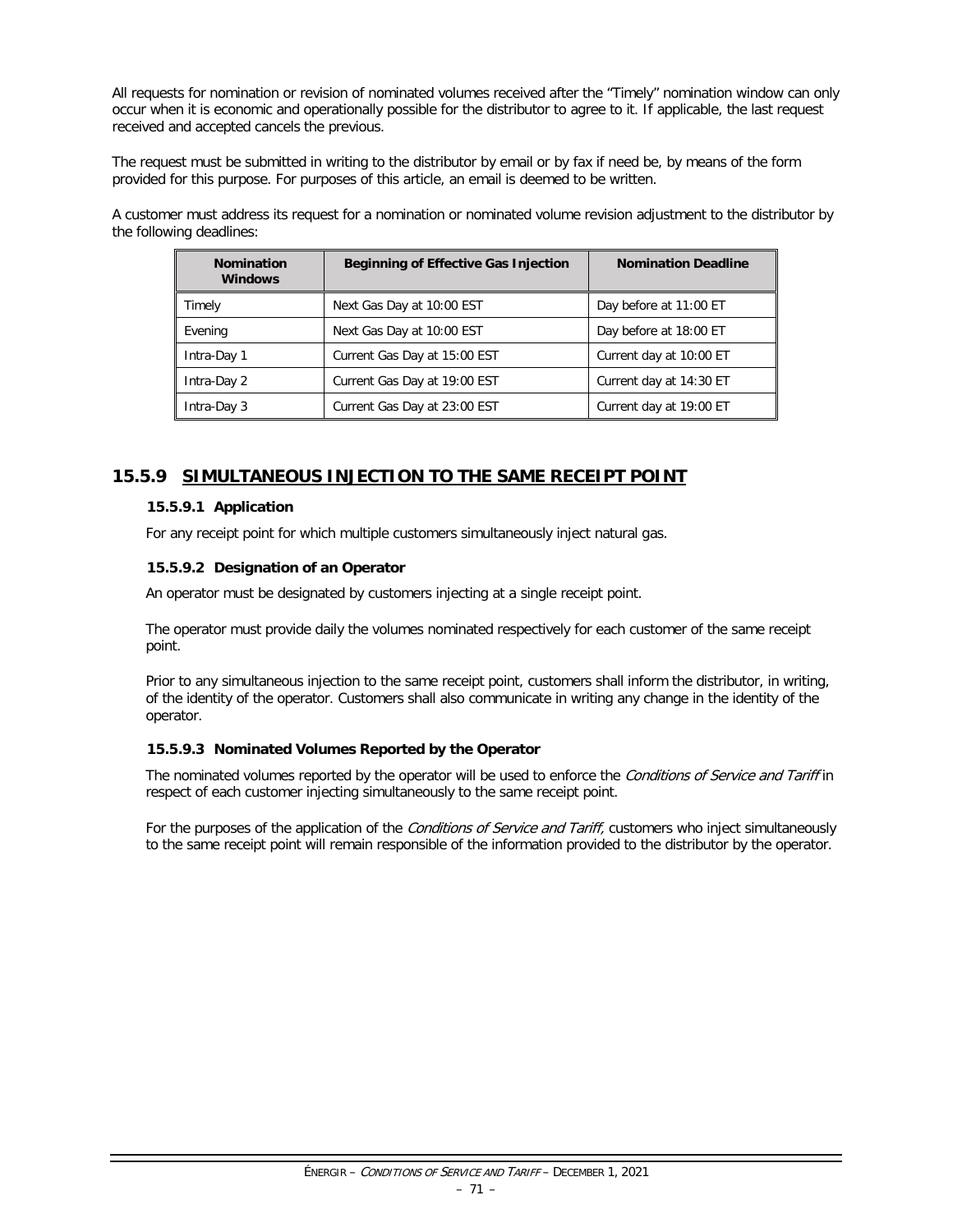All requests for nomination or revision of nominated volumes received after the "Timely" nomination window can only occur when it is economic and operationally possible for the distributor to agree to it. If applicable, the last request received and accepted cancels the previous.

The request must be submitted in writing to the distributor by email or by fax if need be, by means of the form provided for this purpose. For purposes of this article, an email is deemed to be written.

A customer must address its request for a nomination or nominated volume revision adjustment to the distributor by the following deadlines:

| Nomination Windows | Beginning of Effective Gas Injection | Nomination Deadline |
|---|---|---|
| Timely | Next Gas Day at 10:00 EST | Day before at 11:00 ET |
| Evening | Next Gas Day at 10:00 EST | Day before at 18:00 ET |
| Intra-Day 1 | Current Gas Day at 15:00 EST | Current day at 10:00 ET |
| Intra-Day 2 | Current Gas Day at 19:00 EST | Current day at 14:30 ET |
| Intra-Day 3 | Current Gas Day at 23:00 EST | Current day at 19:00 ET |

## 15.5.9 SIMULTANEOUS INJECTION TO THE SAME RECEIPT POINT

### 15.5.9.1 Application

For any receipt point for which multiple customers simultaneously inject natural gas.

### 15.5.9.2 Designation of an Operator

An operator must be designated by customers injecting at a single receipt point.

The operator must provide daily the volumes nominated respectively for each customer of the same receipt point.

Prior to any simultaneous injection to the same receipt point, customers shall inform the distributor, in writing, of the identity of the operator. Customers shall also communicate in writing any change in the identity of the operator.

### 15.5.9.3 Nominated Volumes Reported by the Operator

The nominated volumes reported by the operator will be used to enforce the *Conditions of Service and Tariff* in respect of each customer injecting simultaneously to the same receipt point.

For the purposes of the application of the *Conditions of Service and Tariff,* customers who inject simultaneously to the same receipt point will remain responsible of the information provided to the distributor by the operator.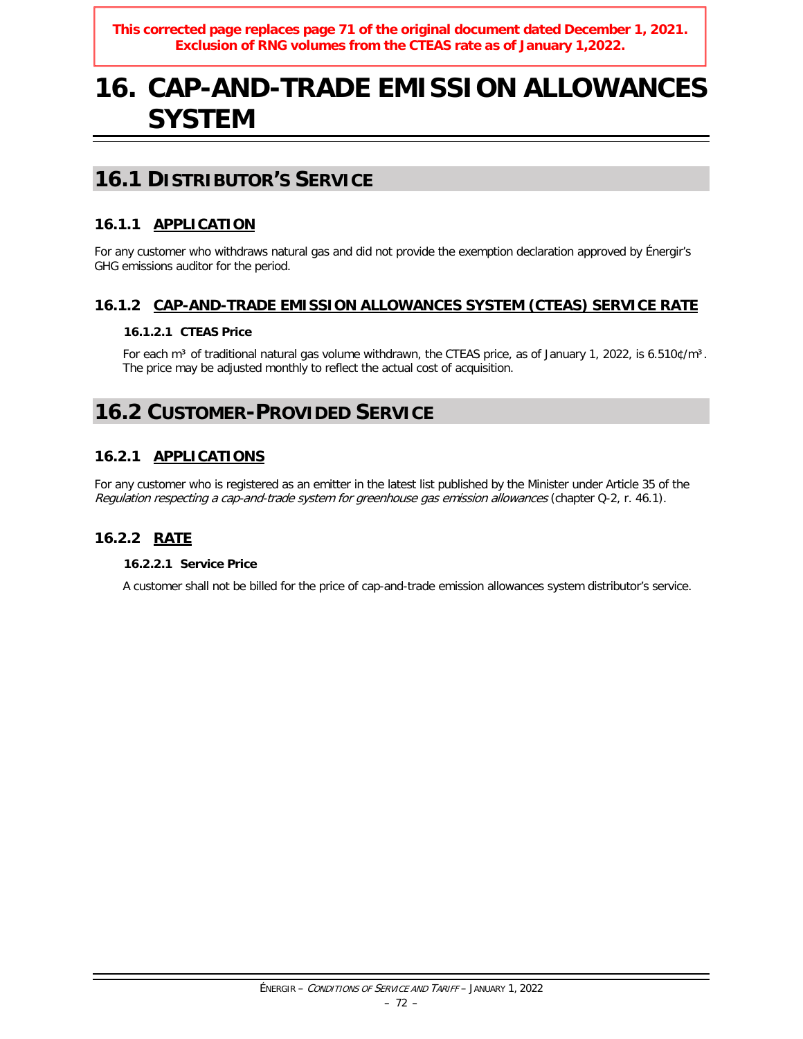**This corrected page replaces page 71 of the original document dated December 1, 2021. Exclusion of RNG volumes from the CTEAS rate as of January 1,2022.**

# 16. CAP-AND-TRADE EMISSION ALLOWANCES SYSTEM

## 16.1 DISTRIBUTOR'S SERVICE

### 16.1.1 APPLICATION

For any customer who withdraws natural gas and did not provide the exemption declaration approved by Énergir's GHG emissions auditor for the period.

### 16.1.2 CAP-AND-TRADE EMISSION ALLOWANCES SYSTEM (CTEAS) SERVICE RATE

#### 16.1.2.1 CTEAS Price

For each m³ of traditional natural gas volume withdrawn, the CTEAS price, as of January 1, 2022, is 6.510¢/m³. The price may be adjusted monthly to reflect the actual cost of acquisition.

## 16.2 CUSTOMER-PROVIDED SERVICE

### 16.2.1 APPLICATIONS

For any customer who is registered as an emitter in the latest list published by the Minister under Article 35 of the *Regulation respecting a cap-and-trade system for greenhouse gas emission allowances* (chapter Q-2, r. 46.1).

### 16.2.2 RATE

#### 16.2.2.1 Service Price

A customer shall not be billed for the price of cap-and-trade emission allowances system distributor's service.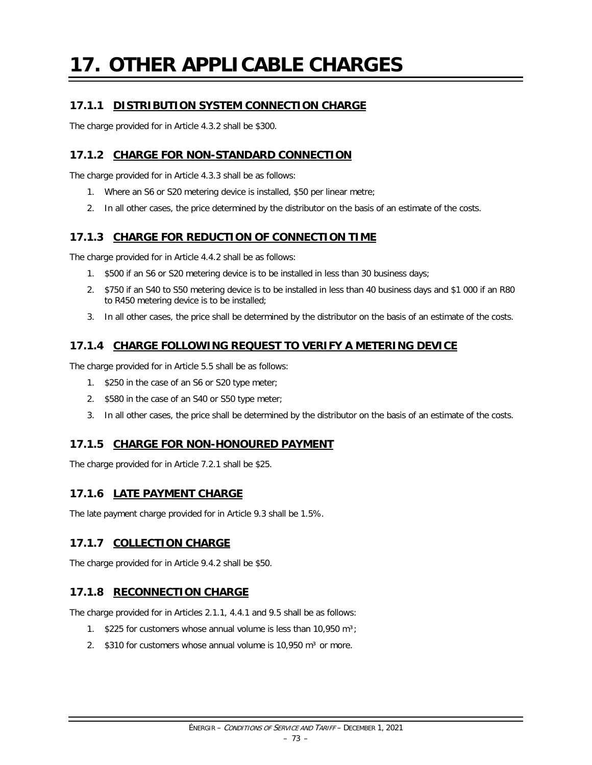# 17. OTHER APPLICABLE CHARGES

### 17.1.1 DISTRIBUTION SYSTEM CONNECTION CHARGE

The charge provided for in Article 4.3.2 shall be $300.

### 17.1.2 CHARGE FOR NON-STANDARD CONNECTION

The charge provided for in Article 4.3.3 shall be as follows:

1. Where an S6 or S20 metering device is installed, $50 per linear metre;
2. In all other cases, the price determined by the distributor on the basis of an estimate of the costs.

### 17.1.3 CHARGE FOR REDUCTION OF CONNECTION TIME

The charge provided for in Article 4.4.2 shall be as follows:

1. $500 if an S6 or S20 metering device is to be installed in less than 30 business days;
2. $750 if an S40 to S50 metering device is to be installed in less than 40 business days and $1 000 if an R80 to R450 metering device is to be installed;
3. In all other cases, the price shall be determined by the distributor on the basis of an estimate of the costs.

### 17.1.4 CHARGE FOLLOWING REQUEST TO VERIFY A METERING DEVICE

The charge provided for in Article 5.5 shall be as follows:

1. $250 in the case of an S6 or S20 type meter;
2. $580 in the case of an S40 or S50 type meter;
3. In all other cases, the price shall be determined by the distributor on the basis of an estimate of the costs.

### 17.1.5 CHARGE FOR NON-HONOURED PAYMENT

The charge provided for in Article 7.2.1 shall be $25.

### 17.1.6 LATE PAYMENT CHARGE

The late payment charge provided for in Article 9.3 shall be 1.5%.

### 17.1.7 COLLECTION CHARGE

The charge provided for in Article 9.4.2 shall be $50.

### 17.1.8 RECONNECTION CHARGE

The charge provided for in Articles 2.1.1, 4.4.1 and 9.5 shall be as follows:

1. $225 for customers whose annual volume is less than 10,950 $m^3$;
2. $310 for customers whose annual volume is 10,950 $m^3$ or more.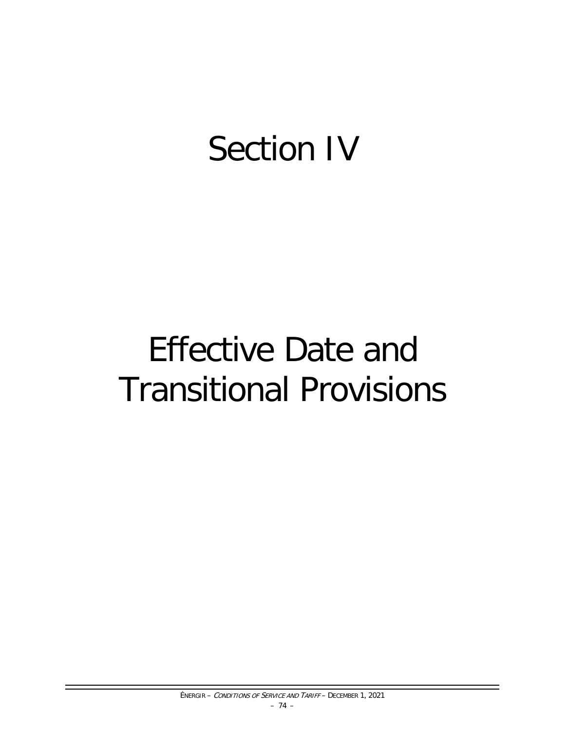# Section IV

# Effective Date and Transitional Provisions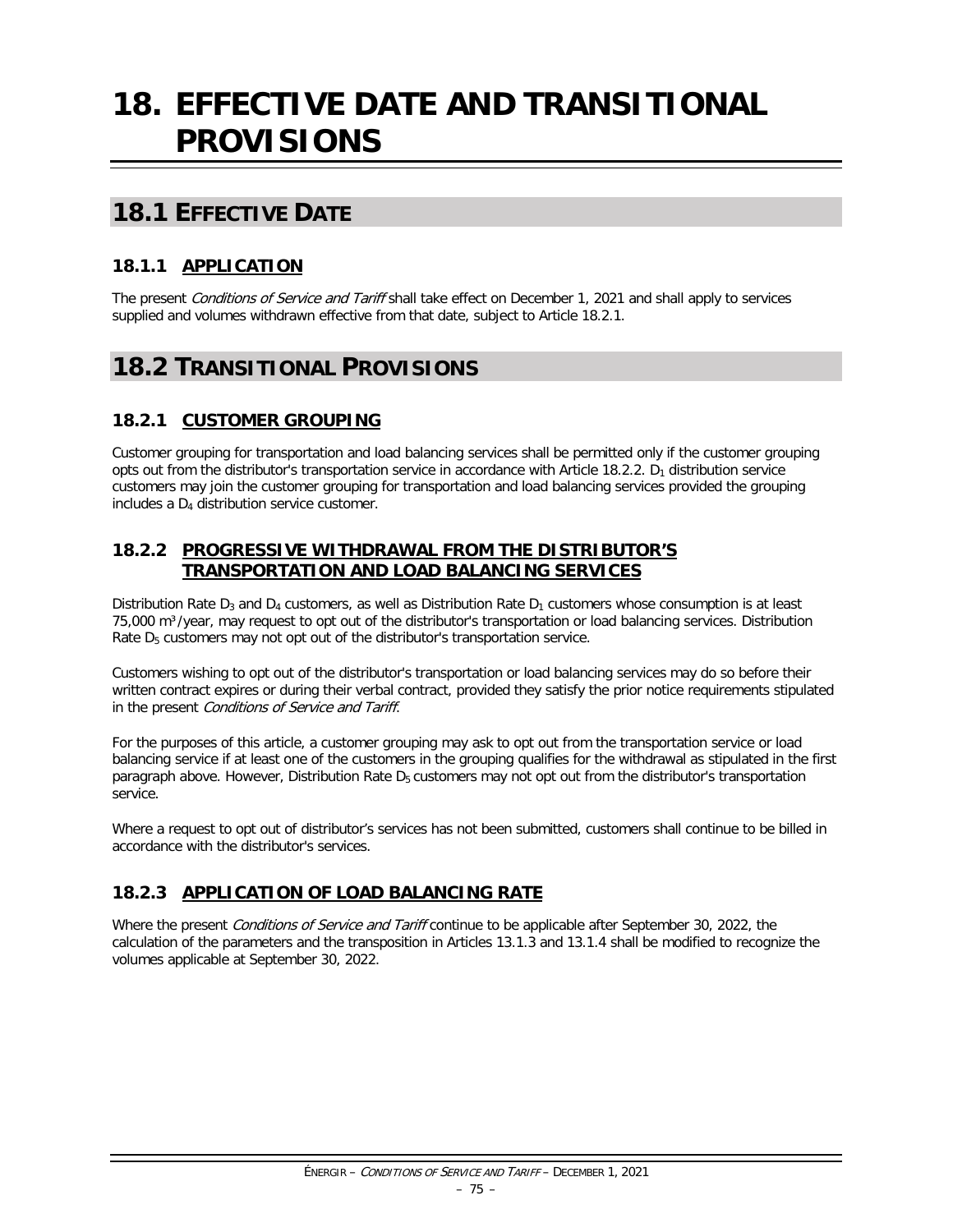# 18. EFFECTIVE DATE AND TRANSITIONAL PROVISIONS

## 18.1 EFFECTIVE DATE

### 18.1.1 APPLICATION

The present *Conditions of Service and Tariff* shall take effect on December 1, 2021 and shall apply to services supplied and volumes withdrawn effective from that date, subject to Article 18.2.1.

## 18.2 TRANSITIONAL PROVISIONS

### 18.2.1 CUSTOMER GROUPING

Customer grouping for transportation and load balancing services shall be permitted only if the customer grouping opts out from the distributor's transportation service in accordance with Article 18.2.2. $D_1$ distribution service customers may join the customer grouping for transportation and load balancing services provided the grouping includes a $D_4$ distribution service customer.

### 18.2.2 PROGRESSIVE WITHDRAWAL FROM THE DISTRIBUTOR'S TRANSPORTATION AND LOAD BALANCING SERVICES

Distribution Rate $D_3$ and $D_4$ customers, as well as Distribution Rate $D_1$ customers whose consumption is at least 75,000 $m^3$/year, may request to opt out of the distributor's transportation or load balancing services. Distribution Rate $D_5$ customers may not opt out of the distributor's transportation service.

Customers wishing to opt out of the distributor's transportation or load balancing services may do so before their written contract expires or during their verbal contract, provided they satisfy the prior notice requirements stipulated in the present *Conditions of Service and Tariff*.

For the purposes of this article, a customer grouping may ask to opt out from the transportation service or load balancing service if at least one of the customers in the grouping qualifies for the withdrawal as stipulated in the first paragraph above. However, Distribution Rate $D_5$ customers may not opt out from the distributor's transportation service.

Where a request to opt out of distributor's services has not been submitted, customers shall continue to be billed in accordance with the distributor's services.

### 18.2.3 APPLICATION OF LOAD BALANCING RATE

Where the present *Conditions of Service and Tariff* continue to be applicable after September 30, 2022, the calculation of the parameters and the transposition in Articles 13.1.3 and 13.1.4 shall be modified to recognize the volumes applicable at September 30, 2022.